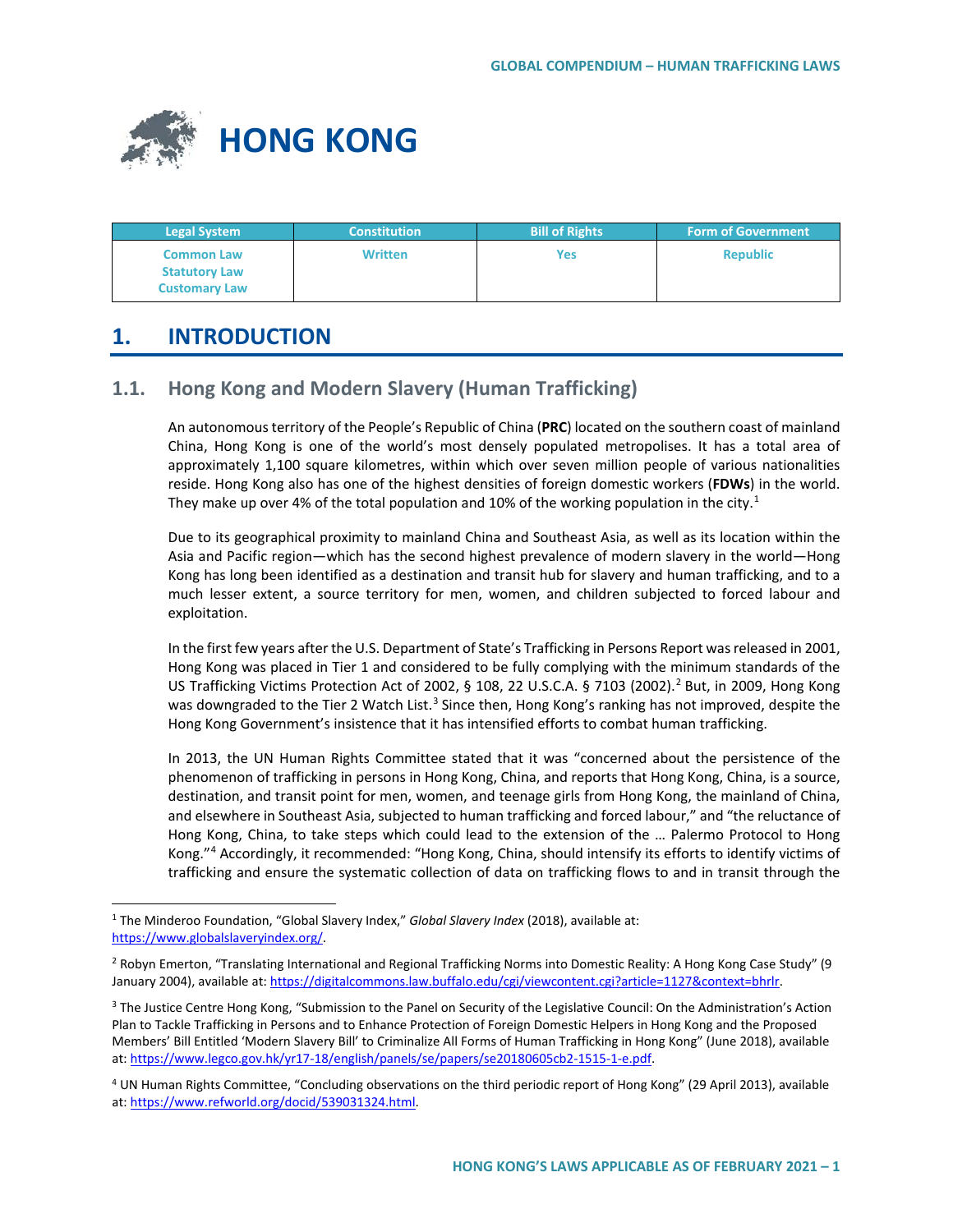# HONG KONG

| Legal System | Constitution | Bill of Rights | Form of Government |
| --- | --- | --- | --- |
| Common Law<br>Statutory Law<br>Customary Law | Written | Yes | Republic |

## 1. INTRODUCTION

### 1.1. Hong Kong and Modern Slavery (Human Trafficking)

An autonomous territory of the People's Republic of China (**PRC**) located on the southern coast of mainland China, Hong Kong is one of the world's most densely populated metropolises. It has a total area of approximately 1,100 square kilometres, within which over seven million people of various nationalities reside. Hong Kong also has one of the highest densities of foreign domestic workers (**FDWs**) in the world. They make up over 4% of the total population and 10% of the working population in the city.[1]

Due to its geographical proximity to mainland China and Southeast Asia, as well as its location within the Asia and Pacific region—which has the second highest prevalence of modern slavery in the world—Hong Kong has long been identified as a destination and transit hub for slavery and human trafficking, and to a much lesser extent, a source territory for men, women, and children subjected to forced labour and exploitation.

In the first few years after the U.S. Department of State's Trafficking in Persons Report was released in 2001, Hong Kong was placed in Tier 1 and considered to be fully complying with the minimum standards of the US Trafficking Victims Protection Act of 2002, § 108, 22 U.S.C.A. § 7103 (2002).[2] But, in 2009, Hong Kong was downgraded to the Tier 2 Watch List.[3] Since then, Hong Kong's ranking has not improved, despite the Hong Kong Government's insistence that it has intensified efforts to combat human trafficking.

In 2013, the UN Human Rights Committee stated that it was "concerned about the persistence of the phenomenon of trafficking in persons in Hong Kong, China, and reports that Hong Kong, China, is a source, destination, and transit point for men, women, and teenage girls from Hong Kong, the mainland of China, and elsewhere in Southeast Asia, subjected to human trafficking and forced labour," and "the reluctance of Hong Kong, China, to take steps which could lead to the extension of the … Palermo Protocol to Hong Kong."[4] Accordingly, it recommended: "Hong Kong, China, should intensify its efforts to identify victims of trafficking and ensure the systematic collection of data on trafficking flows to and in transit through the

---

[1] The Minderoo Foundation, "Global Slavery Index," *Global Slavery Index* (2018), available at: https://www.globalslaveryindex.org/.

[2] Robyn Emerton, "Translating International and Regional Trafficking Norms into Domestic Reality: A Hong Kong Case Study" (9 January 2004), available at: https://digitalcommons.law.buffalo.edu/cgi/viewcontent.cgi?article=1127&context=bhrlr.

[3] The Justice Centre Hong Kong, "Submission to the Panel on Security of the Legislative Council: On the Administration's Action Plan to Tackle Trafficking in Persons and to Enhance Protection of Foreign Domestic Helpers in Hong Kong and the Proposed Members' Bill Entitled 'Modern Slavery Bill' to Criminalize All Forms of Human Trafficking in Hong Kong" (June 2018), available at: https://www.legco.gov.hk/yr17-18/english/panels/se/papers/se20180605cb2-1515-1-e.pdf.

[4] UN Human Rights Committee, "Concluding observations on the third periodic report of Hong Kong" (29 April 2013), available at: https://www.refworld.org/docid/539031324.html.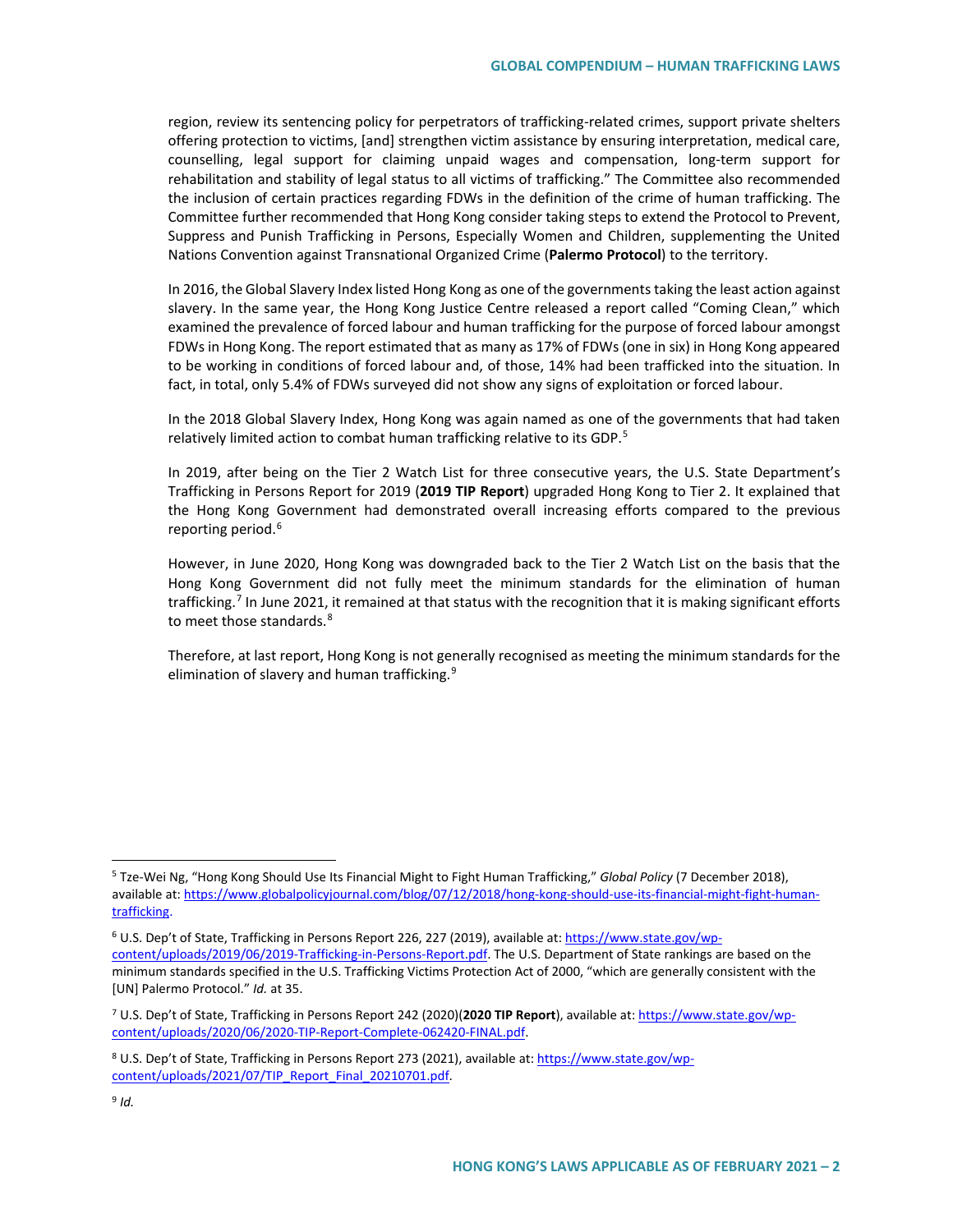region, review its sentencing policy for perpetrators of trafficking-related crimes, support private shelters offering protection to victims, [and] strengthen victim assistance by ensuring interpretation, medical care, counselling, legal support for claiming unpaid wages and compensation, long-term support for rehabilitation and stability of legal status to all victims of trafficking." The Committee also recommended the inclusion of certain practices regarding FDWs in the definition of the crime of human trafficking. The Committee further recommended that Hong Kong consider taking steps to extend the Protocol to Prevent, Suppress and Punish Trafficking in Persons, Especially Women and Children, supplementing the United Nations Convention against Transnational Organized Crime (**Palermo Protocol**) to the territory.

In 2016, the Global Slavery Index listed Hong Kong as one of the governments taking the least action against slavery. In the same year, the Hong Kong Justice Centre released a report called "Coming Clean," which examined the prevalence of forced labour and human trafficking for the purpose of forced labour amongst FDWs in Hong Kong. The report estimated that as many as 17% of FDWs (one in six) in Hong Kong appeared to be working in conditions of forced labour and, of those, 14% had been trafficked into the situation. In fact, in total, only 5.4% of FDWs surveyed did not show any signs of exploitation or forced labour.

In the 2018 Global Slavery Index, Hong Kong was again named as one of the governments that had taken relatively limited action to combat human trafficking relative to its GDP.[5]

In 2019, after being on the Tier 2 Watch List for three consecutive years, the U.S. State Department's Trafficking in Persons Report for 2019 (**2019 TIP Report**) upgraded Hong Kong to Tier 2. It explained that the Hong Kong Government had demonstrated overall increasing efforts compared to the previous reporting period.[6]

However, in June 2020, Hong Kong was downgraded back to the Tier 2 Watch List on the basis that the Hong Kong Government did not fully meet the minimum standards for the elimination of human trafficking.[7] In June 2021, it remained at that status with the recognition that it is making significant efforts to meet those standards.[8]

Therefore, at last report, Hong Kong is not generally recognised as meeting the minimum standards for the elimination of slavery and human trafficking.[9]

---

[5] Tze-Wei Ng, "Hong Kong Should Use Its Financial Might to Fight Human Trafficking," *Global Policy* (7 December 2018), available at: https://www.globalpolicyjournal.com/blog/07/12/2018/hong-kong-should-use-its-financial-might-fight-human-trafficking.

[6] U.S. Dep't of State, Trafficking in Persons Report 226, 227 (2019), available at: https://www.state.gov/wp-content/uploads/2019/06/2019-Trafficking-in-Persons-Report.pdf. The U.S. Department of State rankings are based on the minimum standards specified in the U.S. Trafficking Victims Protection Act of 2000, "which are generally consistent with the [UN] Palermo Protocol." *Id.* at 35.

[7] U.S. Dep't of State, Trafficking in Persons Report 242 (2020)(**2020 TIP Report**), available at: https://www.state.gov/wp-content/uploads/2020/06/2020-TIP-Report-Complete-062420-FINAL.pdf.

[8] U.S. Dep't of State, Trafficking in Persons Report 273 (2021), available at: https://www.state.gov/wp-content/uploads/2021/07/TIP_Report_Final_20210701.pdf.

[9] *Id.*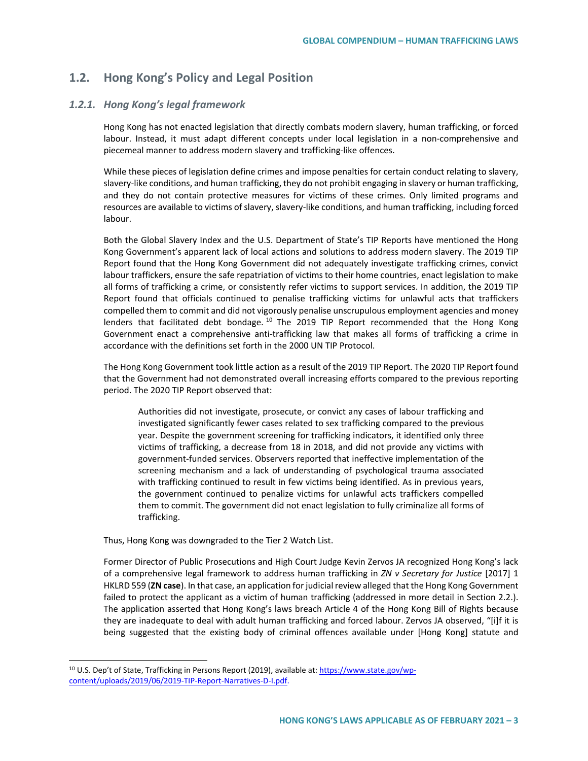## 1.2. Hong Kong's Policy and Legal Position

### 1.2.1. Hong Kong's legal framework

Hong Kong has not enacted legislation that directly combats modern slavery, human trafficking, or forced labour. Instead, it must adapt different concepts under local legislation in a non-comprehensive and piecemeal manner to address modern slavery and trafficking-like offences.

While these pieces of legislation define crimes and impose penalties for certain conduct relating to slavery, slavery-like conditions, and human trafficking, they do not prohibit engaging in slavery or human trafficking, and they do not contain protective measures for victims of these crimes. Only limited programs and resources are available to victims of slavery, slavery-like conditions, and human trafficking, including forced labour.

Both the Global Slavery Index and the U.S. Department of State's TIP Reports have mentioned the Hong Kong Government's apparent lack of local actions and solutions to address modern slavery. The 2019 TIP Report found that the Hong Kong Government did not adequately investigate trafficking crimes, convict labour traffickers, ensure the safe repatriation of victims to their home countries, enact legislation to make all forms of trafficking a crime, or consistently refer victims to support services. In addition, the 2019 TIP Report found that officials continued to penalise trafficking victims for unlawful acts that traffickers compelled them to commit and did not vigorously penalise unscrupulous employment agencies and money lenders that facilitated debt bondage.[10] The 2019 TIP Report recommended that the Hong Kong Government enact a comprehensive anti-trafficking law that makes all forms of trafficking a crime in accordance with the definitions set forth in the 2000 UN TIP Protocol.

The Hong Kong Government took little action as a result of the 2019 TIP Report. The 2020 TIP Report found that the Government had not demonstrated overall increasing efforts compared to the previous reporting period. The 2020 TIP Report observed that:

> Authorities did not investigate, prosecute, or convict any cases of labour trafficking and investigated significantly fewer cases related to sex trafficking compared to the previous year. Despite the government screening for trafficking indicators, it identified only three victims of trafficking, a decrease from 18 in 2018, and did not provide any victims with government-funded services. Observers reported that ineffective implementation of the screening mechanism and a lack of understanding of psychological trauma associated with trafficking continued to result in few victims being identified. As in previous years, the government continued to penalize victims for unlawful acts traffickers compelled them to commit. The government did not enact legislation to fully criminalize all forms of trafficking.

Thus, Hong Kong was downgraded to the Tier 2 Watch List.

Former Director of Public Prosecutions and High Court Judge Kevin Zervos JA recognized Hong Kong's lack of a comprehensive legal framework to address human trafficking in *ZN v Secretary for Justice* [2017] 1 HKLRD 559 (**ZN case**). In that case, an application for judicial review alleged that the Hong Kong Government failed to protect the applicant as a victim of human trafficking (addressed in more detail in Section 2.2.). The application asserted that Hong Kong's laws breach Article 4 of the Hong Kong Bill of Rights because they are inadequate to deal with adult human trafficking and forced labour. Zervos JA observed, "[i]f it is being suggested that the existing body of criminal offences available under [Hong Kong] statute and

[10] U.S. Dep't of State, Trafficking in Persons Report (2019), available at: https://www.state.gov/wp-content/uploads/2019/06/2019-TIP-Report-Narratives-D-I.pdf.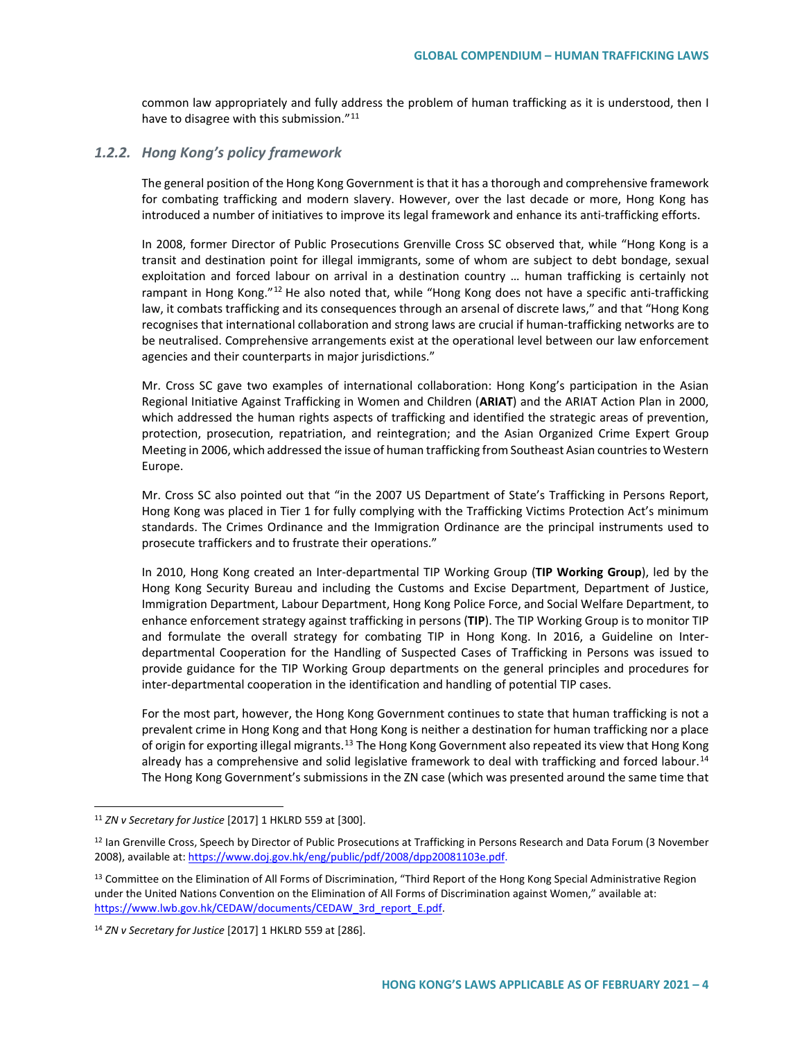common law appropriately and fully address the problem of human trafficking as it is understood, then I have to disagree with this submission."[11]

### *1.2.2. Hong Kong's policy framework*

The general position of the Hong Kong Government is that it has a thorough and comprehensive framework for combating trafficking and modern slavery. However, over the last decade or more, Hong Kong has introduced a number of initiatives to improve its legal framework and enhance its anti-trafficking efforts.

In 2008, former Director of Public Prosecutions Grenville Cross SC observed that, while "Hong Kong is a transit and destination point for illegal immigrants, some of whom are subject to debt bondage, sexual exploitation and forced labour on arrival in a destination country … human trafficking is certainly not rampant in Hong Kong."[12] He also noted that, while "Hong Kong does not have a specific anti-trafficking law, it combats trafficking and its consequences through an arsenal of discrete laws," and that "Hong Kong recognises that international collaboration and strong laws are crucial if human-trafficking networks are to be neutralised. Comprehensive arrangements exist at the operational level between our law enforcement agencies and their counterparts in major jurisdictions."

Mr. Cross SC gave two examples of international collaboration: Hong Kong's participation in the Asian Regional Initiative Against Trafficking in Women and Children (**ARIAT**) and the ARIAT Action Plan in 2000, which addressed the human rights aspects of trafficking and identified the strategic areas of prevention, protection, prosecution, repatriation, and reintegration; and the Asian Organized Crime Expert Group Meeting in 2006, which addressed the issue of human trafficking from Southeast Asian countries to Western Europe.

Mr. Cross SC also pointed out that "in the 2007 US Department of State's Trafficking in Persons Report, Hong Kong was placed in Tier 1 for fully complying with the Trafficking Victims Protection Act's minimum standards. The Crimes Ordinance and the Immigration Ordinance are the principal instruments used to prosecute traffickers and to frustrate their operations."

In 2010, Hong Kong created an Inter-departmental TIP Working Group (**TIP Working Group**), led by the Hong Kong Security Bureau and including the Customs and Excise Department, Department of Justice, Immigration Department, Labour Department, Hong Kong Police Force, and Social Welfare Department, to enhance enforcement strategy against trafficking in persons (**TIP**). The TIP Working Group is to monitor TIP and formulate the overall strategy for combating TIP in Hong Kong. In 2016, a Guideline on Inter-departmental Cooperation for the Handling of Suspected Cases of Trafficking in Persons was issued to provide guidance for the TIP Working Group departments on the general principles and procedures for inter-departmental cooperation in the identification and handling of potential TIP cases.

For the most part, however, the Hong Kong Government continues to state that human trafficking is not a prevalent crime in Hong Kong and that Hong Kong is neither a destination for human trafficking nor a place of origin for exporting illegal migrants.[13] The Hong Kong Government also repeated its view that Hong Kong already has a comprehensive and solid legislative framework to deal with trafficking and forced labour.[14] The Hong Kong Government's submissions in the ZN case (which was presented around the same time that

---

[11] *ZN v Secretary for Justice* [2017] 1 HKLRD 559 at [300].

[12] Ian Grenville Cross, Speech by Director of Public Prosecutions at Trafficking in Persons Research and Data Forum (3 November 2008), available at: https://www.doj.gov.hk/eng/public/pdf/2008/dpp20081103e.pdf.

[13] Committee on the Elimination of All Forms of Discrimination, "Third Report of the Hong Kong Special Administrative Region under the United Nations Convention on the Elimination of All Forms of Discrimination against Women," available at: https://www.lwb.gov.hk/CEDAW/documents/CEDAW_3rd_report_E.pdf.

[14] *ZN v Secretary for Justice* [2017] 1 HKLRD 559 at [286].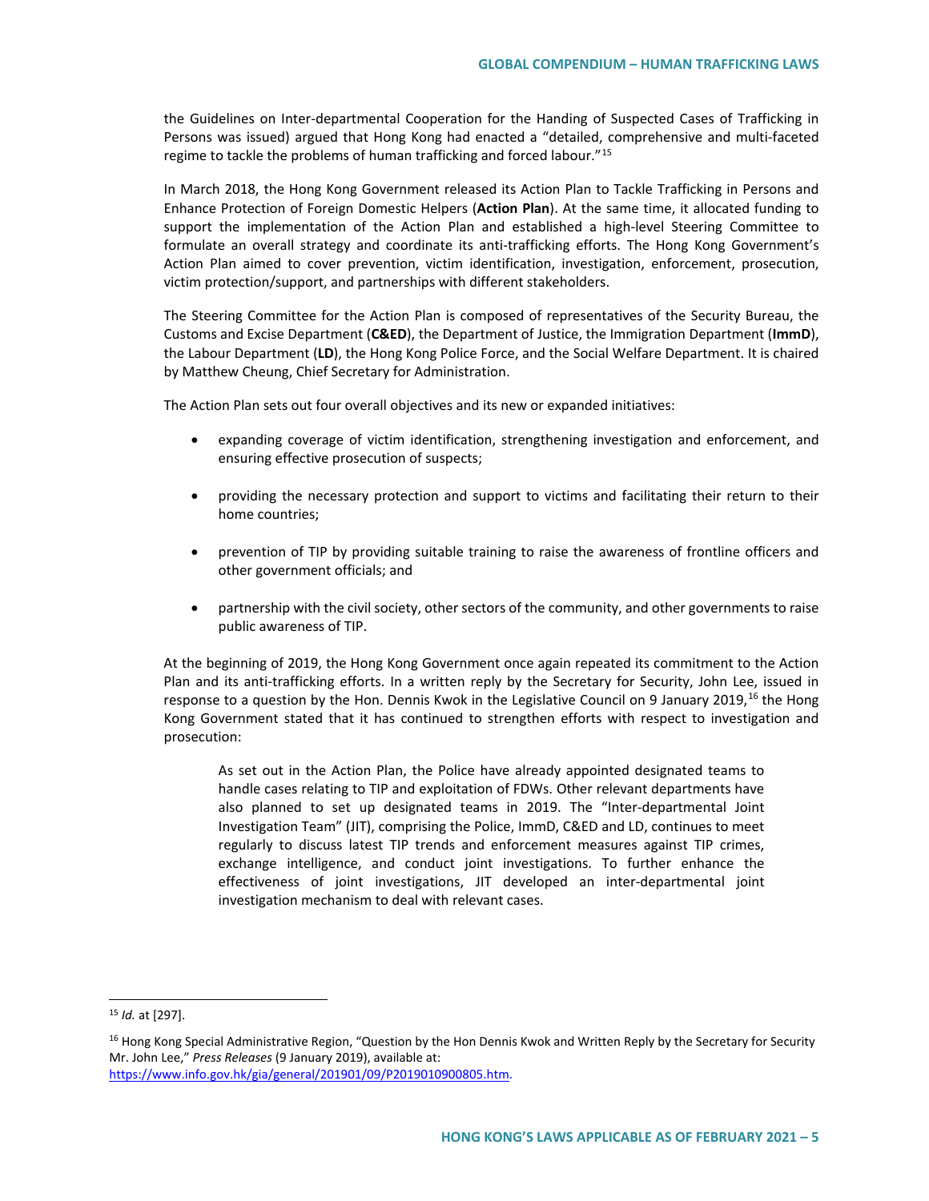the Guidelines on Inter-departmental Cooperation for the Handing of Suspected Cases of Trafficking in Persons was issued) argued that Hong Kong had enacted a "detailed, comprehensive and multi-faceted regime to tackle the problems of human trafficking and forced labour."[15]

In March 2018, the Hong Kong Government released its Action Plan to Tackle Trafficking in Persons and Enhance Protection of Foreign Domestic Helpers (**Action Plan**). At the same time, it allocated funding to support the implementation of the Action Plan and established a high-level Steering Committee to formulate an overall strategy and coordinate its anti-trafficking efforts. The Hong Kong Government's Action Plan aimed to cover prevention, victim identification, investigation, enforcement, prosecution, victim protection/support, and partnerships with different stakeholders.

The Steering Committee for the Action Plan is composed of representatives of the Security Bureau, the Customs and Excise Department (**C&ED**), the Department of Justice, the Immigration Department (**ImmD**), the Labour Department (**LD**), the Hong Kong Police Force, and the Social Welfare Department. It is chaired by Matthew Cheung, Chief Secretary for Administration.

The Action Plan sets out four overall objectives and its new or expanded initiatives:

- expanding coverage of victim identification, strengthening investigation and enforcement, and ensuring effective prosecution of suspects;
- providing the necessary protection and support to victims and facilitating their return to their home countries;
- prevention of TIP by providing suitable training to raise the awareness of frontline officers and other government officials; and
- partnership with the civil society, other sectors of the community, and other governments to raise public awareness of TIP.

At the beginning of 2019, the Hong Kong Government once again repeated its commitment to the Action Plan and its anti-trafficking efforts. In a written reply by the Secretary for Security, John Lee, issued in response to a question by the Hon. Dennis Kwok in the Legislative Council on 9 January 2019,[16] the Hong Kong Government stated that it has continued to strengthen efforts with respect to investigation and prosecution:

> As set out in the Action Plan, the Police have already appointed designated teams to handle cases relating to TIP and exploitation of FDWs. Other relevant departments have also planned to set up designated teams in 2019. The "Inter-departmental Joint Investigation Team" (JIT), comprising the Police, ImmD, C&ED and LD, continues to meet regularly to discuss latest TIP trends and enforcement measures against TIP crimes, exchange intelligence, and conduct joint investigations. To further enhance the effectiveness of joint investigations, JIT developed an inter-departmental joint investigation mechanism to deal with relevant cases.

---

[15] *Id.* at [297].

[16] Hong Kong Special Administrative Region, "Question by the Hon Dennis Kwok and Written Reply by the Secretary for Security Mr. John Lee," *Press Releases* (9 January 2019), available at: https://www.info.gov.hk/gia/general/201901/09/P2019010900805.htm.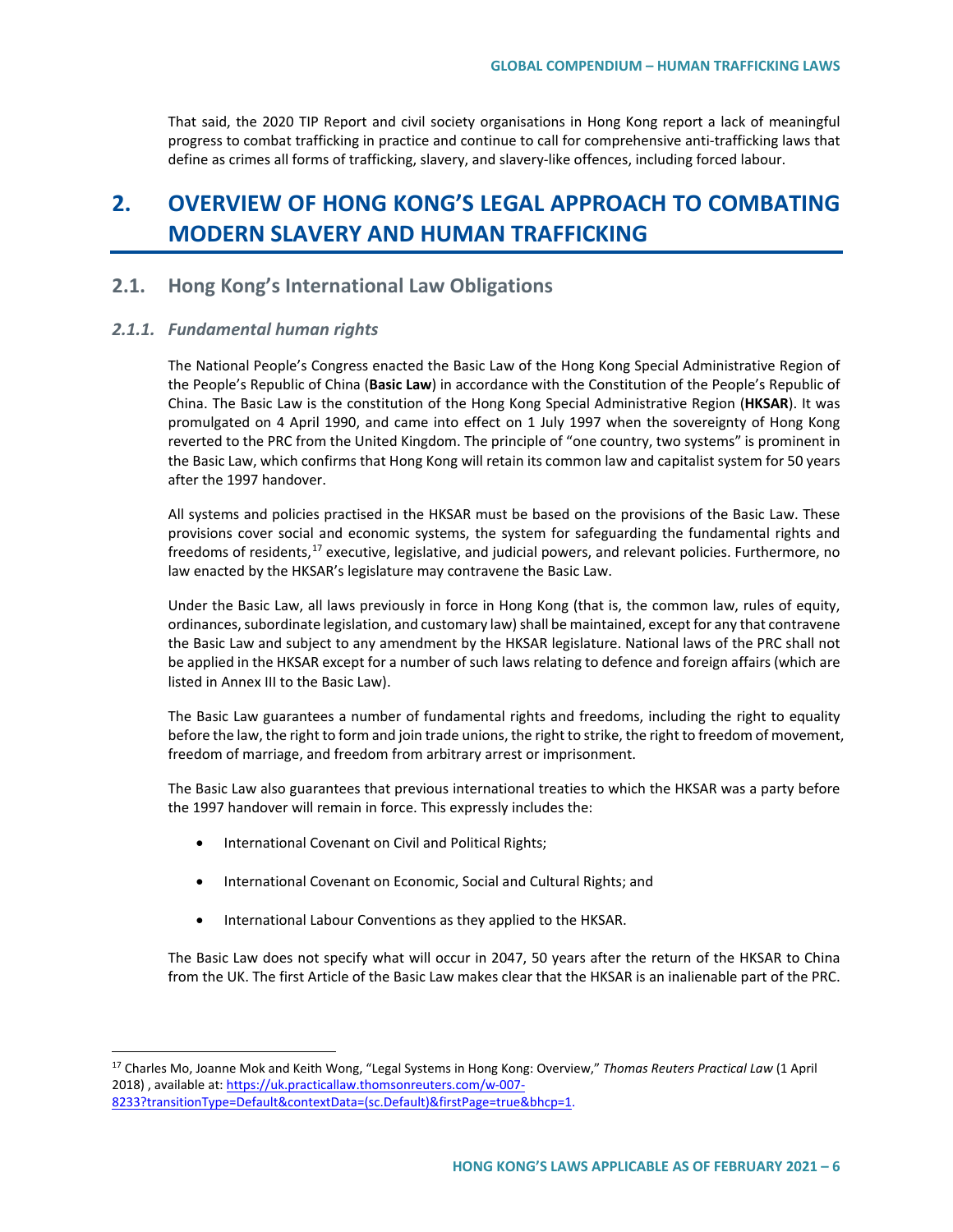That said, the 2020 TIP Report and civil society organisations in Hong Kong report a lack of meaningful progress to combat trafficking in practice and continue to call for comprehensive anti-trafficking laws that define as crimes all forms of trafficking, slavery, and slavery-like offences, including forced labour.

# 2. OVERVIEW OF HONG KONG'S LEGAL APPROACH TO COMBATING MODERN SLAVERY AND HUMAN TRAFFICKING

## 2.1. Hong Kong's International Law Obligations

### *2.1.1. Fundamental human rights*

The National People's Congress enacted the Basic Law of the Hong Kong Special Administrative Region of the People's Republic of China (**Basic Law**) in accordance with the Constitution of the People's Republic of China. The Basic Law is the constitution of the Hong Kong Special Administrative Region (**HKSAR**). It was promulgated on 4 April 1990, and came into effect on 1 July 1997 when the sovereignty of Hong Kong reverted to the PRC from the United Kingdom. The principle of "one country, two systems" is prominent in the Basic Law, which confirms that Hong Kong will retain its common law and capitalist system for 50 years after the 1997 handover.

All systems and policies practised in the HKSAR must be based on the provisions of the Basic Law. These provisions cover social and economic systems, the system for safeguarding the fundamental rights and freedoms of residents,[17] executive, legislative, and judicial powers, and relevant policies. Furthermore, no law enacted by the HKSAR's legislature may contravene the Basic Law.

Under the Basic Law, all laws previously in force in Hong Kong (that is, the common law, rules of equity, ordinances, subordinate legislation, and customary law) shall be maintained, except for any that contravene the Basic Law and subject to any amendment by the HKSAR legislature. National laws of the PRC shall not be applied in the HKSAR except for a number of such laws relating to defence and foreign affairs (which are listed in Annex III to the Basic Law).

The Basic Law guarantees a number of fundamental rights and freedoms, including the right to equality before the law, the right to form and join trade unions, the right to strike, the right to freedom of movement, freedom of marriage, and freedom from arbitrary arrest or imprisonment.

The Basic Law also guarantees that previous international treaties to which the HKSAR was a party before the 1997 handover will remain in force. This expressly includes the:

- International Covenant on Civil and Political Rights;
- International Covenant on Economic, Social and Cultural Rights; and
- International Labour Conventions as they applied to the HKSAR.

The Basic Law does not specify what will occur in 2047, 50 years after the return of the HKSAR to China from the UK. The first Article of the Basic Law makes clear that the HKSAR is an inalienable part of the PRC.

---

[17] Charles Mo, Joanne Mok and Keith Wong, "Legal Systems in Hong Kong: Overview," *Thomas Reuters Practical Law* (1 April 2018) , available at: https://uk.practicallaw.thomsonreuters.com/w-007-8233?transitionType=Default&contextData=(sc.Default)&firstPage=true&bhcp=1.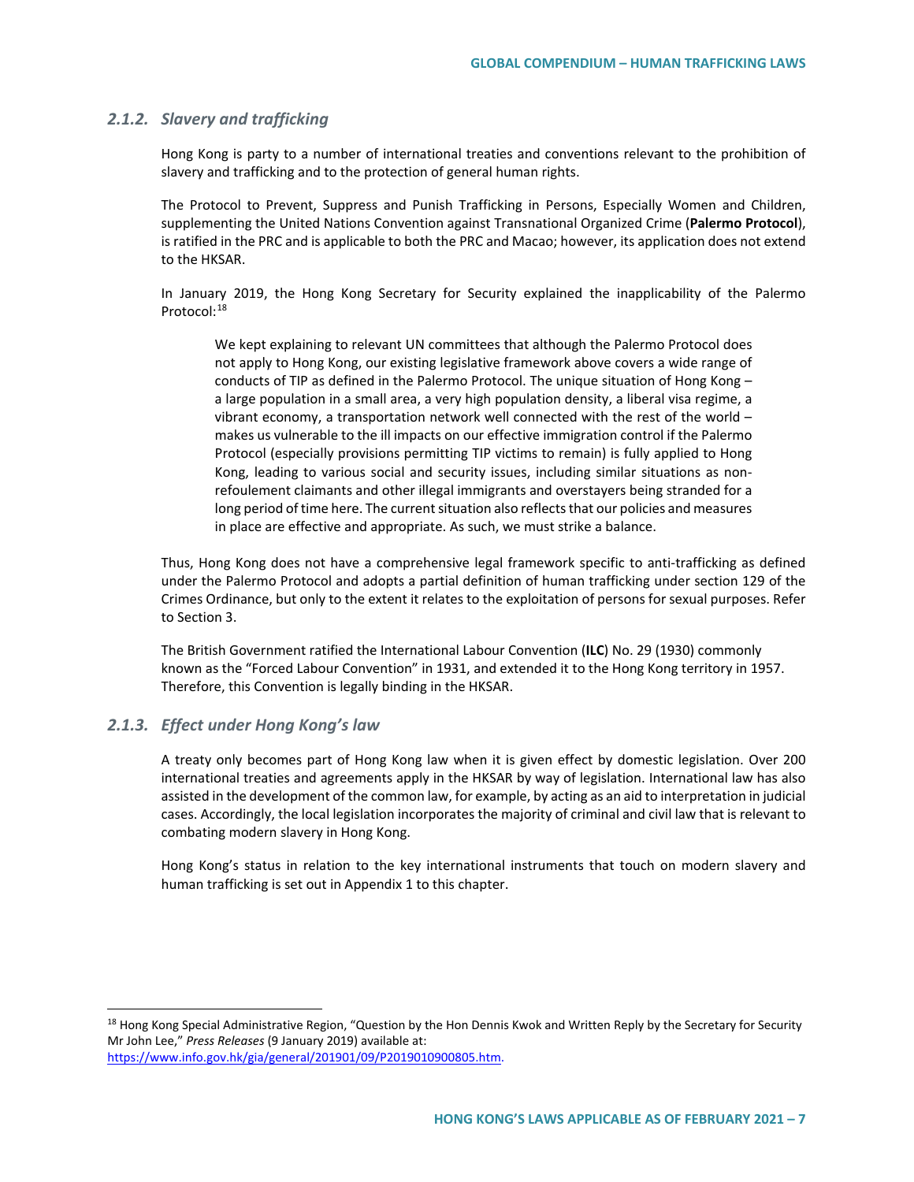### *2.1.2. Slavery and trafficking*

Hong Kong is party to a number of international treaties and conventions relevant to the prohibition of slavery and trafficking and to the protection of general human rights.

The Protocol to Prevent, Suppress and Punish Trafficking in Persons, Especially Women and Children, supplementing the United Nations Convention against Transnational Organized Crime (**Palermo Protocol**), is ratified in the PRC and is applicable to both the PRC and Macao; however, its application does not extend to the HKSAR.

In January 2019, the Hong Kong Secretary for Security explained the inapplicability of the Palermo Protocol:[18]

> We kept explaining to relevant UN committees that although the Palermo Protocol does not apply to Hong Kong, our existing legislative framework above covers a wide range of conducts of TIP as defined in the Palermo Protocol. The unique situation of Hong Kong – a large population in a small area, a very high population density, a liberal visa regime, a vibrant economy, a transportation network well connected with the rest of the world – makes us vulnerable to the ill impacts on our effective immigration control if the Palermo Protocol (especially provisions permitting TIP victims to remain) is fully applied to Hong Kong, leading to various social and security issues, including similar situations as non-refoulement claimants and other illegal immigrants and overstayers being stranded for a long period of time here. The current situation also reflects that our policies and measures in place are effective and appropriate. As such, we must strike a balance.

Thus, Hong Kong does not have a comprehensive legal framework specific to anti-trafficking as defined under the Palermo Protocol and adopts a partial definition of human trafficking under section 129 of the Crimes Ordinance, but only to the extent it relates to the exploitation of persons for sexual purposes. Refer to Section 3.

The British Government ratified the International Labour Convention (**ILC**) No. 29 (1930) commonly known as the "Forced Labour Convention" in 1931, and extended it to the Hong Kong territory in 1957. Therefore, this Convention is legally binding in the HKSAR.

### *2.1.3. Effect under Hong Kong's law*

A treaty only becomes part of Hong Kong law when it is given effect by domestic legislation. Over 200 international treaties and agreements apply in the HKSAR by way of legislation. International law has also assisted in the development of the common law, for example, by acting as an aid to interpretation in judicial cases. Accordingly, the local legislation incorporates the majority of criminal and civil law that is relevant to combating modern slavery in Hong Kong.

Hong Kong's status in relation to the key international instruments that touch on modern slavery and human trafficking is set out in Appendix 1 to this chapter.

---

[18] Hong Kong Special Administrative Region, "Question by the Hon Dennis Kwok and Written Reply by the Secretary for Security Mr John Lee," *Press Releases* (9 January 2019) available at: https://www.info.gov.hk/gia/general/201901/09/P2019010900805.htm.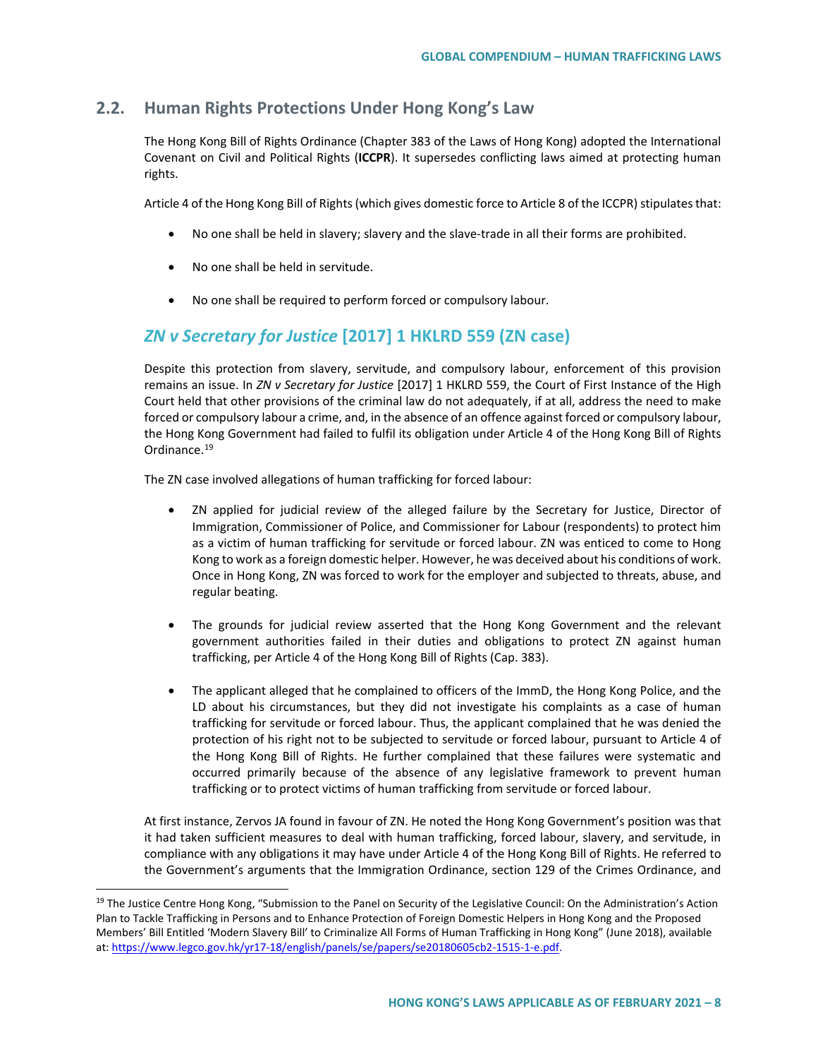## 2.2. Human Rights Protections Under Hong Kong's Law

The Hong Kong Bill of Rights Ordinance (Chapter 383 of the Laws of Hong Kong) adopted the International Covenant on Civil and Political Rights (**ICCPR**). It supersedes conflicting laws aimed at protecting human rights.

Article 4 of the Hong Kong Bill of Rights (which gives domestic force to Article 8 of the ICCPR) stipulates that:

- No one shall be held in slavery; slavery and the slave-trade in all their forms are prohibited.
- No one shall be held in servitude.
- No one shall be required to perform forced or compulsory labour.

### *ZN v Secretary for Justice* [2017] 1 HKLRD 559 (ZN case)

Despite this protection from slavery, servitude, and compulsory labour, enforcement of this provision remains an issue. In *ZN v Secretary for Justice* [2017] 1 HKLRD 559, the Court of First Instance of the High Court held that other provisions of the criminal law do not adequately, if at all, address the need to make forced or compulsory labour a crime, and, in the absence of an offence against forced or compulsory labour, the Hong Kong Government had failed to fulfil its obligation under Article 4 of the Hong Kong Bill of Rights Ordinance.[19]

The ZN case involved allegations of human trafficking for forced labour:

- ZN applied for judicial review of the alleged failure by the Secretary for Justice, Director of Immigration, Commissioner of Police, and Commissioner for Labour (respondents) to protect him as a victim of human trafficking for servitude or forced labour. ZN was enticed to come to Hong Kong to work as a foreign domestic helper. However, he was deceived about his conditions of work. Once in Hong Kong, ZN was forced to work for the employer and subjected to threats, abuse, and regular beating.
- The grounds for judicial review asserted that the Hong Kong Government and the relevant government authorities failed in their duties and obligations to protect ZN against human trafficking, per Article 4 of the Hong Kong Bill of Rights (Cap. 383).
- The applicant alleged that he complained to officers of the ImmD, the Hong Kong Police, and the LD about his circumstances, but they did not investigate his complaints as a case of human trafficking for servitude or forced labour. Thus, the applicant complained that he was denied the protection of his right not to be subjected to servitude or forced labour, pursuant to Article 4 of the Hong Kong Bill of Rights. He further complained that these failures were systematic and occurred primarily because of the absence of any legislative framework to prevent human trafficking or to protect victims of human trafficking from servitude or forced labour.

At first instance, Zervos JA found in favour of ZN. He noted the Hong Kong Government's position was that it had taken sufficient measures to deal with human trafficking, forced labour, slavery, and servitude, in compliance with any obligations it may have under Article 4 of the Hong Kong Bill of Rights. He referred to the Government's arguments that the Immigration Ordinance, section 129 of the Crimes Ordinance, and

[19] The Justice Centre Hong Kong, "Submission to the Panel on Security of the Legislative Council: On the Administration's Action Plan to Tackle Trafficking in Persons and to Enhance Protection of Foreign Domestic Helpers in Hong Kong and the Proposed Members' Bill Entitled 'Modern Slavery Bill' to Criminalize All Forms of Human Trafficking in Hong Kong" (June 2018), available at: https://www.legco.gov.hk/yr17-18/english/panels/se/papers/se20180605cb2-1515-1-e.pdf.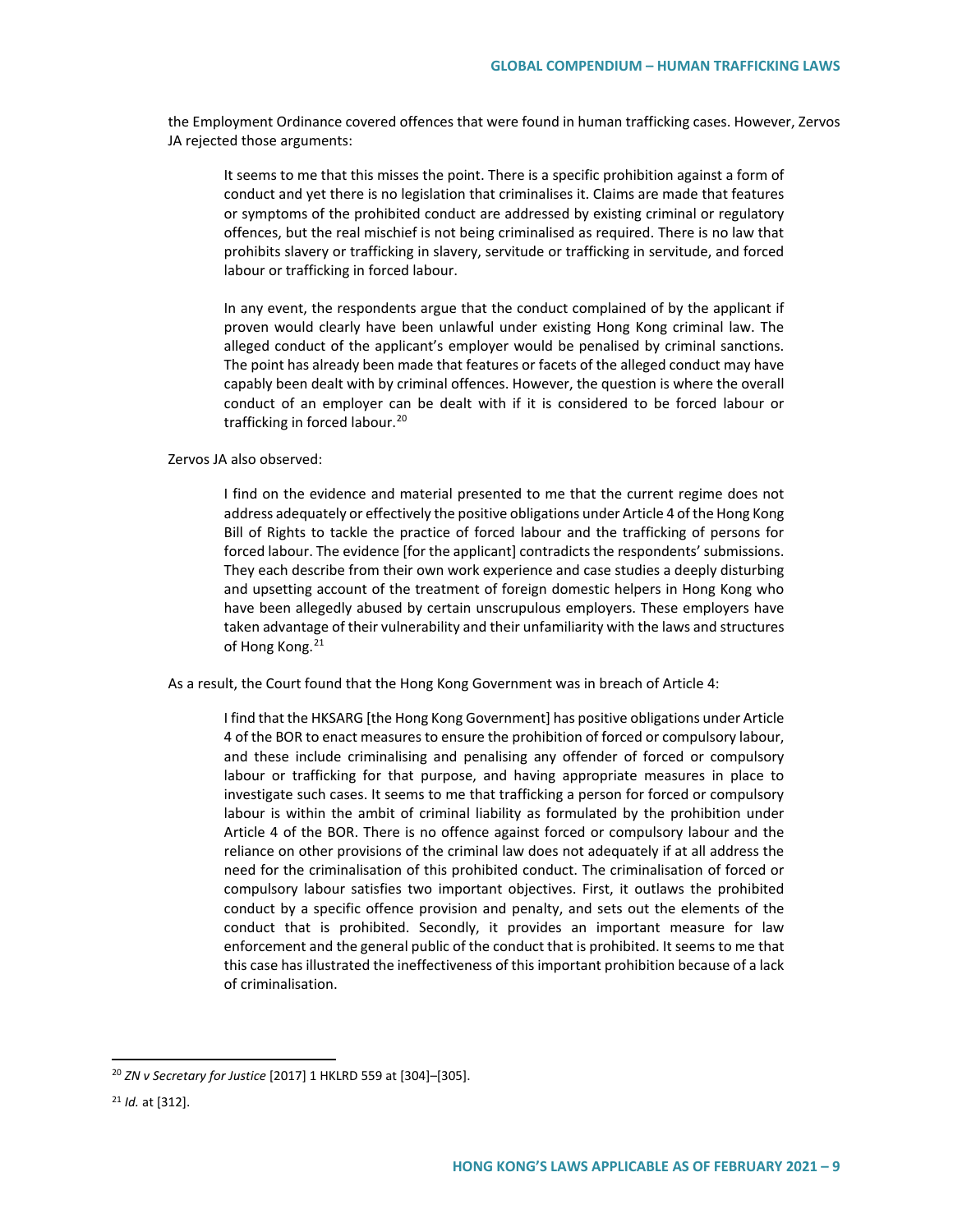the Employment Ordinance covered offences that were found in human trafficking cases. However, Zervos JA rejected those arguments:

> It seems to me that this misses the point. There is a specific prohibition against a form of conduct and yet there is no legislation that criminalises it. Claims are made that features or symptoms of the prohibited conduct are addressed by existing criminal or regulatory offences, but the real mischief is not being criminalised as required. There is no law that prohibits slavery or trafficking in slavery, servitude or trafficking in servitude, and forced labour or trafficking in forced labour.
>
> In any event, the respondents argue that the conduct complained of by the applicant if proven would clearly have been unlawful under existing Hong Kong criminal law. The alleged conduct of the applicant's employer would be penalised by criminal sanctions. The point has already been made that features or facets of the alleged conduct may have capably been dealt with by criminal offences. However, the question is where the overall conduct of an employer can be dealt with if it is considered to be forced labour or trafficking in forced labour.[20]

Zervos JA also observed:

> I find on the evidence and material presented to me that the current regime does not address adequately or effectively the positive obligations under Article 4 of the Hong Kong Bill of Rights to tackle the practice of forced labour and the trafficking of persons for forced labour. The evidence [for the applicant] contradicts the respondents' submissions. They each describe from their own work experience and case studies a deeply disturbing and upsetting account of the treatment of foreign domestic helpers in Hong Kong who have been allegedly abused by certain unscrupulous employers. These employers have taken advantage of their vulnerability and their unfamiliarity with the laws and structures of Hong Kong.[21]

As a result, the Court found that the Hong Kong Government was in breach of Article 4:

> I find that the HKSARG [the Hong Kong Government] has positive obligations under Article 4 of the BOR to enact measures to ensure the prohibition of forced or compulsory labour, and these include criminalising and penalising any offender of forced or compulsory labour or trafficking for that purpose, and having appropriate measures in place to investigate such cases. It seems to me that trafficking a person for forced or compulsory labour is within the ambit of criminal liability as formulated by the prohibition under Article 4 of the BOR. There is no offence against forced or compulsory labour and the reliance on other provisions of the criminal law does not adequately if at all address the need for the criminalisation of this prohibited conduct. The criminalisation of forced or compulsory labour satisfies two important objectives. First, it outlaws the prohibited conduct by a specific offence provision and penalty, and sets out the elements of the conduct that is prohibited. Secondly, it provides an important measure for law enforcement and the general public of the conduct that is prohibited. It seems to me that this case has illustrated the ineffectiveness of this important prohibition because of a lack of criminalisation.

---

[20] *ZN v Secretary for Justice* [2017] 1 HKLRD 559 at [304]–[305].

[21] *Id.* at [312].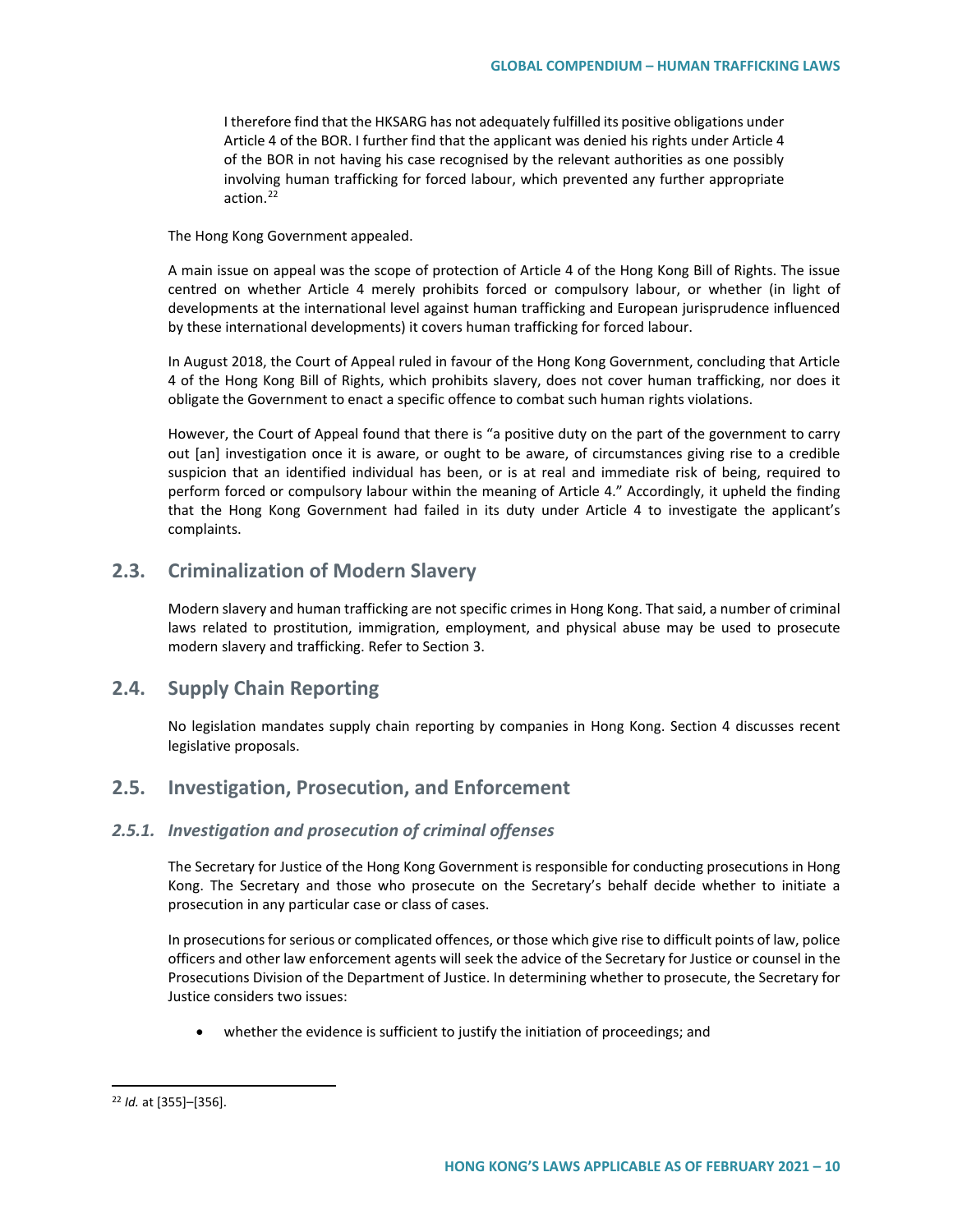> I therefore find that the HKSARG has not adequately fulfilled its positive obligations under Article 4 of the BOR. I further find that the applicant was denied his rights under Article 4 of the BOR in not having his case recognised by the relevant authorities as one possibly involving human trafficking for forced labour, which prevented any further appropriate action.[22]

The Hong Kong Government appealed.

A main issue on appeal was the scope of protection of Article 4 of the Hong Kong Bill of Rights. The issue centred on whether Article 4 merely prohibits forced or compulsory labour, or whether (in light of developments at the international level against human trafficking and European jurisprudence influenced by these international developments) it covers human trafficking for forced labour.

In August 2018, the Court of Appeal ruled in favour of the Hong Kong Government, concluding that Article 4 of the Hong Kong Bill of Rights, which prohibits slavery, does not cover human trafficking, nor does it obligate the Government to enact a specific offence to combat such human rights violations.

However, the Court of Appeal found that there is "a positive duty on the part of the government to carry out [an] investigation once it is aware, or ought to be aware, of circumstances giving rise to a credible suspicion that an identified individual has been, or is at real and immediate risk of being, required to perform forced or compulsory labour within the meaning of Article 4." Accordingly, it upheld the finding that the Hong Kong Government had failed in its duty under Article 4 to investigate the applicant's complaints.

## 2.3. Criminalization of Modern Slavery

Modern slavery and human trafficking are not specific crimes in Hong Kong. That said, a number of criminal laws related to prostitution, immigration, employment, and physical abuse may be used to prosecute modern slavery and trafficking. Refer to Section 3.

## 2.4. Supply Chain Reporting

No legislation mandates supply chain reporting by companies in Hong Kong. Section 4 discusses recent legislative proposals.

## 2.5. Investigation, Prosecution, and Enforcement

### *2.5.1. Investigation and prosecution of criminal offenses*

The Secretary for Justice of the Hong Kong Government is responsible for conducting prosecutions in Hong Kong. The Secretary and those who prosecute on the Secretary's behalf decide whether to initiate a prosecution in any particular case or class of cases.

In prosecutions for serious or complicated offences, or those which give rise to difficult points of law, police officers and other law enforcement agents will seek the advice of the Secretary for Justice or counsel in the Prosecutions Division of the Department of Justice. In determining whether to prosecute, the Secretary for Justice considers two issues:

- whether the evidence is sufficient to justify the initiation of proceedings; and

---

[22] *Id.* at [355]–[356].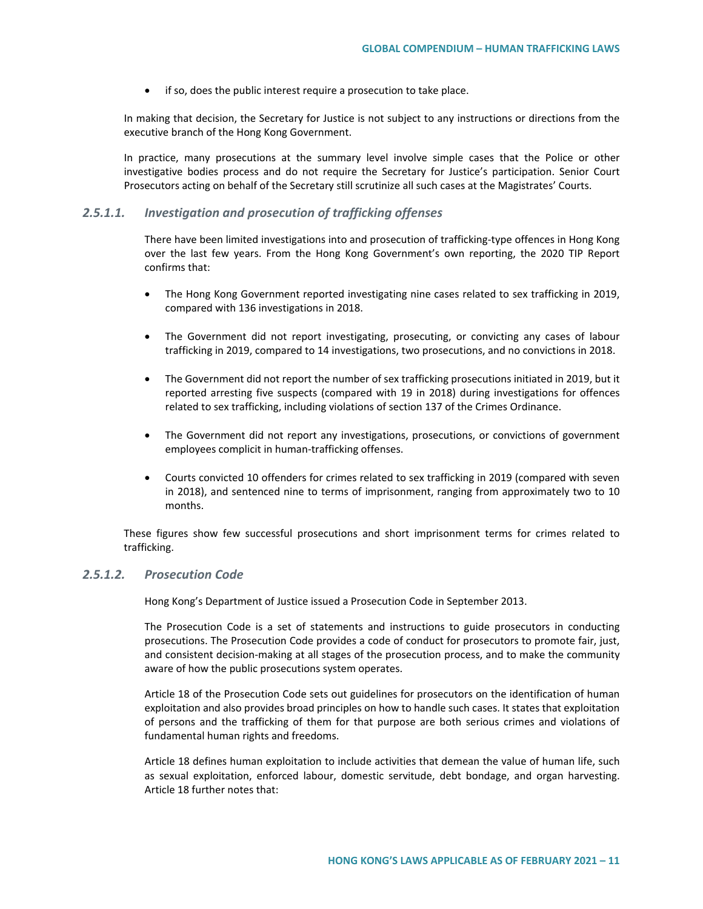- if so, does the public interest require a prosecution to take place.

In making that decision, the Secretary for Justice is not subject to any instructions or directions from the executive branch of the Hong Kong Government.

In practice, many prosecutions at the summary level involve simple cases that the Police or other investigative bodies process and do not require the Secretary for Justice's participation. Senior Court Prosecutors acting on behalf of the Secretary still scrutinize all such cases at the Magistrates' Courts.

#### *2.5.1.1. Investigation and prosecution of trafficking offenses*

There have been limited investigations into and prosecution of trafficking-type offences in Hong Kong over the last few years. From the Hong Kong Government's own reporting, the 2020 TIP Report confirms that:

- The Hong Kong Government reported investigating nine cases related to sex trafficking in 2019, compared with 136 investigations in 2018.
- The Government did not report investigating, prosecuting, or convicting any cases of labour trafficking in 2019, compared to 14 investigations, two prosecutions, and no convictions in 2018.
- The Government did not report the number of sex trafficking prosecutions initiated in 2019, but it reported arresting five suspects (compared with 19 in 2018) during investigations for offences related to sex trafficking, including violations of section 137 of the Crimes Ordinance.
- The Government did not report any investigations, prosecutions, or convictions of government employees complicit in human-trafficking offenses.
- Courts convicted 10 offenders for crimes related to sex trafficking in 2019 (compared with seven in 2018), and sentenced nine to terms of imprisonment, ranging from approximately two to 10 months.

These figures show few successful prosecutions and short imprisonment terms for crimes related to trafficking.

#### *2.5.1.2. Prosecution Code*

Hong Kong's Department of Justice issued a Prosecution Code in September 2013.

The Prosecution Code is a set of statements and instructions to guide prosecutors in conducting prosecutions. The Prosecution Code provides a code of conduct for prosecutors to promote fair, just, and consistent decision-making at all stages of the prosecution process, and to make the community aware of how the public prosecutions system operates.

Article 18 of the Prosecution Code sets out guidelines for prosecutors on the identification of human exploitation and also provides broad principles on how to handle such cases. It states that exploitation of persons and the trafficking of them for that purpose are both serious crimes and violations of fundamental human rights and freedoms.

Article 18 defines human exploitation to include activities that demean the value of human life, such as sexual exploitation, enforced labour, domestic servitude, debt bondage, and organ harvesting. Article 18 further notes that: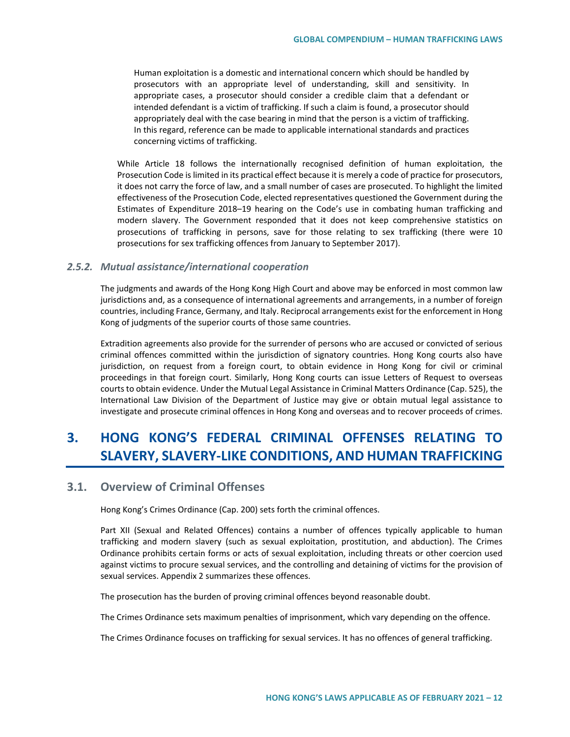> Human exploitation is a domestic and international concern which should be handled by prosecutors with an appropriate level of understanding, skill and sensitivity. In appropriate cases, a prosecutor should consider a credible claim that a defendant or intended defendant is a victim of trafficking. If such a claim is found, a prosecutor should appropriately deal with the case bearing in mind that the person is a victim of trafficking. In this regard, reference can be made to applicable international standards and practices concerning victims of trafficking.

While Article 18 follows the internationally recognised definition of human exploitation, the Prosecution Code is limited in its practical effect because it is merely a code of practice for prosecutors, it does not carry the force of law, and a small number of cases are prosecuted. To highlight the limited effectiveness of the Prosecution Code, elected representatives questioned the Government during the Estimates of Expenditure 2018–19 hearing on the Code's use in combating human trafficking and modern slavery. The Government responded that it does not keep comprehensive statistics on prosecutions of trafficking in persons, save for those relating to sex trafficking (there were 10 prosecutions for sex trafficking offences from January to September 2017).

### *2.5.2. Mutual assistance/international cooperation*

The judgments and awards of the Hong Kong High Court and above may be enforced in most common law jurisdictions and, as a consequence of international agreements and arrangements, in a number of foreign countries, including France, Germany, and Italy. Reciprocal arrangements exist for the enforcement in Hong Kong of judgments of the superior courts of those same countries.

Extradition agreements also provide for the surrender of persons who are accused or convicted of serious criminal offences committed within the jurisdiction of signatory countries. Hong Kong courts also have jurisdiction, on request from a foreign court, to obtain evidence in Hong Kong for civil or criminal proceedings in that foreign court. Similarly, Hong Kong courts can issue Letters of Request to overseas courts to obtain evidence. Under the Mutual Legal Assistance in Criminal Matters Ordinance (Cap. 525), the International Law Division of the Department of Justice may give or obtain mutual legal assistance to investigate and prosecute criminal offences in Hong Kong and overseas and to recover proceeds of crimes.

# 3. HONG KONG'S FEDERAL CRIMINAL OFFENSES RELATING TO SLAVERY, SLAVERY-LIKE CONDITIONS, AND HUMAN TRAFFICKING

## 3.1. Overview of Criminal Offenses

Hong Kong's Crimes Ordinance (Cap. 200) sets forth the criminal offences.

Part XII (Sexual and Related Offences) contains a number of offences typically applicable to human trafficking and modern slavery (such as sexual exploitation, prostitution, and abduction). The Crimes Ordinance prohibits certain forms or acts of sexual exploitation, including threats or other coercion used against victims to procure sexual services, and the controlling and detaining of victims for the provision of sexual services. Appendix 2 summarizes these offences.

The prosecution has the burden of proving criminal offences beyond reasonable doubt.

The Crimes Ordinance sets maximum penalties of imprisonment, which vary depending on the offence.

The Crimes Ordinance focuses on trafficking for sexual services. It has no offences of general trafficking.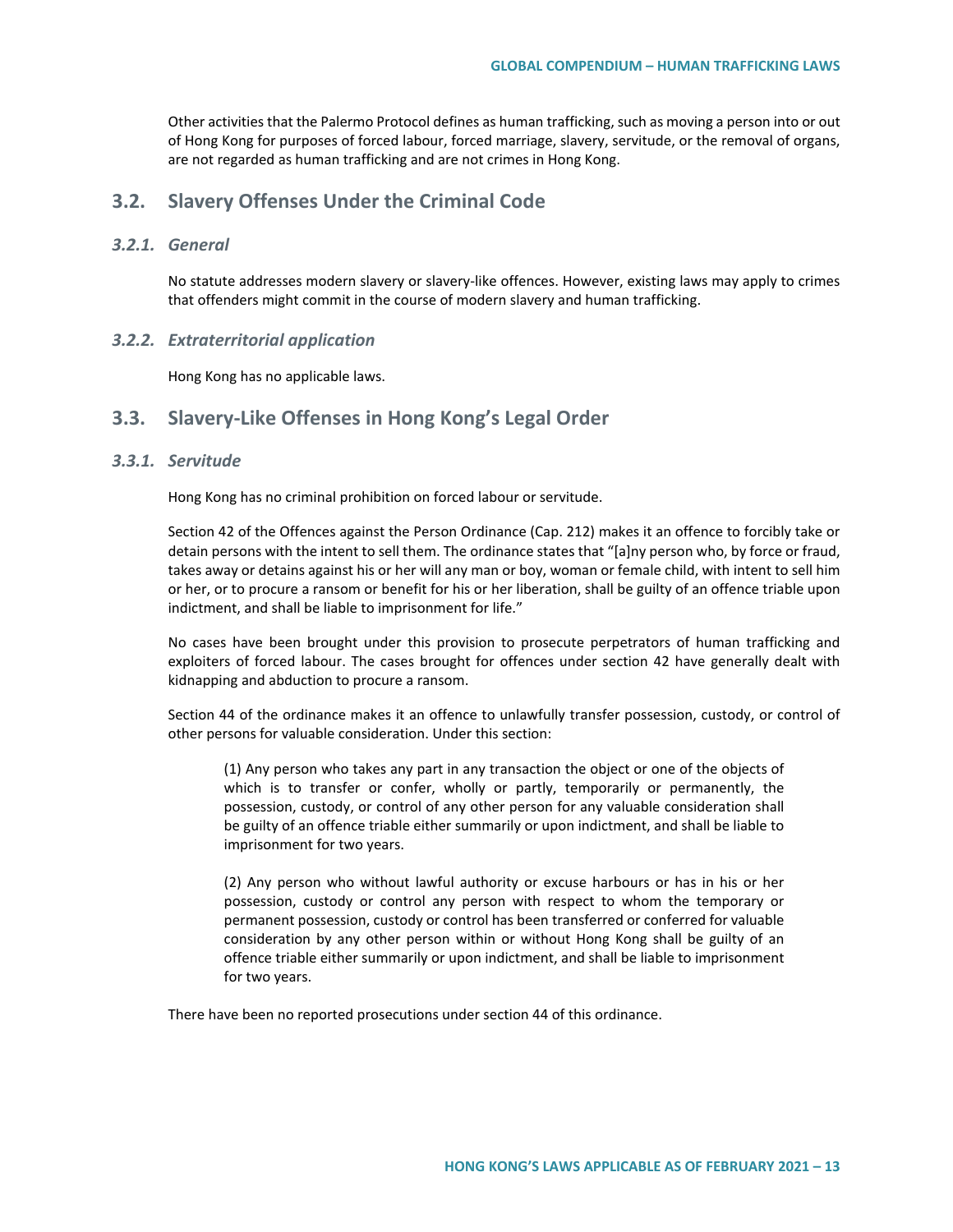Other activities that the Palermo Protocol defines as human trafficking, such as moving a person into or out of Hong Kong for purposes of forced labour, forced marriage, slavery, servitude, or the removal of organs, are not regarded as human trafficking and are not crimes in Hong Kong.

## 3.2. Slavery Offenses Under the Criminal Code

### *3.2.1. General*

No statute addresses modern slavery or slavery-like offences. However, existing laws may apply to crimes that offenders might commit in the course of modern slavery and human trafficking.

### *3.2.2. Extraterritorial application*

Hong Kong has no applicable laws.

## 3.3. Slavery-Like Offenses in Hong Kong's Legal Order

### *3.3.1. Servitude*

Hong Kong has no criminal prohibition on forced labour or servitude.

Section 42 of the Offences against the Person Ordinance (Cap. 212) makes it an offence to forcibly take or detain persons with the intent to sell them. The ordinance states that "[a]ny person who, by force or fraud, takes away or detains against his or her will any man or boy, woman or female child, with intent to sell him or her, or to procure a ransom or benefit for his or her liberation, shall be guilty of an offence triable upon indictment, and shall be liable to imprisonment for life."

No cases have been brought under this provision to prosecute perpetrators of human trafficking and exploiters of forced labour. The cases brought for offences under section 42 have generally dealt with kidnapping and abduction to procure a ransom.

Section 44 of the ordinance makes it an offence to unlawfully transfer possession, custody, or control of other persons for valuable consideration. Under this section:

> (1) Any person who takes any part in any transaction the object or one of the objects of which is to transfer or confer, wholly or partly, temporarily or permanently, the possession, custody, or control of any other person for any valuable consideration shall be guilty of an offence triable either summarily or upon indictment, and shall be liable to imprisonment for two years.
>
> (2) Any person who without lawful authority or excuse harbours or has in his or her possession, custody or control any person with respect to whom the temporary or permanent possession, custody or control has been transferred or conferred for valuable consideration by any other person within or without Hong Kong shall be guilty of an offence triable either summarily or upon indictment, and shall be liable to imprisonment for two years.

There have been no reported prosecutions under section 44 of this ordinance.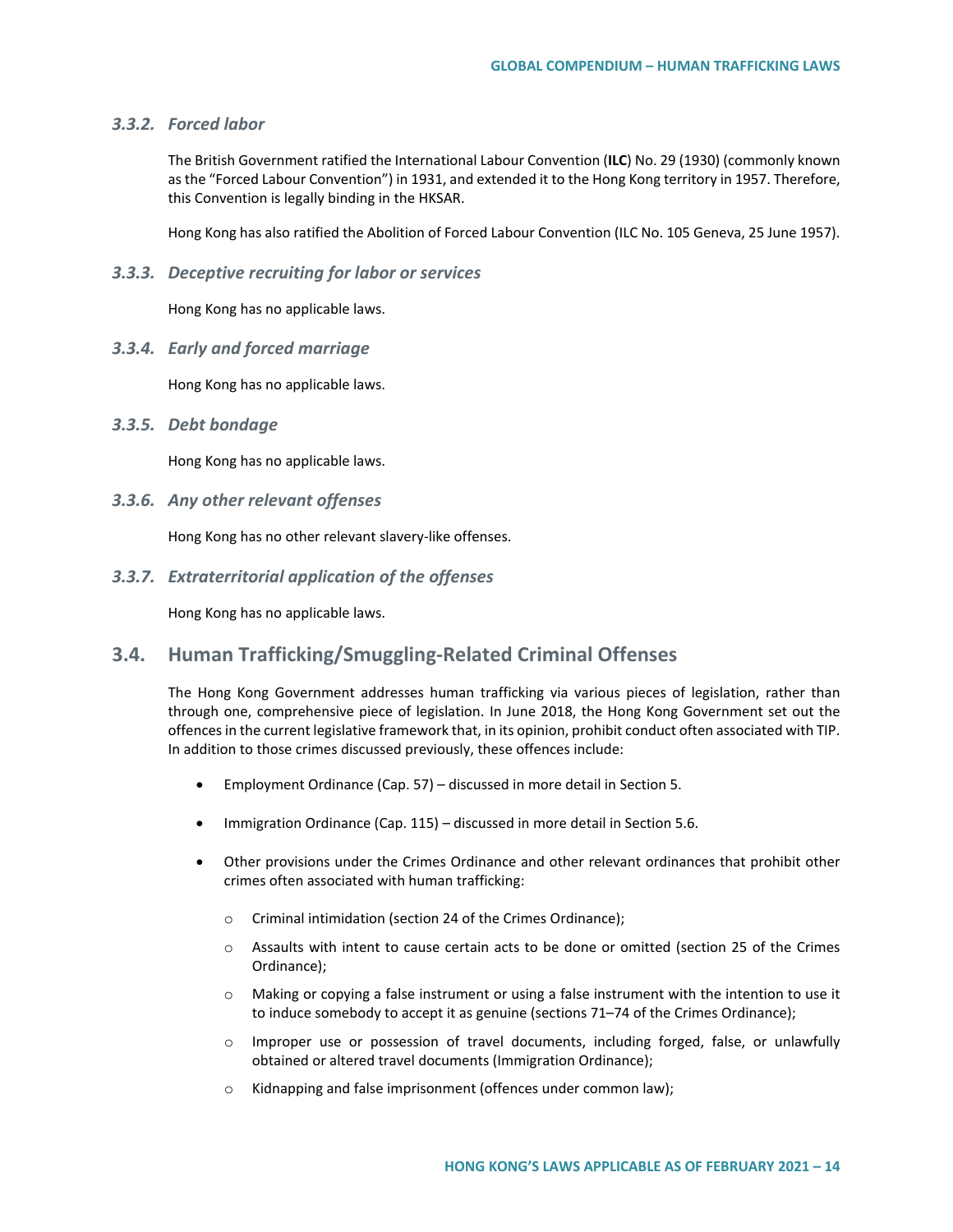#### *3.3.2. Forced labor*

The British Government ratified the International Labour Convention (**ILC**) No. 29 (1930) (commonly known as the "Forced Labour Convention") in 1931, and extended it to the Hong Kong territory in 1957. Therefore, this Convention is legally binding in the HKSAR.

Hong Kong has also ratified the Abolition of Forced Labour Convention (ILC No. 105 Geneva, 25 June 1957).

#### *3.3.3. Deceptive recruiting for labor or services*

Hong Kong has no applicable laws.

#### *3.3.4. Early and forced marriage*

Hong Kong has no applicable laws.

#### *3.3.5. Debt bondage*

Hong Kong has no applicable laws.

#### *3.3.6. Any other relevant offenses*

Hong Kong has no other relevant slavery-like offenses.

#### *3.3.7. Extraterritorial application of the offenses*

Hong Kong has no applicable laws.

## 3.4. Human Trafficking/Smuggling-Related Criminal Offenses

The Hong Kong Government addresses human trafficking via various pieces of legislation, rather than through one, comprehensive piece of legislation. In June 2018, the Hong Kong Government set out the offences in the current legislative framework that, in its opinion, prohibit conduct often associated with TIP. In addition to those crimes discussed previously, these offences include:

- Employment Ordinance (Cap. 57) – discussed in more detail in Section 5.
- Immigration Ordinance (Cap. 115) – discussed in more detail in Section 5.6.
- Other provisions under the Crimes Ordinance and other relevant ordinances that prohibit other crimes often associated with human trafficking:
  - Criminal intimidation (section 24 of the Crimes Ordinance);
  - Assaults with intent to cause certain acts to be done or omitted (section 25 of the Crimes Ordinance);
  - Making or copying a false instrument or using a false instrument with the intention to use it to induce somebody to accept it as genuine (sections 71–74 of the Crimes Ordinance);
  - Improper use or possession of travel documents, including forged, false, or unlawfully obtained or altered travel documents (Immigration Ordinance);
  - Kidnapping and false imprisonment (offences under common law);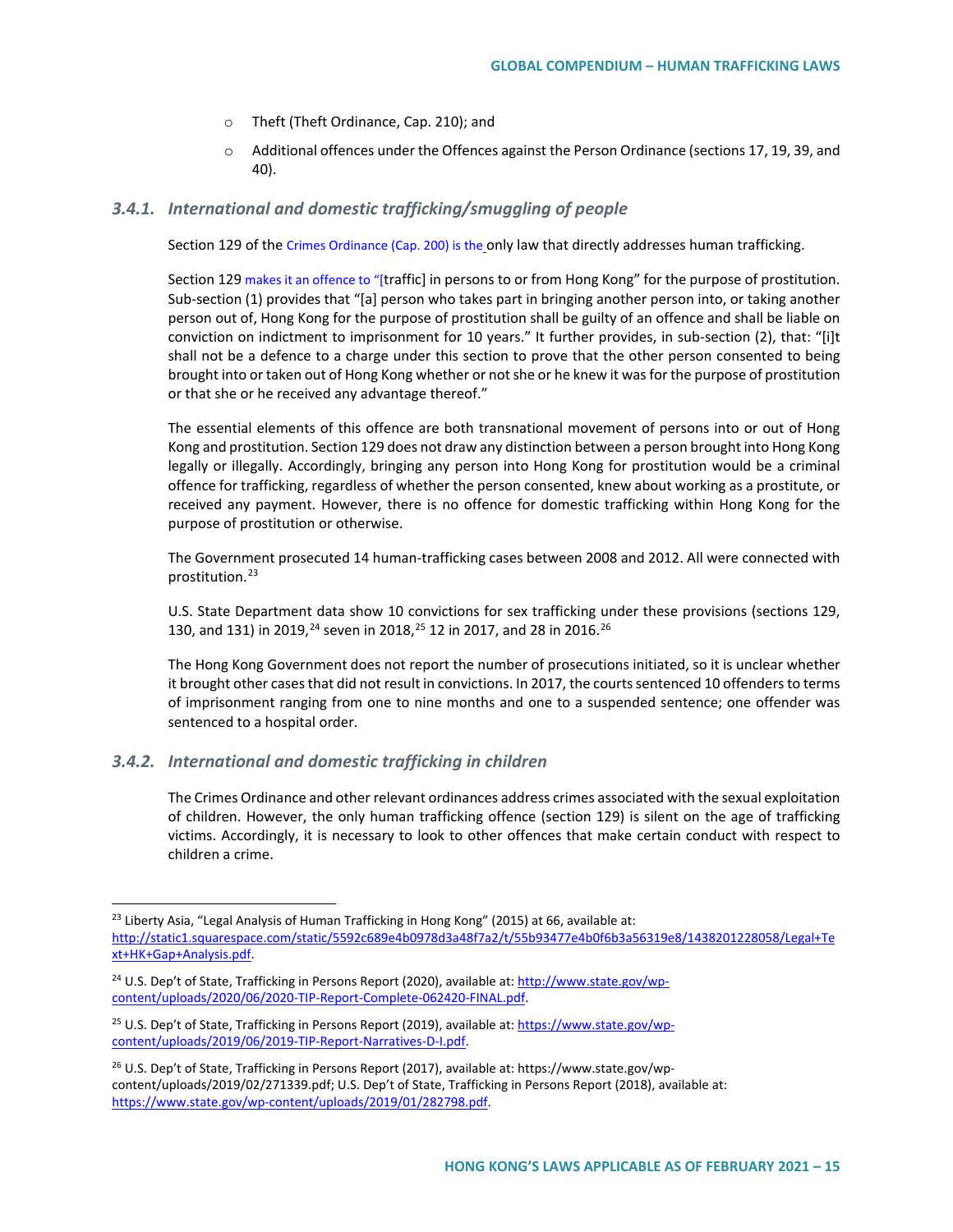- Theft (Theft Ordinance, Cap. 210); and
- Additional offences under the Offences against the Person Ordinance (sections 17, 19, 39, and 40).

### 3.4.1. International and domestic trafficking/smuggling of people

Section 129 of the Crimes Ordinance (Cap. 200) is the only law that directly addresses human trafficking.

Section 129 makes it an offence to "[traffic] in persons to or from Hong Kong" for the purpose of prostitution. Sub-section (1) provides that "[a] person who takes part in bringing another person into, or taking another person out of, Hong Kong for the purpose of prostitution shall be guilty of an offence and shall be liable on conviction on indictment to imprisonment for 10 years." It further provides, in sub-section (2), that: "[i]t shall not be a defence to a charge under this section to prove that the other person consented to being brought into or taken out of Hong Kong whether or not she or he knew it was for the purpose of prostitution or that she or he received any advantage thereof."

The essential elements of this offence are both transnational movement of persons into or out of Hong Kong and prostitution. Section 129 does not draw any distinction between a person brought into Hong Kong legally or illegally. Accordingly, bringing any person into Hong Kong for prostitution would be a criminal offence for trafficking, regardless of whether the person consented, knew about working as a prostitute, or received any payment. However, there is no offence for domestic trafficking within Hong Kong for the purpose of prostitution or otherwise.

The Government prosecuted 14 human-trafficking cases between 2008 and 2012. All were connected with prostitution.[23]

U.S. State Department data show 10 convictions for sex trafficking under these provisions (sections 129, 130, and 131) in 2019,[24] seven in 2018,[25] 12 in 2017, and 28 in 2016.[26]

The Hong Kong Government does not report the number of prosecutions initiated, so it is unclear whether it brought other cases that did not result in convictions. In 2017, the courts sentenced 10 offenders to terms of imprisonment ranging from one to nine months and one to a suspended sentence; one offender was sentenced to a hospital order.

### 3.4.2. International and domestic trafficking in children

The Crimes Ordinance and other relevant ordinances address crimes associated with the sexual exploitation of children. However, the only human trafficking offence (section 129) is silent on the age of trafficking victims. Accordingly, it is necessary to look to other offences that make certain conduct with respect to children a crime.

---

[23] Liberty Asia, "Legal Analysis of Human Trafficking in Hong Kong" (2015) at 66, available at: http://static1.squarespace.com/static/5592c689e4b0978d3a48f7a2/t/55b93477e4b0f6b3a56319e8/1438201228058/Legal+Text+HK+Gap+Analysis.pdf.

[24] U.S. Dep't of State, Trafficking in Persons Report (2020), available at: http://www.state.gov/wp-content/uploads/2020/06/2020-TIP-Report-Complete-062420-FINAL.pdf.

[25] U.S. Dep't of State, Trafficking in Persons Report (2019), available at: https://www.state.gov/wp-content/uploads/2019/06/2019-TIP-Report-Narratives-D-I.pdf.

[26] U.S. Dep't of State, Trafficking in Persons Report (2017), available at: https://www.state.gov/wp-content/uploads/2019/02/271339.pdf; U.S. Dep't of State, Trafficking in Persons Report (2018), available at: https://www.state.gov/wp-content/uploads/2019/01/282798.pdf.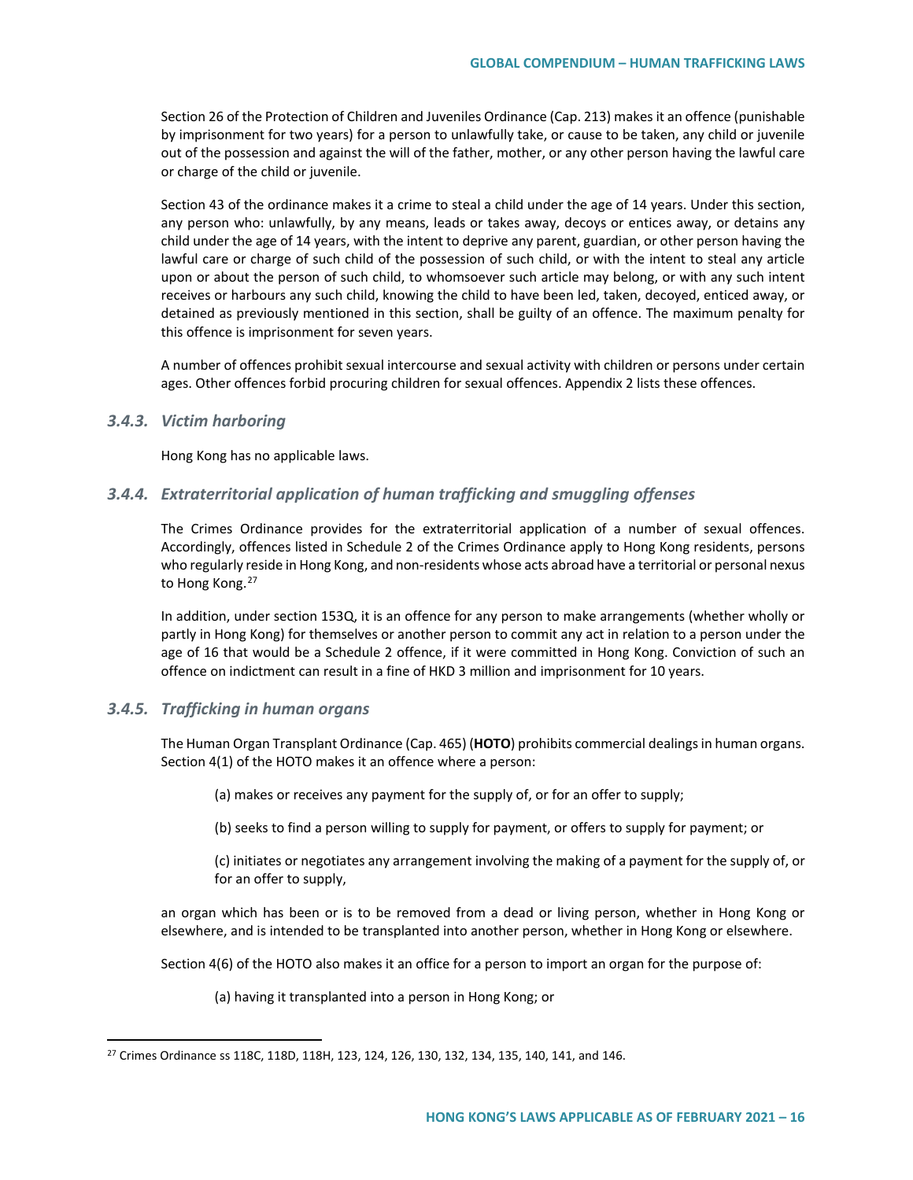Section 26 of the Protection of Children and Juveniles Ordinance (Cap. 213) makes it an offence (punishable by imprisonment for two years) for a person to unlawfully take, or cause to be taken, any child or juvenile out of the possession and against the will of the father, mother, or any other person having the lawful care or charge of the child or juvenile.

Section 43 of the ordinance makes it a crime to steal a child under the age of 14 years. Under this section, any person who: unlawfully, by any means, leads or takes away, decoys or entices away, or detains any child under the age of 14 years, with the intent to deprive any parent, guardian, or other person having the lawful care or charge of such child of the possession of such child, or with the intent to steal any article upon or about the person of such child, to whomsoever such article may belong, or with any such intent receives or harbours any such child, knowing the child to have been led, taken, decoyed, enticed away, or detained as previously mentioned in this section, shall be guilty of an offence. The maximum penalty for this offence is imprisonment for seven years.

A number of offences prohibit sexual intercourse and sexual activity with children or persons under certain ages. Other offences forbid procuring children for sexual offences. Appendix 2 lists these offences.

### *3.4.3. Victim harboring*

Hong Kong has no applicable laws.

### *3.4.4. Extraterritorial application of human trafficking and smuggling offenses*

The Crimes Ordinance provides for the extraterritorial application of a number of sexual offences. Accordingly, offences listed in Schedule 2 of the Crimes Ordinance apply to Hong Kong residents, persons who regularly reside in Hong Kong, and non-residents whose acts abroad have a territorial or personal nexus to Hong Kong.[27]

In addition, under section 153Q, it is an offence for any person to make arrangements (whether wholly or partly in Hong Kong) for themselves or another person to commit any act in relation to a person under the age of 16 that would be a Schedule 2 offence, if it were committed in Hong Kong. Conviction of such an offence on indictment can result in a fine of HKD 3 million and imprisonment for 10 years.

### *3.4.5. Trafficking in human organs*

The Human Organ Transplant Ordinance (Cap. 465) (**HOTO**) prohibits commercial dealings in human organs. Section 4(1) of the HOTO makes it an offence where a person:

(a) makes or receives any payment for the supply of, or for an offer to supply;

(b) seeks to find a person willing to supply for payment, or offers to supply for payment; or

(c) initiates or negotiates any arrangement involving the making of a payment for the supply of, or for an offer to supply,

an organ which has been or is to be removed from a dead or living person, whether in Hong Kong or elsewhere, and is intended to be transplanted into another person, whether in Hong Kong or elsewhere.

Section 4(6) of the HOTO also makes it an office for a person to import an organ for the purpose of:

(a) having it transplanted into a person in Hong Kong; or

---

[27] Crimes Ordinance ss 118C, 118D, 118H, 123, 124, 126, 130, 132, 134, 135, 140, 141, and 146.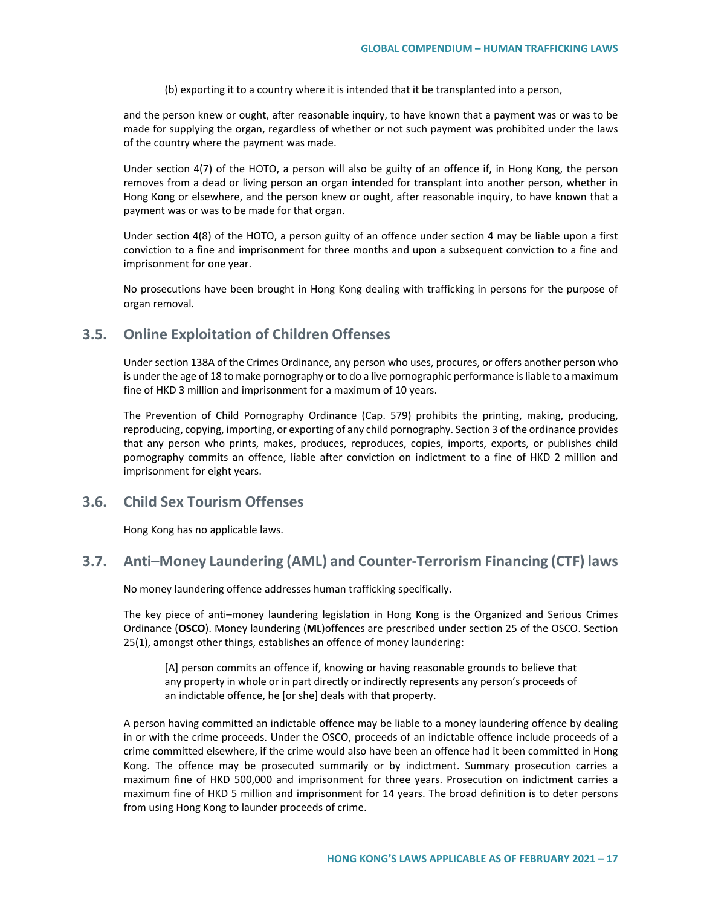(b) exporting it to a country where it is intended that it be transplanted into a person,

and the person knew or ought, after reasonable inquiry, to have known that a payment was or was to be made for supplying the organ, regardless of whether or not such payment was prohibited under the laws of the country where the payment was made.

Under section 4(7) of the HOTO, a person will also be guilty of an offence if, in Hong Kong, the person removes from a dead or living person an organ intended for transplant into another person, whether in Hong Kong or elsewhere, and the person knew or ought, after reasonable inquiry, to have known that a payment was or was to be made for that organ.

Under section 4(8) of the HOTO, a person guilty of an offence under section 4 may be liable upon a first conviction to a fine and imprisonment for three months and upon a subsequent conviction to a fine and imprisonment for one year.

No prosecutions have been brought in Hong Kong dealing with trafficking in persons for the purpose of organ removal.

## 3.5. Online Exploitation of Children Offenses

Under section 138A of the Crimes Ordinance, any person who uses, procures, or offers another person who is under the age of 18 to make pornography or to do a live pornographic performance is liable to a maximum fine of HKD 3 million and imprisonment for a maximum of 10 years.

The Prevention of Child Pornography Ordinance (Cap. 579) prohibits the printing, making, producing, reproducing, copying, importing, or exporting of any child pornography. Section 3 of the ordinance provides that any person who prints, makes, produces, reproduces, copies, imports, exports, or publishes child pornography commits an offence, liable after conviction on indictment to a fine of HKD 2 million and imprisonment for eight years.

## 3.6. Child Sex Tourism Offenses

Hong Kong has no applicable laws.

## 3.7. Anti–Money Laundering (AML) and Counter-Terrorism Financing (CTF) laws

No money laundering offence addresses human trafficking specifically.

The key piece of anti–money laundering legislation in Hong Kong is the Organized and Serious Crimes Ordinance (**OSCO**). Money laundering (**ML**)offences are prescribed under section 25 of the OSCO. Section 25(1), amongst other things, establishes an offence of money laundering:

> [A] person commits an offence if, knowing or having reasonable grounds to believe that any property in whole or in part directly or indirectly represents any person's proceeds of an indictable offence, he [or she] deals with that property.

A person having committed an indictable offence may be liable to a money laundering offence by dealing in or with the crime proceeds. Under the OSCO, proceeds of an indictable offence include proceeds of a crime committed elsewhere, if the crime would also have been an offence had it been committed in Hong Kong. The offence may be prosecuted summarily or by indictment. Summary prosecution carries a maximum fine of HKD 500,000 and imprisonment for three years. Prosecution on indictment carries a maximum fine of HKD 5 million and imprisonment for 14 years. The broad definition is to deter persons from using Hong Kong to launder proceeds of crime.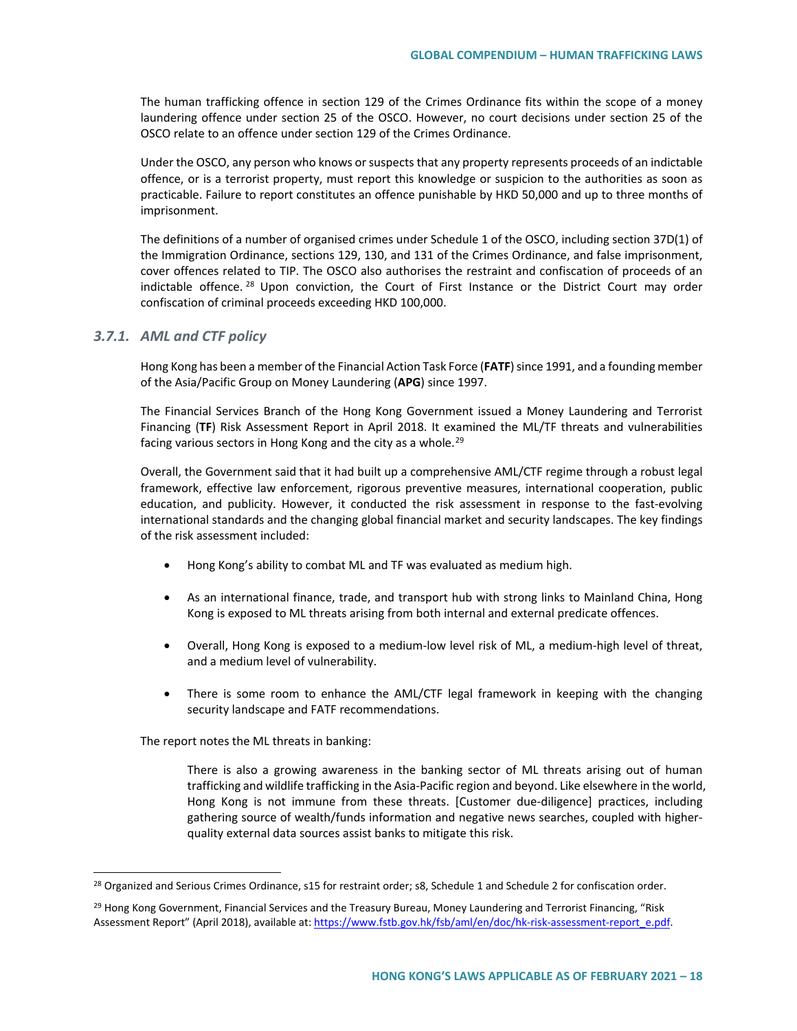The human trafficking offence in section 129 of the Crimes Ordinance fits within the scope of a money laundering offence under section 25 of the OSCO. However, no court decisions under section 25 of the OSCO relate to an offence under section 129 of the Crimes Ordinance.

Under the OSCO, any person who knows or suspects that any property represents proceeds of an indictable offence, or is a terrorist property, must report this knowledge or suspicion to the authorities as soon as practicable. Failure to report constitutes an offence punishable by HKD 50,000 and up to three months of imprisonment.

The definitions of a number of organised crimes under Schedule 1 of the OSCO, including section 37D(1) of the Immigration Ordinance, sections 129, 130, and 131 of the Crimes Ordinance, and false imprisonment, cover offences related to TIP. The OSCO also authorises the restraint and confiscation of proceeds of an indictable offence.[28] Upon conviction, the Court of First Instance or the District Court may order confiscation of criminal proceeds exceeding HKD 100,000.

### *3.7.1. AML and CTF policy*

Hong Kong has been a member of the Financial Action Task Force (**FATF**) since 1991, and a founding member of the Asia/Pacific Group on Money Laundering (**APG**) since 1997.

The Financial Services Branch of the Hong Kong Government issued a Money Laundering and Terrorist Financing (**TF**) Risk Assessment Report in April 2018. It examined the ML/TF threats and vulnerabilities facing various sectors in Hong Kong and the city as a whole.[29]

Overall, the Government said that it had built up a comprehensive AML/CTF regime through a robust legal framework, effective law enforcement, rigorous preventive measures, international cooperation, public education, and publicity. However, it conducted the risk assessment in response to the fast-evolving international standards and the changing global financial market and security landscapes. The key findings of the risk assessment included:

- Hong Kong's ability to combat ML and TF was evaluated as medium high.
- As an international finance, trade, and transport hub with strong links to Mainland China, Hong Kong is exposed to ML threats arising from both internal and external predicate offences.
- Overall, Hong Kong is exposed to a medium-low level risk of ML, a medium-high level of threat, and a medium level of vulnerability.
- There is some room to enhance the AML/CTF legal framework in keeping with the changing security landscape and FATF recommendations.

The report notes the ML threats in banking:

> There is also a growing awareness in the banking sector of ML threats arising out of human trafficking and wildlife trafficking in the Asia-Pacific region and beyond. Like elsewhere in the world, Hong Kong is not immune from these threats. [Customer due-diligence] practices, including gathering source of wealth/funds information and negative news searches, coupled with higher-quality external data sources assist banks to mitigate this risk.

---

[28] Organized and Serious Crimes Ordinance, s15 for restraint order; s8, Schedule 1 and Schedule 2 for confiscation order.

[29] Hong Kong Government, Financial Services and the Treasury Bureau, Money Laundering and Terrorist Financing, "Risk Assessment Report" (April 2018), available at: https://www.fstb.gov.hk/fsb/aml/en/doc/hk-risk-assessment-report_e.pdf.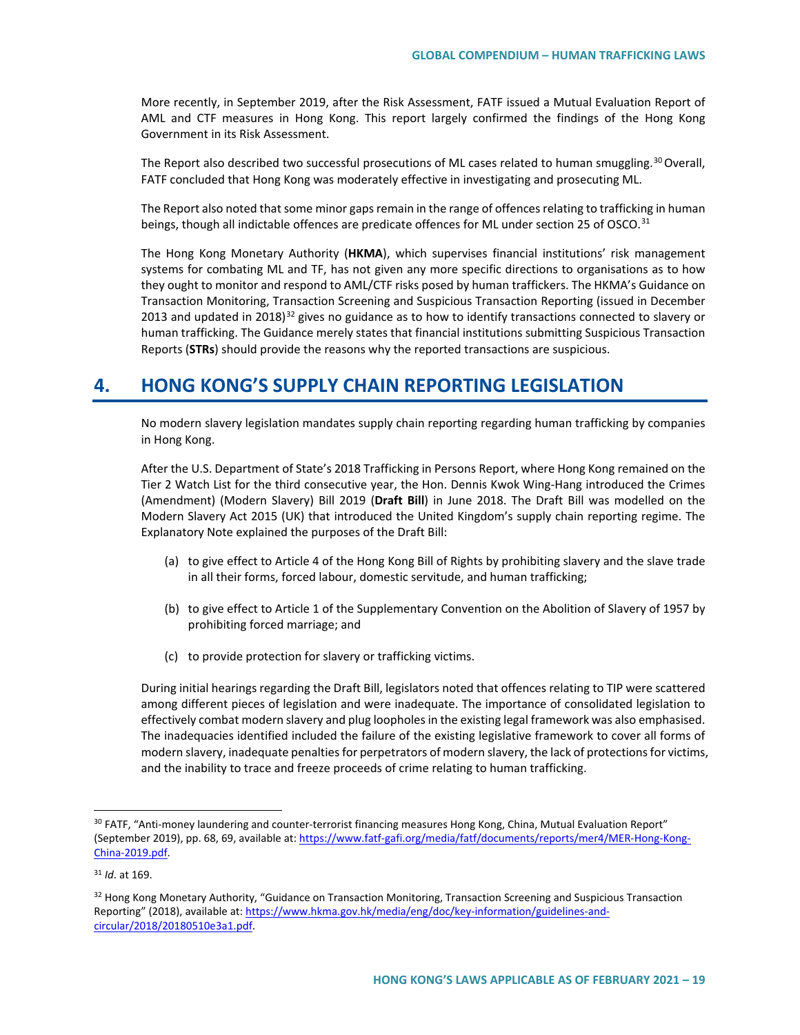More recently, in September 2019, after the Risk Assessment, FATF issued a Mutual Evaluation Report of AML and CTF measures in Hong Kong. This report largely confirmed the findings of the Hong Kong Government in its Risk Assessment.

The Report also described two successful prosecutions of ML cases related to human smuggling.[30] Overall, FATF concluded that Hong Kong was moderately effective in investigating and prosecuting ML.

The Report also noted that some minor gaps remain in the range of offences relating to trafficking in human beings, though all indictable offences are predicate offences for ML under section 25 of OSCO.[31]

The Hong Kong Monetary Authority (**HKMA**), which supervises financial institutions' risk management systems for combating ML and TF, has not given any more specific directions to organisations as to how they ought to monitor and respond to AML/CTF risks posed by human traffickers. The HKMA's Guidance on Transaction Monitoring, Transaction Screening and Suspicious Transaction Reporting (issued in December 2013 and updated in 2018)[32] gives no guidance as to how to identify transactions connected to slavery or human trafficking. The Guidance merely states that financial institutions submitting Suspicious Transaction Reports (**STRs**) should provide the reasons why the reported transactions are suspicious.

# 4. HONG KONG'S SUPPLY CHAIN REPORTING LEGISLATION

No modern slavery legislation mandates supply chain reporting regarding human trafficking by companies in Hong Kong.

After the U.S. Department of State's 2018 Trafficking in Persons Report, where Hong Kong remained on the Tier 2 Watch List for the third consecutive year, the Hon. Dennis Kwok Wing-Hang introduced the Crimes (Amendment) (Modern Slavery) Bill 2019 (**Draft Bill**) in June 2018. The Draft Bill was modelled on the Modern Slavery Act 2015 (UK) that introduced the United Kingdom's supply chain reporting regime. The Explanatory Note explained the purposes of the Draft Bill:

(a) to give effect to Article 4 of the Hong Kong Bill of Rights by prohibiting slavery and the slave trade in all their forms, forced labour, domestic servitude, and human trafficking;

(b) to give effect to Article 1 of the Supplementary Convention on the Abolition of Slavery of 1957 by prohibiting forced marriage; and

(c) to provide protection for slavery or trafficking victims.

During initial hearings regarding the Draft Bill, legislators noted that offences relating to TIP were scattered among different pieces of legislation and were inadequate. The importance of consolidated legislation to effectively combat modern slavery and plug loopholes in the existing legal framework was also emphasised. The inadequacies identified included the failure of the existing legislative framework to cover all forms of modern slavery, inadequate penalties for perpetrators of modern slavery, the lack of protections for victims, and the inability to trace and freeze proceeds of crime relating to human trafficking.

---

[30] FATF, "Anti-money laundering and counter-terrorist financing measures Hong Kong, China, Mutual Evaluation Report" (September 2019), pp. 68, 69, available at: https://www.fatf-gafi.org/media/fatf/documents/reports/mer4/MER-Hong-Kong-China-2019.pdf.

[31] *Id*. at 169.

[32] Hong Kong Monetary Authority, "Guidance on Transaction Monitoring, Transaction Screening and Suspicious Transaction Reporting" (2018), available at: https://www.hkma.gov.hk/media/eng/doc/key-information/guidelines-and-circular/2018/20180510e3a1.pdf.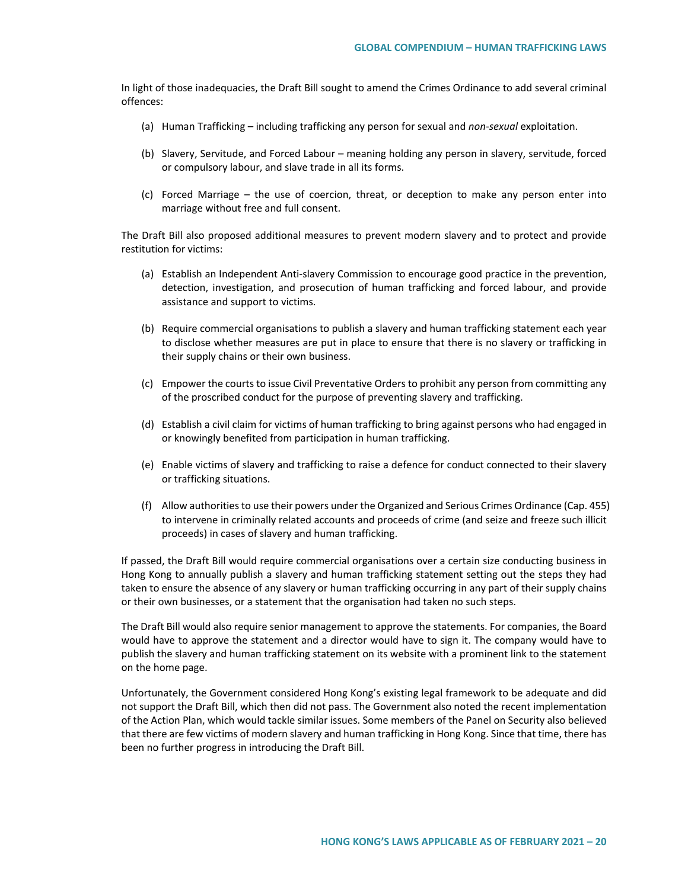In light of those inadequacies, the Draft Bill sought to amend the Crimes Ordinance to add several criminal offences:

(a) Human Trafficking – including trafficking any person for sexual and *non-sexual* exploitation.

(b) Slavery, Servitude, and Forced Labour – meaning holding any person in slavery, servitude, forced or compulsory labour, and slave trade in all its forms.

(c) Forced Marriage – the use of coercion, threat, or deception to make any person enter into marriage without free and full consent.

The Draft Bill also proposed additional measures to prevent modern slavery and to protect and provide restitution for victims:

(a) Establish an Independent Anti-slavery Commission to encourage good practice in the prevention, detection, investigation, and prosecution of human trafficking and forced labour, and provide assistance and support to victims.

(b) Require commercial organisations to publish a slavery and human trafficking statement each year to disclose whether measures are put in place to ensure that there is no slavery or trafficking in their supply chains or their own business.

(c) Empower the courts to issue Civil Preventative Orders to prohibit any person from committing any of the proscribed conduct for the purpose of preventing slavery and trafficking.

(d) Establish a civil claim for victims of human trafficking to bring against persons who had engaged in or knowingly benefited from participation in human trafficking.

(e) Enable victims of slavery and trafficking to raise a defence for conduct connected to their slavery or trafficking situations.

(f) Allow authorities to use their powers under the Organized and Serious Crimes Ordinance (Cap. 455) to intervene in criminally related accounts and proceeds of crime (and seize and freeze such illicit proceeds) in cases of slavery and human trafficking.

If passed, the Draft Bill would require commercial organisations over a certain size conducting business in Hong Kong to annually publish a slavery and human trafficking statement setting out the steps they had taken to ensure the absence of any slavery or human trafficking occurring in any part of their supply chains or their own businesses, or a statement that the organisation had taken no such steps.

The Draft Bill would also require senior management to approve the statements. For companies, the Board would have to approve the statement and a director would have to sign it. The company would have to publish the slavery and human trafficking statement on its website with a prominent link to the statement on the home page.

Unfortunately, the Government considered Hong Kong's existing legal framework to be adequate and did not support the Draft Bill, which then did not pass. The Government also noted the recent implementation of the Action Plan, which would tackle similar issues. Some members of the Panel on Security also believed that there are few victims of modern slavery and human trafficking in Hong Kong. Since that time, there has been no further progress in introducing the Draft Bill.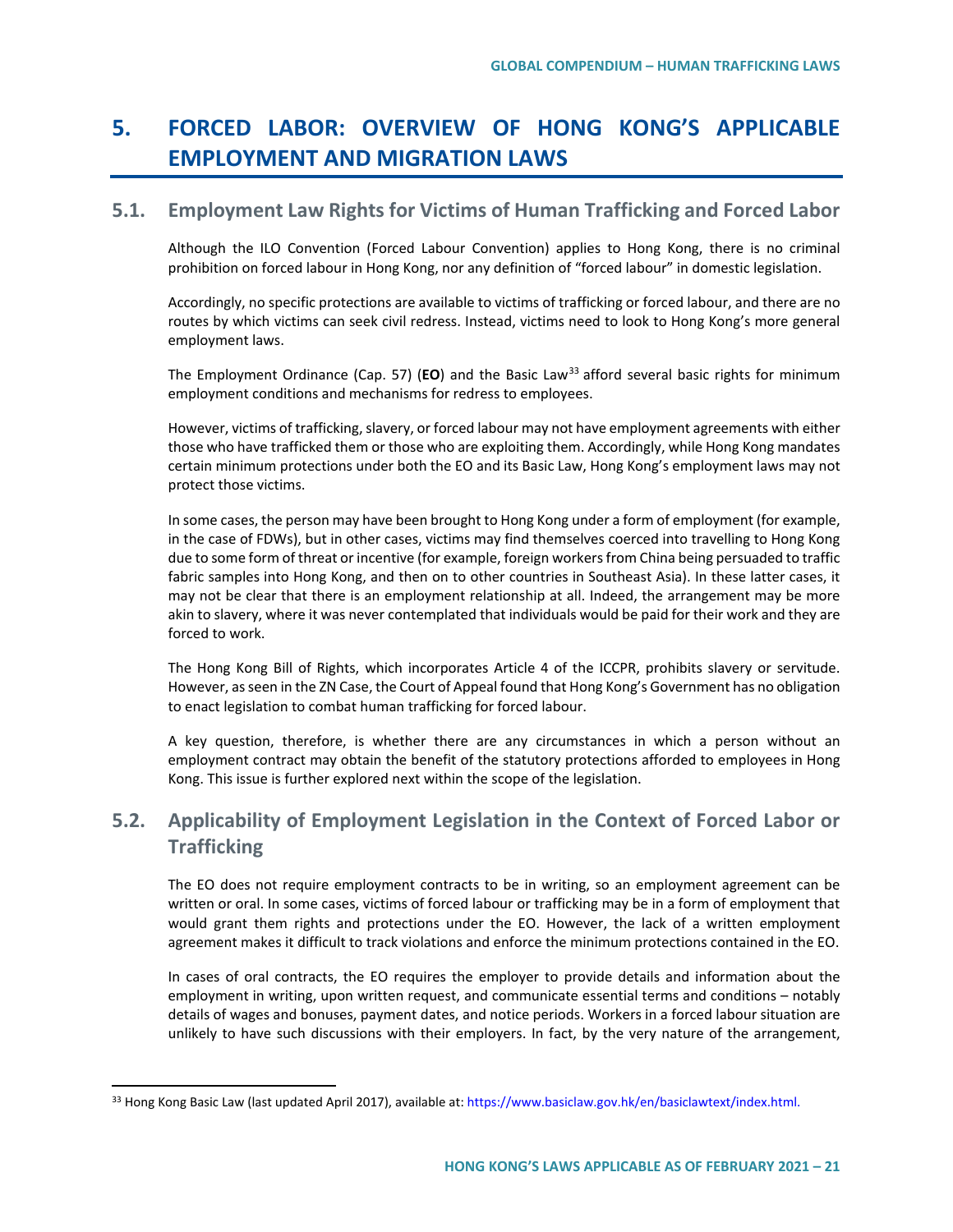# 5. FORCED LABOR: OVERVIEW OF HONG KONG'S APPLICABLE EMPLOYMENT AND MIGRATION LAWS

## 5.1. Employment Law Rights for Victims of Human Trafficking and Forced Labor

Although the ILO Convention (Forced Labour Convention) applies to Hong Kong, there is no criminal prohibition on forced labour in Hong Kong, nor any definition of "forced labour" in domestic legislation.

Accordingly, no specific protections are available to victims of trafficking or forced labour, and there are no routes by which victims can seek civil redress. Instead, victims need to look to Hong Kong's more general employment laws.

The Employment Ordinance (Cap. 57) (**EO**) and the Basic Law[33] afford several basic rights for minimum employment conditions and mechanisms for redress to employees.

However, victims of trafficking, slavery, or forced labour may not have employment agreements with either those who have trafficked them or those who are exploiting them. Accordingly, while Hong Kong mandates certain minimum protections under both the EO and its Basic Law, Hong Kong's employment laws may not protect those victims.

In some cases, the person may have been brought to Hong Kong under a form of employment (for example, in the case of FDWs), but in other cases, victims may find themselves coerced into travelling to Hong Kong due to some form of threat or incentive (for example, foreign workers from China being persuaded to traffic fabric samples into Hong Kong, and then on to other countries in Southeast Asia). In these latter cases, it may not be clear that there is an employment relationship at all. Indeed, the arrangement may be more akin to slavery, where it was never contemplated that individuals would be paid for their work and they are forced to work.

The Hong Kong Bill of Rights, which incorporates Article 4 of the ICCPR, prohibits slavery or servitude. However, as seen in the ZN Case, the Court of Appeal found that Hong Kong's Government has no obligation to enact legislation to combat human trafficking for forced labour.

A key question, therefore, is whether there are any circumstances in which a person without an employment contract may obtain the benefit of the statutory protections afforded to employees in Hong Kong. This issue is further explored next within the scope of the legislation.

## 5.2. Applicability of Employment Legislation in the Context of Forced Labor or Trafficking

The EO does not require employment contracts to be in writing, so an employment agreement can be written or oral. In some cases, victims of forced labour or trafficking may be in a form of employment that would grant them rights and protections under the EO. However, the lack of a written employment agreement makes it difficult to track violations and enforce the minimum protections contained in the EO.

In cases of oral contracts, the EO requires the employer to provide details and information about the employment in writing, upon written request, and communicate essential terms and conditions – notably details of wages and bonuses, payment dates, and notice periods. Workers in a forced labour situation are unlikely to have such discussions with their employers. In fact, by the very nature of the arrangement,

---

[33] Hong Kong Basic Law (last updated April 2017), available at: https://www.basiclaw.gov.hk/en/basiclawtext/index.html.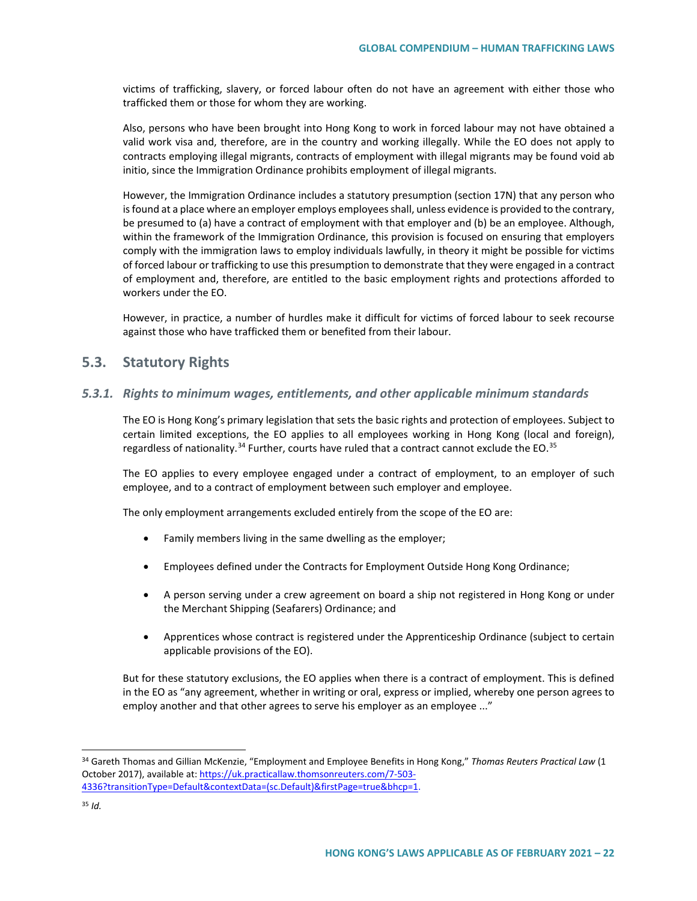victims of trafficking, slavery, or forced labour often do not have an agreement with either those who trafficked them or those for whom they are working.

Also, persons who have been brought into Hong Kong to work in forced labour may not have obtained a valid work visa and, therefore, are in the country and working illegally. While the EO does not apply to contracts employing illegal migrants, contracts of employment with illegal migrants may be found void ab initio, since the Immigration Ordinance prohibits employment of illegal migrants.

However, the Immigration Ordinance includes a statutory presumption (section 17N) that any person who is found at a place where an employer employs employees shall, unless evidence is provided to the contrary, be presumed to (a) have a contract of employment with that employer and (b) be an employee. Although, within the framework of the Immigration Ordinance, this provision is focused on ensuring that employers comply with the immigration laws to employ individuals lawfully, in theory it might be possible for victims of forced labour or trafficking to use this presumption to demonstrate that they were engaged in a contract of employment and, therefore, are entitled to the basic employment rights and protections afforded to workers under the EO.

However, in practice, a number of hurdles make it difficult for victims of forced labour to seek recourse against those who have trafficked them or benefited from their labour.

## 5.3. Statutory Rights

### *5.3.1. Rights to minimum wages, entitlements, and other applicable minimum standards*

The EO is Hong Kong's primary legislation that sets the basic rights and protection of employees. Subject to certain limited exceptions, the EO applies to all employees working in Hong Kong (local and foreign), regardless of nationality.[34] Further, courts have ruled that a contract cannot exclude the EO.[35]

The EO applies to every employee engaged under a contract of employment, to an employer of such employee, and to a contract of employment between such employer and employee.

The only employment arrangements excluded entirely from the scope of the EO are:

- Family members living in the same dwelling as the employer;
- Employees defined under the Contracts for Employment Outside Hong Kong Ordinance;
- A person serving under a crew agreement on board a ship not registered in Hong Kong or under the Merchant Shipping (Seafarers) Ordinance; and
- Apprentices whose contract is registered under the Apprenticeship Ordinance (subject to certain applicable provisions of the EO).

But for these statutory exclusions, the EO applies when there is a contract of employment. This is defined in the EO as "any agreement, whether in writing or oral, express or implied, whereby one person agrees to employ another and that other agrees to serve his employer as an employee ..."

---

[34] Gareth Thomas and Gillian McKenzie, "Employment and Employee Benefits in Hong Kong," *Thomas Reuters Practical Law* (1 October 2017), available at: https://uk.practicallaw.thomsonreuters.com/7-503-4336?transitionType=Default&contextData=(sc.Default)&firstPage=true&bhcp=1.

[35] *Id.*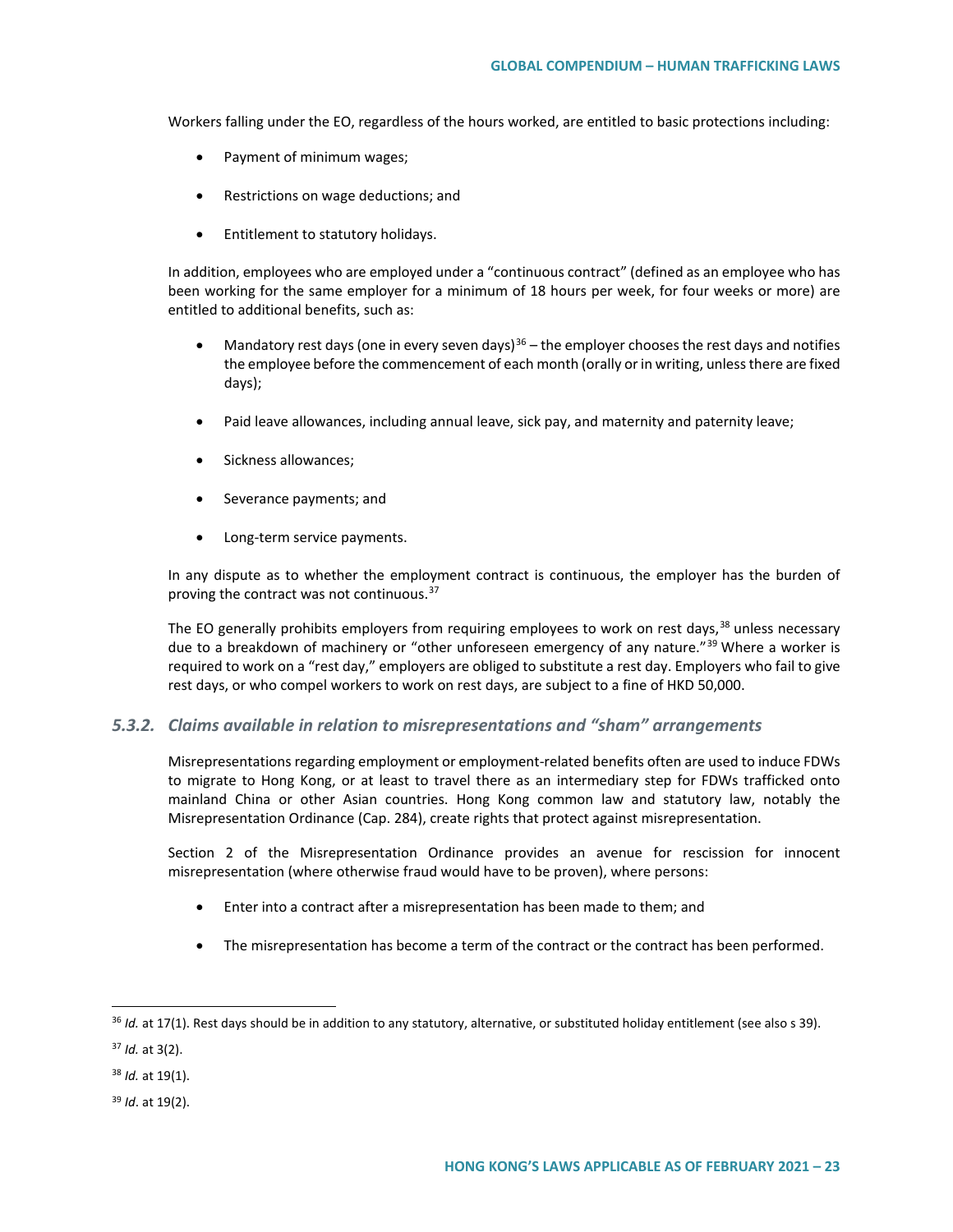Workers falling under the EO, regardless of the hours worked, are entitled to basic protections including:

- Payment of minimum wages;
- Restrictions on wage deductions; and
- Entitlement to statutory holidays.

In addition, employees who are employed under a "continuous contract" (defined as an employee who has been working for the same employer for a minimum of 18 hours per week, for four weeks or more) are entitled to additional benefits, such as:

- Mandatory rest days (one in every seven days)[36] – the employer chooses the rest days and notifies the employee before the commencement of each month (orally or in writing, unless there are fixed days);
- Paid leave allowances, including annual leave, sick pay, and maternity and paternity leave;
- Sickness allowances;
- Severance payments; and
- Long-term service payments.

In any dispute as to whether the employment contract is continuous, the employer has the burden of proving the contract was not continuous.[37]

The EO generally prohibits employers from requiring employees to work on rest days,[38] unless necessary due to a breakdown of machinery or "other unforeseen emergency of any nature."[39] Where a worker is required to work on a "rest day," employers are obliged to substitute a rest day. Employers who fail to give rest days, or who compel workers to work on rest days, are subject to a fine of HKD 50,000.

### *5.3.2. Claims available in relation to misrepresentations and "sham" arrangements*

Misrepresentations regarding employment or employment-related benefits often are used to induce FDWs to migrate to Hong Kong, or at least to travel there as an intermediary step for FDWs trafficked onto mainland China or other Asian countries. Hong Kong common law and statutory law, notably the Misrepresentation Ordinance (Cap. 284), create rights that protect against misrepresentation.

Section 2 of the Misrepresentation Ordinance provides an avenue for rescission for innocent misrepresentation (where otherwise fraud would have to be proven), where persons:

- Enter into a contract after a misrepresentation has been made to them; and
- The misrepresentation has become a term of the contract or the contract has been performed.

---

[36] *Id.* at 17(1). Rest days should be in addition to any statutory, alternative, or substituted holiday entitlement (see also s 39).

[37] *Id.* at 3(2).

[38] *Id.* at 19(1).

[39] *Id*. at 19(2).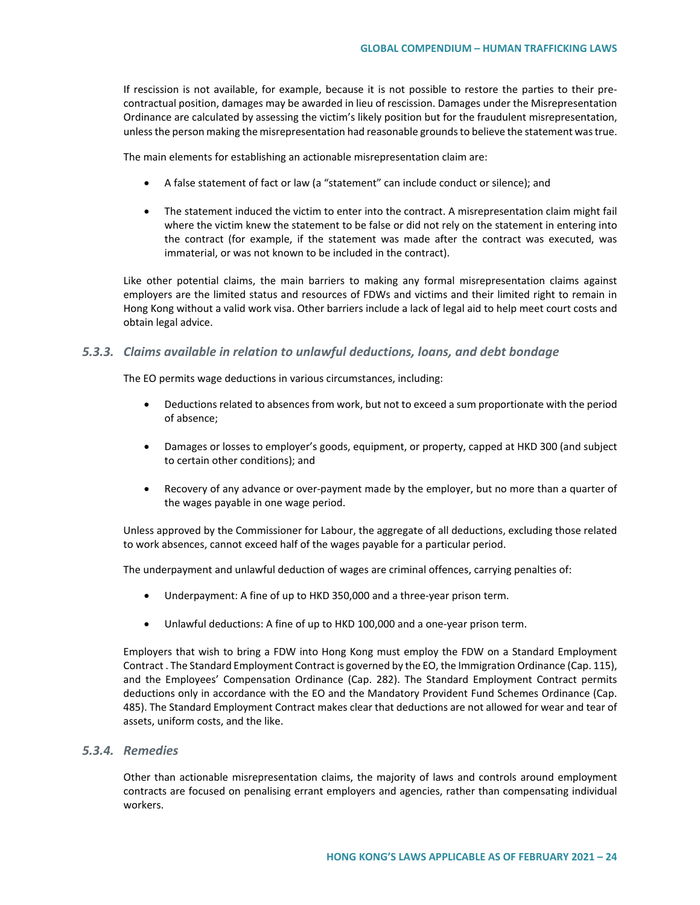If rescission is not available, for example, because it is not possible to restore the parties to their pre-contractual position, damages may be awarded in lieu of rescission. Damages under the Misrepresentation Ordinance are calculated by assessing the victim's likely position but for the fraudulent misrepresentation, unless the person making the misrepresentation had reasonable grounds to believe the statement was true.

The main elements for establishing an actionable misrepresentation claim are:

- A false statement of fact or law (a "statement" can include conduct or silence); and
- The statement induced the victim to enter into the contract. A misrepresentation claim might fail where the victim knew the statement to be false or did not rely on the statement in entering into the contract (for example, if the statement was made after the contract was executed, was immaterial, or was not known to be included in the contract).

Like other potential claims, the main barriers to making any formal misrepresentation claims against employers are the limited status and resources of FDWs and victims and their limited right to remain in Hong Kong without a valid work visa. Other barriers include a lack of legal aid to help meet court costs and obtain legal advice.

### *5.3.3. Claims available in relation to unlawful deductions, loans, and debt bondage*

The EO permits wage deductions in various circumstances, including:

- Deductions related to absences from work, but not to exceed a sum proportionate with the period of absence;
- Damages or losses to employer's goods, equipment, or property, capped at HKD 300 (and subject to certain other conditions); and
- Recovery of any advance or over-payment made by the employer, but no more than a quarter of the wages payable in one wage period.

Unless approved by the Commissioner for Labour, the aggregate of all deductions, excluding those related to work absences, cannot exceed half of the wages payable for a particular period.

The underpayment and unlawful deduction of wages are criminal offences, carrying penalties of:

- Underpayment: A fine of up to HKD 350,000 and a three-year prison term.
- Unlawful deductions: A fine of up to HKD 100,000 and a one-year prison term.

Employers that wish to bring a FDW into Hong Kong must employ the FDW on a Standard Employment Contract . The Standard Employment Contract is governed by the EO, the Immigration Ordinance (Cap. 115), and the Employees' Compensation Ordinance (Cap. 282). The Standard Employment Contract permits deductions only in accordance with the EO and the Mandatory Provident Fund Schemes Ordinance (Cap. 485). The Standard Employment Contract makes clear that deductions are not allowed for wear and tear of assets, uniform costs, and the like.

### *5.3.4. Remedies*

Other than actionable misrepresentation claims, the majority of laws and controls around employment contracts are focused on penalising errant employers and agencies, rather than compensating individual workers.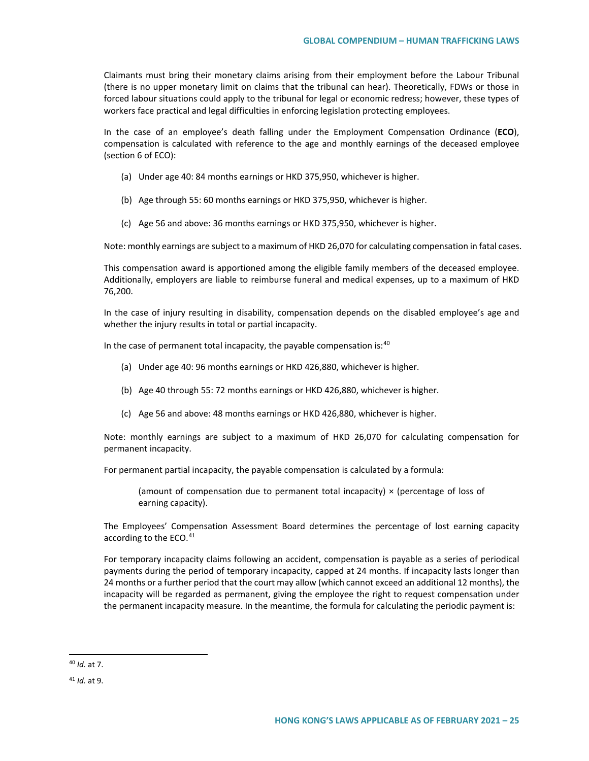Claimants must bring their monetary claims arising from their employment before the Labour Tribunal (there is no upper monetary limit on claims that the tribunal can hear). Theoretically, FDWs or those in forced labour situations could apply to the tribunal for legal or economic redress; however, these types of workers face practical and legal difficulties in enforcing legislation protecting employees.

In the case of an employee's death falling under the Employment Compensation Ordinance (**ECO**), compensation is calculated with reference to the age and monthly earnings of the deceased employee (section 6 of ECO):

(a) Under age 40: 84 months earnings or HKD 375,950, whichever is higher.

(b) Age through 55: 60 months earnings or HKD 375,950, whichever is higher.

(c) Age 56 and above: 36 months earnings or HKD 375,950, whichever is higher.

Note: monthly earnings are subject to a maximum of HKD 26,070 for calculating compensation in fatal cases.

This compensation award is apportioned among the eligible family members of the deceased employee. Additionally, employers are liable to reimburse funeral and medical expenses, up to a maximum of HKD 76,200.

In the case of injury resulting in disability, compensation depends on the disabled employee's age and whether the injury results in total or partial incapacity.

In the case of permanent total incapacity, the payable compensation is:[40]

(a) Under age 40: 96 months earnings or HKD 426,880, whichever is higher.

(b) Age 40 through 55: 72 months earnings or HKD 426,880, whichever is higher.

(c) Age 56 and above: 48 months earnings or HKD 426,880, whichever is higher.

Note: monthly earnings are subject to a maximum of HKD 26,070 for calculating compensation for permanent incapacity.

For permanent partial incapacity, the payable compensation is calculated by a formula:

> (amount of compensation due to permanent total incapacity) × (percentage of loss of earning capacity).

The Employees' Compensation Assessment Board determines the percentage of lost earning capacity according to the ECO.[41]

For temporary incapacity claims following an accident, compensation is payable as a series of periodical payments during the period of temporary incapacity, capped at 24 months. If incapacity lasts longer than 24 months or a further period that the court may allow (which cannot exceed an additional 12 months), the incapacity will be regarded as permanent, giving the employee the right to request compensation under the permanent incapacity measure. In the meantime, the formula for calculating the periodic payment is:

---

[40] *Id.* at 7.

[41] *Id.* at 9.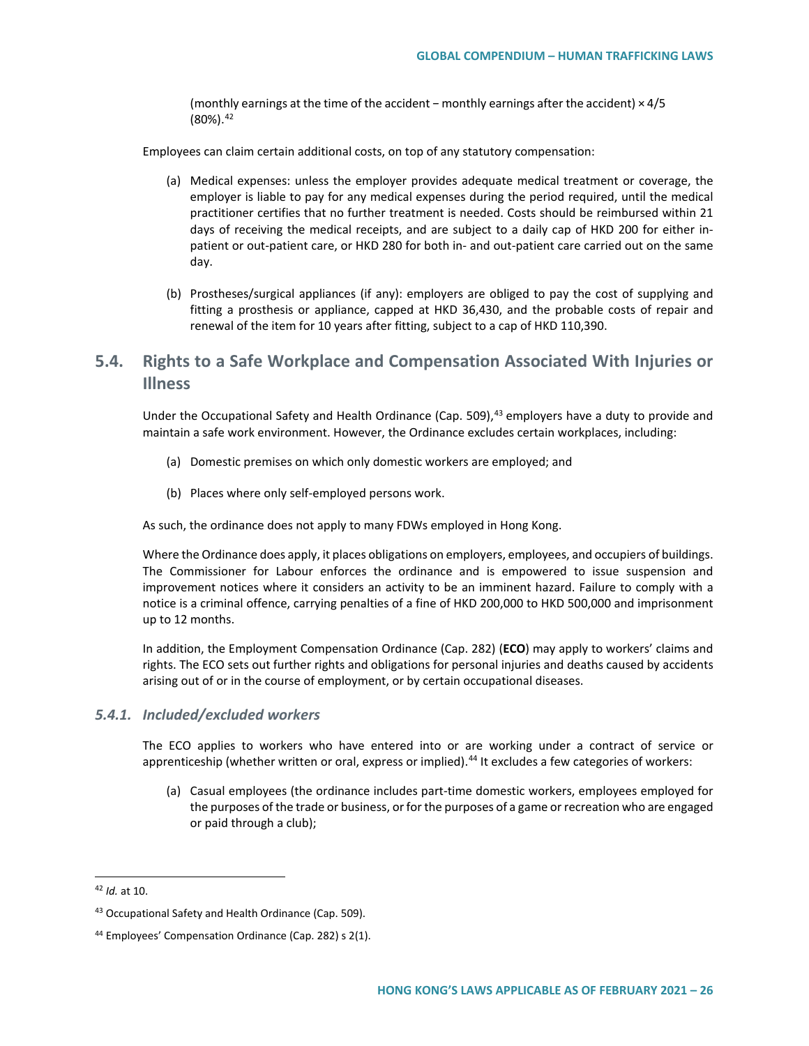(monthly earnings at the time of the accident − monthly earnings after the accident) × 4/5 (80%).[42]

Employees can claim certain additional costs, on top of any statutory compensation:

(a) Medical expenses: unless the employer provides adequate medical treatment or coverage, the employer is liable to pay for any medical expenses during the period required, until the medical practitioner certifies that no further treatment is needed. Costs should be reimbursed within 21 days of receiving the medical receipts, and are subject to a daily cap of HKD 200 for either in-patient or out-patient care, or HKD 280 for both in- and out-patient care carried out on the same day.

(b) Prostheses/surgical appliances (if any): employers are obliged to pay the cost of supplying and fitting a prosthesis or appliance, capped at HKD 36,430, and the probable costs of repair and renewal of the item for 10 years after fitting, subject to a cap of HKD 110,390.

## 5.4. Rights to a Safe Workplace and Compensation Associated With Injuries or Illness

Under the Occupational Safety and Health Ordinance (Cap. 509),[43] employers have a duty to provide and maintain a safe work environment. However, the Ordinance excludes certain workplaces, including:

(a) Domestic premises on which only domestic workers are employed; and

(b) Places where only self-employed persons work.

As such, the ordinance does not apply to many FDWs employed in Hong Kong.

Where the Ordinance does apply, it places obligations on employers, employees, and occupiers of buildings. The Commissioner for Labour enforces the ordinance and is empowered to issue suspension and improvement notices where it considers an activity to be an imminent hazard. Failure to comply with a notice is a criminal offence, carrying penalties of a fine of HKD 200,000 to HKD 500,000 and imprisonment up to 12 months.

In addition, the Employment Compensation Ordinance (Cap. 282) (**ECO**) may apply to workers' claims and rights. The ECO sets out further rights and obligations for personal injuries and deaths caused by accidents arising out of or in the course of employment, or by certain occupational diseases.

### *5.4.1. Included/excluded workers*

The ECO applies to workers who have entered into or are working under a contract of service or apprenticeship (whether written or oral, express or implied).[44] It excludes a few categories of workers:

(a) Casual employees (the ordinance includes part-time domestic workers, employees employed for the purposes of the trade or business, or for the purposes of a game or recreation who are engaged or paid through a club);

---

[42] *Id.* at 10.

[43] Occupational Safety and Health Ordinance (Cap. 509).

[44] Employees' Compensation Ordinance (Cap. 282) s 2(1).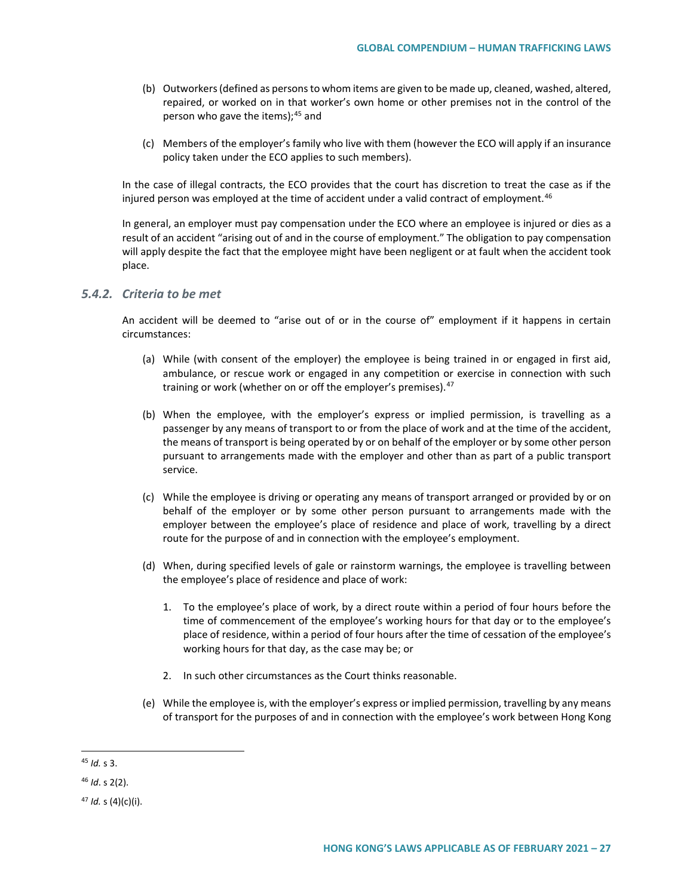(b) Outworkers (defined as persons to whom items are given to be made up, cleaned, washed, altered, repaired, or worked on in that worker's own home or other premises not in the control of the person who gave the items);[45] and

(c) Members of the employer's family who live with them (however the ECO will apply if an insurance policy taken under the ECO applies to such members).

In the case of illegal contracts, the ECO provides that the court has discretion to treat the case as if the injured person was employed at the time of accident under a valid contract of employment.[46]

In general, an employer must pay compensation under the ECO where an employee is injured or dies as a result of an accident "arising out of and in the course of employment." The obligation to pay compensation will apply despite the fact that the employee might have been negligent or at fault when the accident took place.

### *5.4.2. Criteria to be met*

An accident will be deemed to "arise out of or in the course of" employment if it happens in certain circumstances:

(a) While (with consent of the employer) the employee is being trained in or engaged in first aid, ambulance, or rescue work or engaged in any competition or exercise in connection with such training or work (whether on or off the employer's premises).[47]

(b) When the employee, with the employer's express or implied permission, is travelling as a passenger by any means of transport to or from the place of work and at the time of the accident, the means of transport is being operated by or on behalf of the employer or by some other person pursuant to arrangements made with the employer and other than as part of a public transport service.

(c) While the employee is driving or operating any means of transport arranged or provided by or on behalf of the employer or by some other person pursuant to arrangements made with the employer between the employee's place of residence and place of work, travelling by a direct route for the purpose of and in connection with the employee's employment.

(d) When, during specified levels of gale or rainstorm warnings, the employee is travelling between the employee's place of residence and place of work:

1. To the employee's place of work, by a direct route within a period of four hours before the time of commencement of the employee's working hours for that day or to the employee's place of residence, within a period of four hours after the time of cessation of the employee's working hours for that day, as the case may be; or

2. In such other circumstances as the Court thinks reasonable.

(e) While the employee is, with the employer's express or implied permission, travelling by any means of transport for the purposes of and in connection with the employee's work between Hong Kong

---

[45] *Id.* s 3.

[46] *Id*. s 2(2).

[47] *Id.* s (4)(c)(i).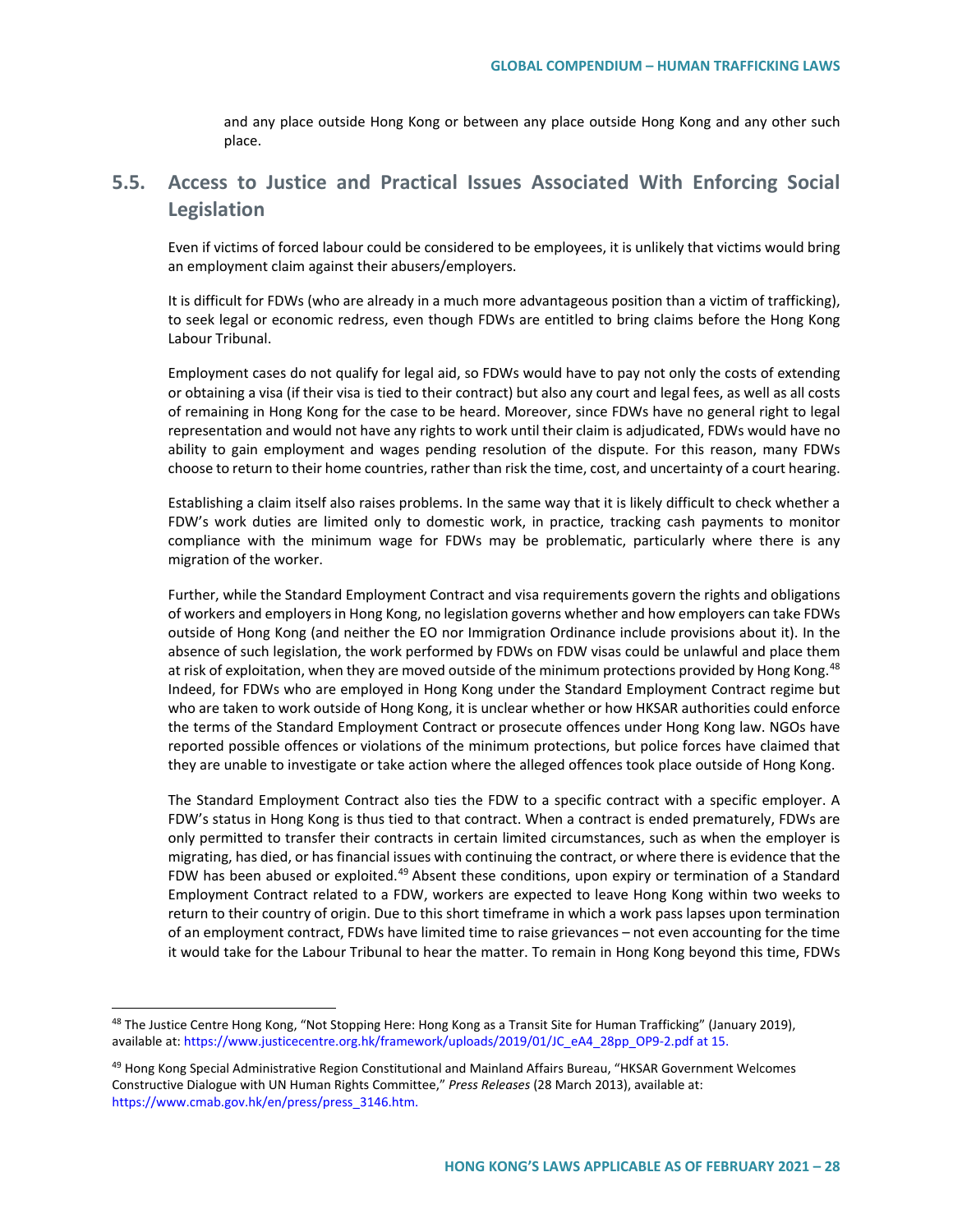and any place outside Hong Kong or between any place outside Hong Kong and any other such place.

## 5.5. Access to Justice and Practical Issues Associated With Enforcing Social Legislation

Even if victims of forced labour could be considered to be employees, it is unlikely that victims would bring an employment claim against their abusers/employers.

It is difficult for FDWs (who are already in a much more advantageous position than a victim of trafficking), to seek legal or economic redress, even though FDWs are entitled to bring claims before the Hong Kong Labour Tribunal.

Employment cases do not qualify for legal aid, so FDWs would have to pay not only the costs of extending or obtaining a visa (if their visa is tied to their contract) but also any court and legal fees, as well as all costs of remaining in Hong Kong for the case to be heard. Moreover, since FDWs have no general right to legal representation and would not have any rights to work until their claim is adjudicated, FDWs would have no ability to gain employment and wages pending resolution of the dispute. For this reason, many FDWs choose to return to their home countries, rather than risk the time, cost, and uncertainty of a court hearing.

Establishing a claim itself also raises problems. In the same way that it is likely difficult to check whether a FDW's work duties are limited only to domestic work, in practice, tracking cash payments to monitor compliance with the minimum wage for FDWs may be problematic, particularly where there is any migration of the worker.

Further, while the Standard Employment Contract and visa requirements govern the rights and obligations of workers and employers in Hong Kong, no legislation governs whether and how employers can take FDWs outside of Hong Kong (and neither the EO nor Immigration Ordinance include provisions about it). In the absence of such legislation, the work performed by FDWs on FDW visas could be unlawful and place them at risk of exploitation, when they are moved outside of the minimum protections provided by Hong Kong.[48] Indeed, for FDWs who are employed in Hong Kong under the Standard Employment Contract regime but who are taken to work outside of Hong Kong, it is unclear whether or how HKSAR authorities could enforce the terms of the Standard Employment Contract or prosecute offences under Hong Kong law. NGOs have reported possible offences or violations of the minimum protections, but police forces have claimed that they are unable to investigate or take action where the alleged offences took place outside of Hong Kong.

The Standard Employment Contract also ties the FDW to a specific contract with a specific employer. A FDW's status in Hong Kong is thus tied to that contract. When a contract is ended prematurely, FDWs are only permitted to transfer their contracts in certain limited circumstances, such as when the employer is migrating, has died, or has financial issues with continuing the contract, or where there is evidence that the FDW has been abused or exploited.[49] Absent these conditions, upon expiry or termination of a Standard Employment Contract related to a FDW, workers are expected to leave Hong Kong within two weeks to return to their country of origin. Due to this short timeframe in which a work pass lapses upon termination of an employment contract, FDWs have limited time to raise grievances – not even accounting for the time it would take for the Labour Tribunal to hear the matter. To remain in Hong Kong beyond this time, FDWs

---

[48] The Justice Centre Hong Kong, "Not Stopping Here: Hong Kong as a Transit Site for Human Trafficking" (January 2019), available at: https://www.justicecentre.org.hk/framework/uploads/2019/01/JC_eA4_28pp_OP9-2.pdf at 15.

[49] Hong Kong Special Administrative Region Constitutional and Mainland Affairs Bureau, "HKSAR Government Welcomes Constructive Dialogue with UN Human Rights Committee," *Press Releases* (28 March 2013), available at: https://www.cmab.gov.hk/en/press/press_3146.htm.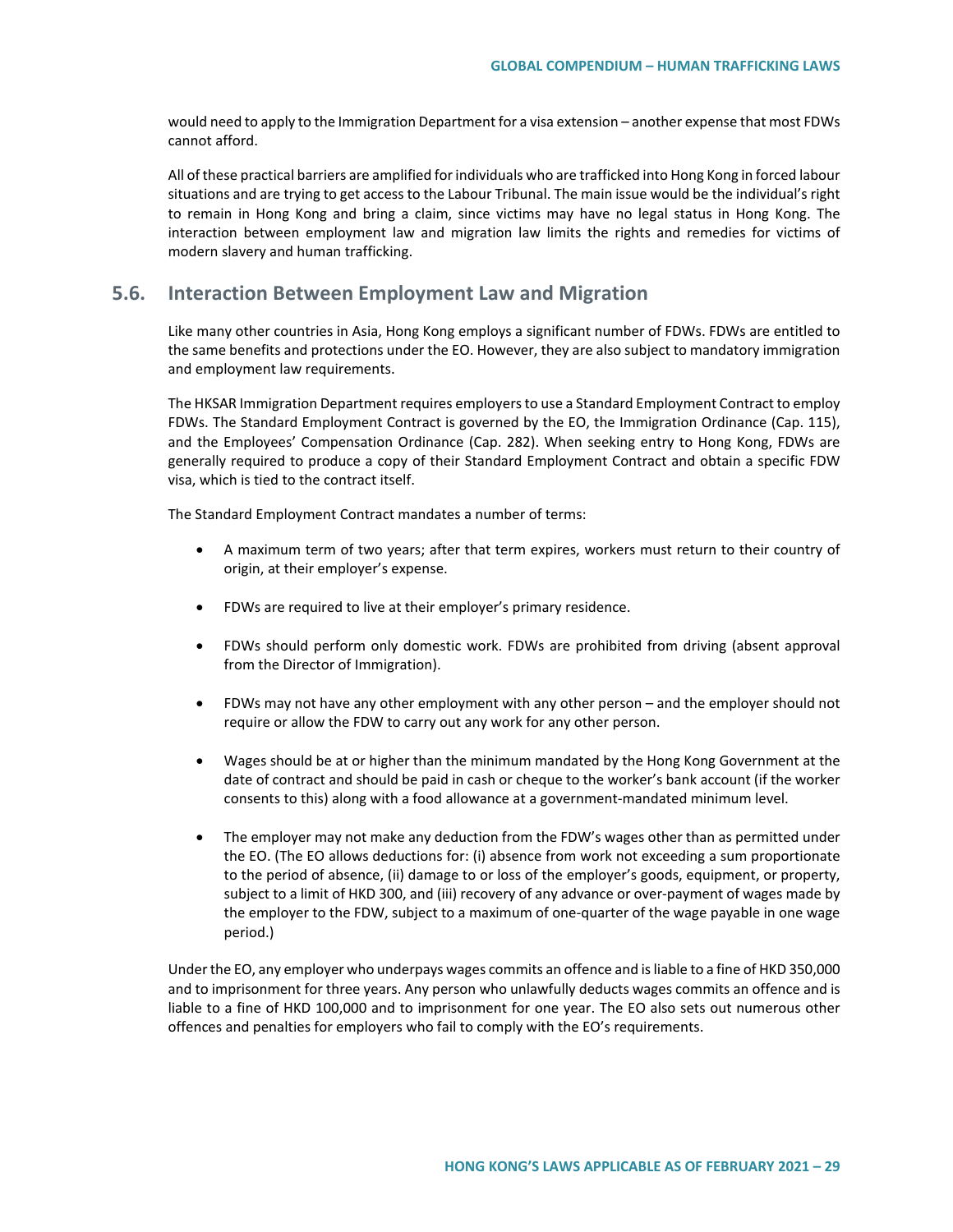would need to apply to the Immigration Department for a visa extension – another expense that most FDWs cannot afford.

All of these practical barriers are amplified for individuals who are trafficked into Hong Kong in forced labour situations and are trying to get access to the Labour Tribunal. The main issue would be the individual's right to remain in Hong Kong and bring a claim, since victims may have no legal status in Hong Kong. The interaction between employment law and migration law limits the rights and remedies for victims of modern slavery and human trafficking.

## 5.6. Interaction Between Employment Law and Migration

Like many other countries in Asia, Hong Kong employs a significant number of FDWs. FDWs are entitled to the same benefits and protections under the EO. However, they are also subject to mandatory immigration and employment law requirements.

The HKSAR Immigration Department requires employers to use a Standard Employment Contract to employ FDWs. The Standard Employment Contract is governed by the EO, the Immigration Ordinance (Cap. 115), and the Employees' Compensation Ordinance (Cap. 282). When seeking entry to Hong Kong, FDWs are generally required to produce a copy of their Standard Employment Contract and obtain a specific FDW visa, which is tied to the contract itself.

The Standard Employment Contract mandates a number of terms:

- A maximum term of two years; after that term expires, workers must return to their country of origin, at their employer's expense.
- FDWs are required to live at their employer's primary residence.
- FDWs should perform only domestic work. FDWs are prohibited from driving (absent approval from the Director of Immigration).
- FDWs may not have any other employment with any other person – and the employer should not require or allow the FDW to carry out any work for any other person.
- Wages should be at or higher than the minimum mandated by the Hong Kong Government at the date of contract and should be paid in cash or cheque to the worker's bank account (if the worker consents to this) along with a food allowance at a government-mandated minimum level.
- The employer may not make any deduction from the FDW's wages other than as permitted under the EO. (The EO allows deductions for: (i) absence from work not exceeding a sum proportionate to the period of absence, (ii) damage to or loss of the employer's goods, equipment, or property, subject to a limit of HKD 300, and (iii) recovery of any advance or over-payment of wages made by the employer to the FDW, subject to a maximum of one-quarter of the wage payable in one wage period.)

Under the EO, any employer who underpays wages commits an offence and is liable to a fine of HKD 350,000 and to imprisonment for three years. Any person who unlawfully deducts wages commits an offence and is liable to a fine of HKD 100,000 and to imprisonment for one year. The EO also sets out numerous other offences and penalties for employers who fail to comply with the EO's requirements.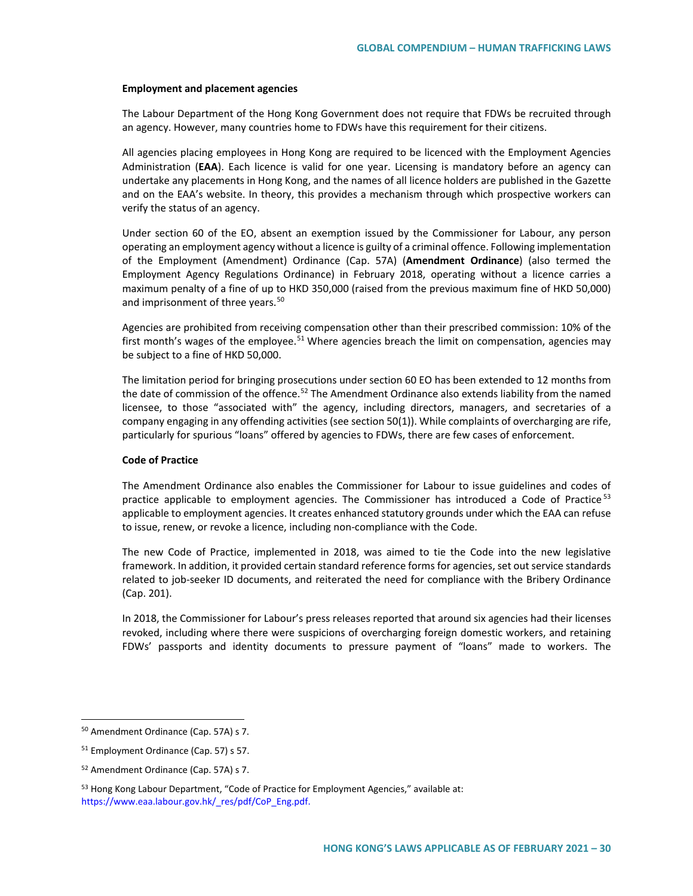**Employment and placement agencies**

The Labour Department of the Hong Kong Government does not require that FDWs be recruited through an agency. However, many countries home to FDWs have this requirement for their citizens.

All agencies placing employees in Hong Kong are required to be licenced with the Employment Agencies Administration (**EAA**). Each licence is valid for one year. Licensing is mandatory before an agency can undertake any placements in Hong Kong, and the names of all licence holders are published in the Gazette and on the EAA's website. In theory, this provides a mechanism through which prospective workers can verify the status of an agency.

Under section 60 of the EO, absent an exemption issued by the Commissioner for Labour, any person operating an employment agency without a licence is guilty of a criminal offence. Following implementation of the Employment (Amendment) Ordinance (Cap. 57A) (**Amendment Ordinance**) (also termed the Employment Agency Regulations Ordinance) in February 2018, operating without a licence carries a maximum penalty of a fine of up to HKD 350,000 (raised from the previous maximum fine of HKD 50,000) and imprisonment of three years.[50]

Agencies are prohibited from receiving compensation other than their prescribed commission: 10% of the first month's wages of the employee.[51] Where agencies breach the limit on compensation, agencies may be subject to a fine of HKD 50,000.

The limitation period for bringing prosecutions under section 60 EO has been extended to 12 months from the date of commission of the offence.[52] The Amendment Ordinance also extends liability from the named licensee, to those "associated with" the agency, including directors, managers, and secretaries of a company engaging in any offending activities (see section 50(1)). While complaints of overcharging are rife, particularly for spurious "loans" offered by agencies to FDWs, there are few cases of enforcement.

**Code of Practice**

The Amendment Ordinance also enables the Commissioner for Labour to issue guidelines and codes of practice applicable to employment agencies. The Commissioner has introduced a Code of Practice[53] applicable to employment agencies. It creates enhanced statutory grounds under which the EAA can refuse to issue, renew, or revoke a licence, including non-compliance with the Code.

The new Code of Practice, implemented in 2018, was aimed to tie the Code into the new legislative framework. In addition, it provided certain standard reference forms for agencies, set out service standards related to job-seeker ID documents, and reiterated the need for compliance with the Bribery Ordinance (Cap. 201).

In 2018, the Commissioner for Labour's press releases reported that around six agencies had their licenses revoked, including where there were suspicions of overcharging foreign domestic workers, and retaining FDWs' passports and identity documents to pressure payment of "loans" made to workers. The

---

[50] Amendment Ordinance (Cap. 57A) s 7.

[51] Employment Ordinance (Cap. 57) s 57.

[52] Amendment Ordinance (Cap. 57A) s 7.

[53] Hong Kong Labour Department, "Code of Practice for Employment Agencies," available at: https://www.eaa.labour.gov.hk/_res/pdf/CoP_Eng.pdf.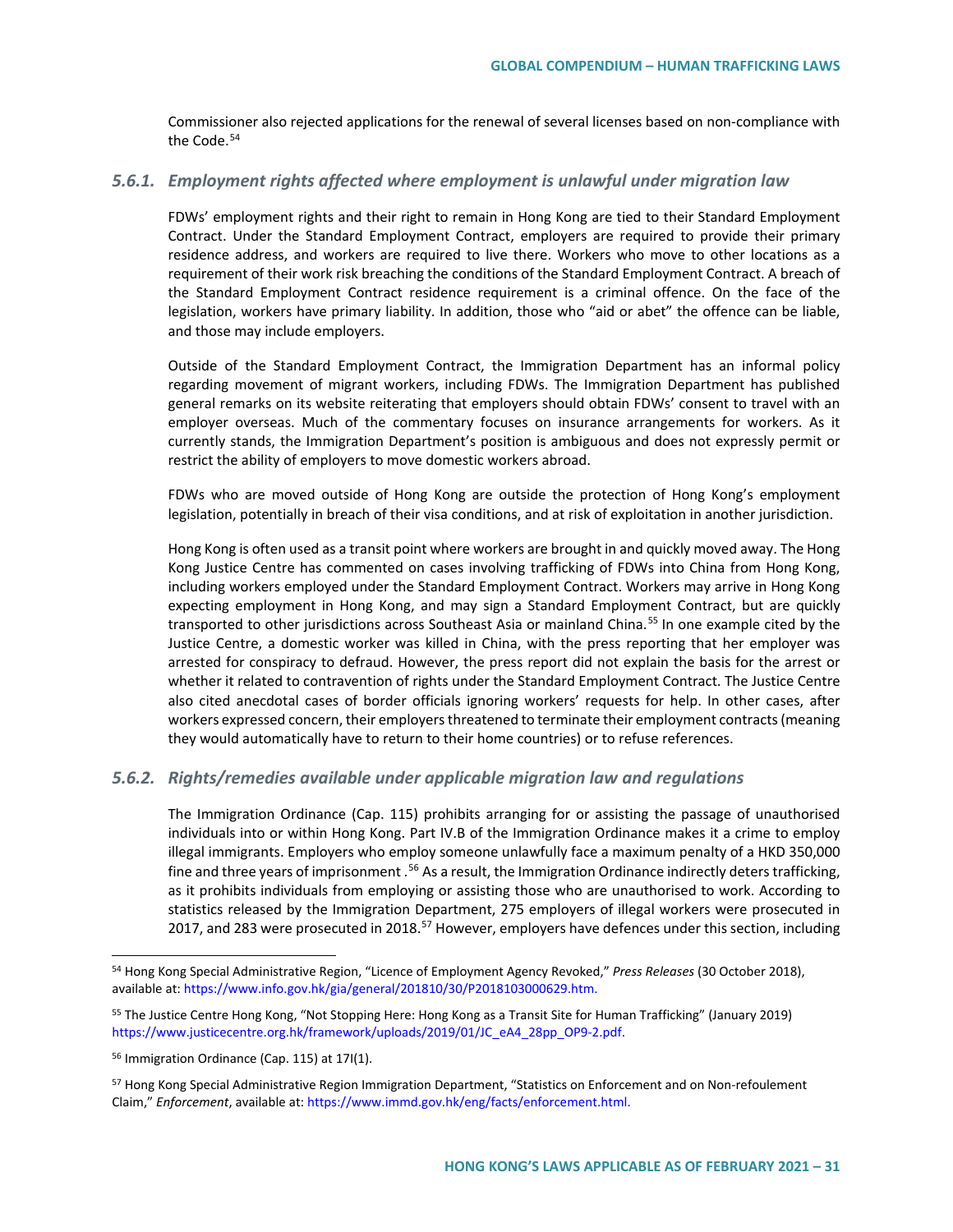Commissioner also rejected applications for the renewal of several licenses based on non-compliance with the Code.[54]

### *5.6.1. Employment rights affected where employment is unlawful under migration law*

FDWs' employment rights and their right to remain in Hong Kong are tied to their Standard Employment Contract. Under the Standard Employment Contract, employers are required to provide their primary residence address, and workers are required to live there. Workers who move to other locations as a requirement of their work risk breaching the conditions of the Standard Employment Contract. A breach of the Standard Employment Contract residence requirement is a criminal offence. On the face of the legislation, workers have primary liability. In addition, those who "aid or abet" the offence can be liable, and those may include employers.

Outside of the Standard Employment Contract, the Immigration Department has an informal policy regarding movement of migrant workers, including FDWs. The Immigration Department has published general remarks on its website reiterating that employers should obtain FDWs' consent to travel with an employer overseas. Much of the commentary focuses on insurance arrangements for workers. As it currently stands, the Immigration Department's position is ambiguous and does not expressly permit or restrict the ability of employers to move domestic workers abroad.

FDWs who are moved outside of Hong Kong are outside the protection of Hong Kong's employment legislation, potentially in breach of their visa conditions, and at risk of exploitation in another jurisdiction.

Hong Kong is often used as a transit point where workers are brought in and quickly moved away. The Hong Kong Justice Centre has commented on cases involving trafficking of FDWs into China from Hong Kong, including workers employed under the Standard Employment Contract. Workers may arrive in Hong Kong expecting employment in Hong Kong, and may sign a Standard Employment Contract, but are quickly transported to other jurisdictions across Southeast Asia or mainland China.[55] In one example cited by the Justice Centre, a domestic worker was killed in China, with the press reporting that her employer was arrested for conspiracy to defraud. However, the press report did not explain the basis for the arrest or whether it related to contravention of rights under the Standard Employment Contract. The Justice Centre also cited anecdotal cases of border officials ignoring workers' requests for help. In other cases, after workers expressed concern, their employers threatened to terminate their employment contracts (meaning they would automatically have to return to their home countries) or to refuse references.

### *5.6.2. Rights/remedies available under applicable migration law and regulations*

The Immigration Ordinance (Cap. 115) prohibits arranging for or assisting the passage of unauthorised individuals into or within Hong Kong. Part IV.B of the Immigration Ordinance makes it a crime to employ illegal immigrants. Employers who employ someone unlawfully face a maximum penalty of a HKD 350,000 fine and three years of imprisonment.[56] As a result, the Immigration Ordinance indirectly deters trafficking, as it prohibits individuals from employing or assisting those who are unauthorised to work. According to statistics released by the Immigration Department, 275 employers of illegal workers were prosecuted in 2017, and 283 were prosecuted in 2018.[57] However, employers have defences under this section, including

---

[54] Hong Kong Special Administrative Region, "Licence of Employment Agency Revoked," *Press Releases* (30 October 2018), available at: https://www.info.gov.hk/gia/general/201810/30/P2018103000629.htm.

[55] The Justice Centre Hong Kong, "Not Stopping Here: Hong Kong as a Transit Site for Human Trafficking" (January 2019) https://www.justicecentre.org.hk/framework/uploads/2019/01/JC_eA4_28pp_OP9-2.pdf.

[56] Immigration Ordinance (Cap. 115) at 17I(1).

[57] Hong Kong Special Administrative Region Immigration Department, "Statistics on Enforcement and on Non-refoulement Claim," *Enforcement*, available at: https://www.immd.gov.hk/eng/facts/enforcement.html.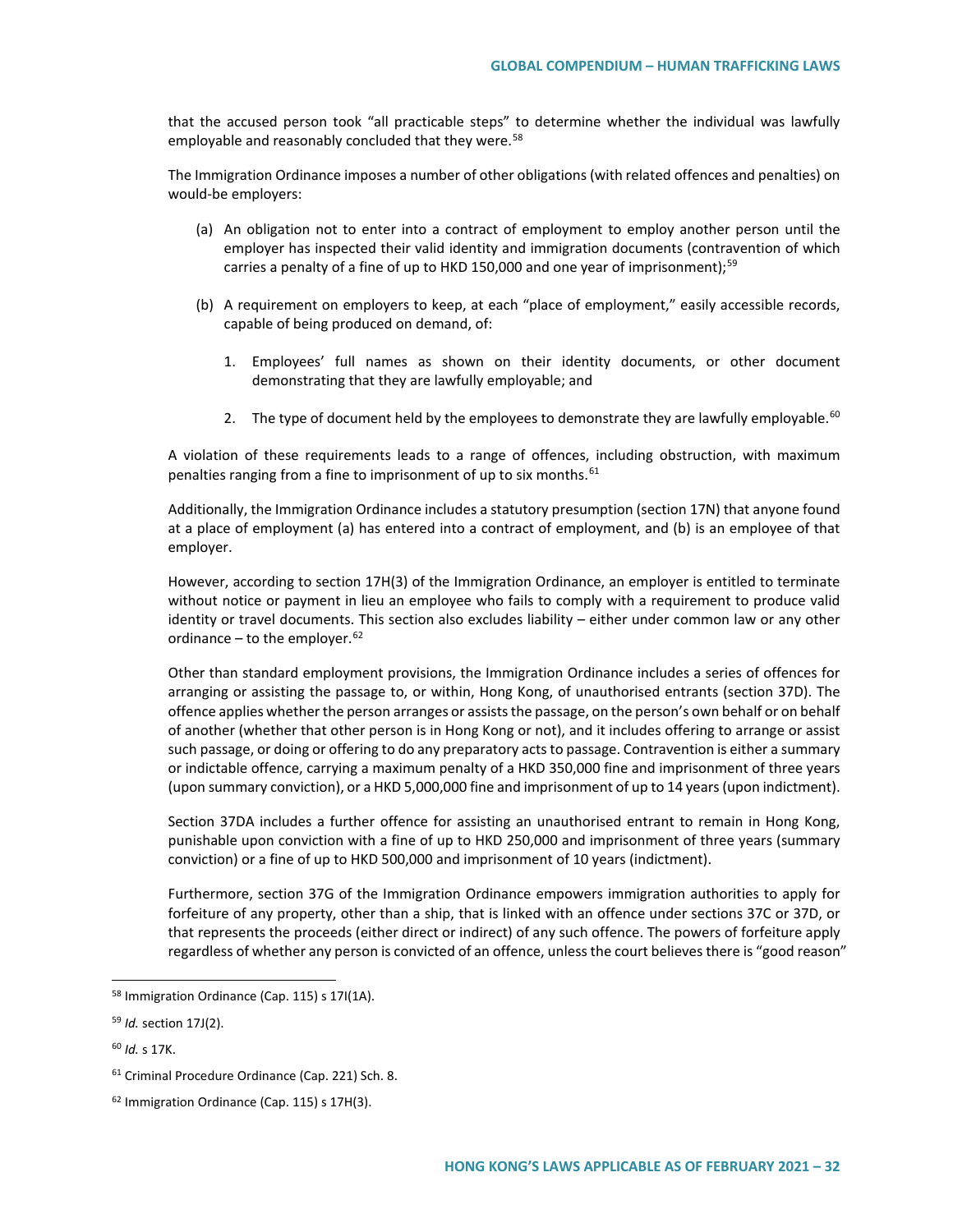that the accused person took "all practicable steps" to determine whether the individual was lawfully employable and reasonably concluded that they were.[58]

The Immigration Ordinance imposes a number of other obligations (with related offences and penalties) on would-be employers:

(a) An obligation not to enter into a contract of employment to employ another person until the employer has inspected their valid identity and immigration documents (contravention of which carries a penalty of a fine of up to HKD 150,000 and one year of imprisonment);[59]

(b) A requirement on employers to keep, at each "place of employment," easily accessible records, capable of being produced on demand, of:

1. Employees' full names as shown on their identity documents, or other document demonstrating that they are lawfully employable; and

2. The type of document held by the employees to demonstrate they are lawfully employable.[60]

A violation of these requirements leads to a range of offences, including obstruction, with maximum penalties ranging from a fine to imprisonment of up to six months.[61]

Additionally, the Immigration Ordinance includes a statutory presumption (section 17N) that anyone found at a place of employment (a) has entered into a contract of employment, and (b) is an employee of that employer.

However, according to section 17H(3) of the Immigration Ordinance, an employer is entitled to terminate without notice or payment in lieu an employee who fails to comply with a requirement to produce valid identity or travel documents. This section also excludes liability – either under common law or any other ordinance – to the employer.[62]

Other than standard employment provisions, the Immigration Ordinance includes a series of offences for arranging or assisting the passage to, or within, Hong Kong, of unauthorised entrants (section 37D). The offence applies whether the person arranges or assists the passage, on the person's own behalf or on behalf of another (whether that other person is in Hong Kong or not), and it includes offering to arrange or assist such passage, or doing or offering to do any preparatory acts to passage. Contravention is either a summary or indictable offence, carrying a maximum penalty of a HKD 350,000 fine and imprisonment of three years (upon summary conviction), or a HKD 5,000,000 fine and imprisonment of up to 14 years (upon indictment).

Section 37DA includes a further offence for assisting an unauthorised entrant to remain in Hong Kong, punishable upon conviction with a fine of up to HKD 250,000 and imprisonment of three years (summary conviction) or a fine of up to HKD 500,000 and imprisonment of 10 years (indictment).

Furthermore, section 37G of the Immigration Ordinance empowers immigration authorities to apply for forfeiture of any property, other than a ship, that is linked with an offence under sections 37C or 37D, or that represents the proceeds (either direct or indirect) of any such offence. The powers of forfeiture apply regardless of whether any person is convicted of an offence, unless the court believes there is "good reason"

---

[58] Immigration Ordinance (Cap. 115) s 17I(1A).

[59] *Id.* section 17J(2).

[60] *Id.* s 17K.

[61] Criminal Procedure Ordinance (Cap. 221) Sch. 8.

[62] Immigration Ordinance (Cap. 115) s 17H(3).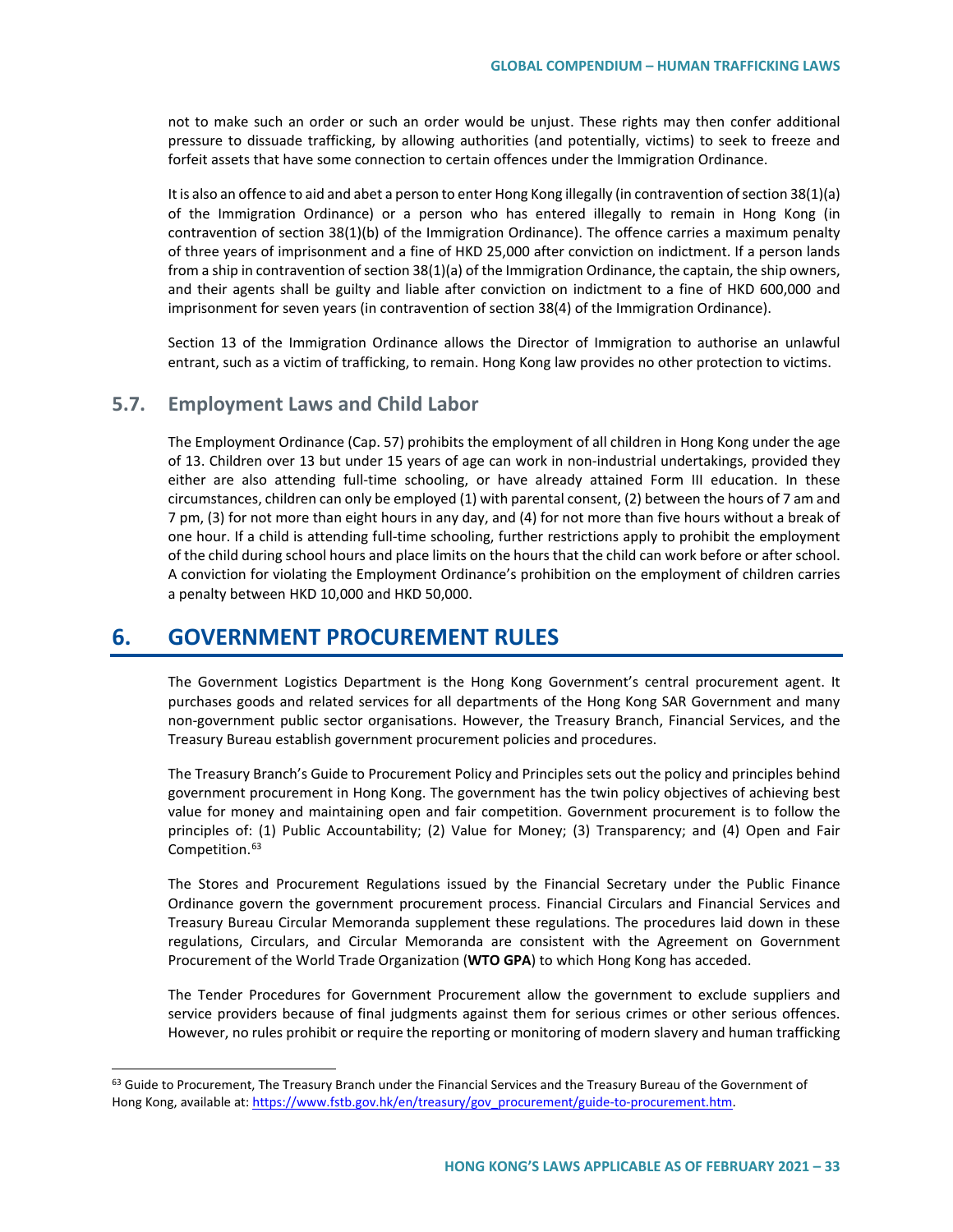not to make such an order or such an order would be unjust. These rights may then confer additional pressure to dissuade trafficking, by allowing authorities (and potentially, victims) to seek to freeze and forfeit assets that have some connection to certain offences under the Immigration Ordinance.

It is also an offence to aid and abet a person to enter Hong Kong illegally (in contravention of section 38(1)(a) of the Immigration Ordinance) or a person who has entered illegally to remain in Hong Kong (in contravention of section 38(1)(b) of the Immigration Ordinance). The offence carries a maximum penalty of three years of imprisonment and a fine of HKD 25,000 after conviction on indictment. If a person lands from a ship in contravention of section 38(1)(a) of the Immigration Ordinance, the captain, the ship owners, and their agents shall be guilty and liable after conviction on indictment to a fine of HKD 600,000 and imprisonment for seven years (in contravention of section 38(4) of the Immigration Ordinance).

Section 13 of the Immigration Ordinance allows the Director of Immigration to authorise an unlawful entrant, such as a victim of trafficking, to remain. Hong Kong law provides no other protection to victims.

### 5.7. Employment Laws and Child Labor

The Employment Ordinance (Cap. 57) prohibits the employment of all children in Hong Kong under the age of 13. Children over 13 but under 15 years of age can work in non-industrial undertakings, provided they either are also attending full-time schooling, or have already attained Form III education. In these circumstances, children can only be employed (1) with parental consent, (2) between the hours of 7 am and 7 pm, (3) for not more than eight hours in any day, and (4) for not more than five hours without a break of one hour. If a child is attending full-time schooling, further restrictions apply to prohibit the employment of the child during school hours and place limits on the hours that the child can work before or after school. A conviction for violating the Employment Ordinance's prohibition on the employment of children carries a penalty between HKD 10,000 and HKD 50,000.

## 6. GOVERNMENT PROCUREMENT RULES

The Government Logistics Department is the Hong Kong Government's central procurement agent. It purchases goods and related services for all departments of the Hong Kong SAR Government and many non-government public sector organisations. However, the Treasury Branch, Financial Services, and the Treasury Bureau establish government procurement policies and procedures.

The Treasury Branch's Guide to Procurement Policy and Principles sets out the policy and principles behind government procurement in Hong Kong. The government has the twin policy objectives of achieving best value for money and maintaining open and fair competition. Government procurement is to follow the principles of: (1) Public Accountability; (2) Value for Money; (3) Transparency; and (4) Open and Fair Competition.[63]

The Stores and Procurement Regulations issued by the Financial Secretary under the Public Finance Ordinance govern the government procurement process. Financial Circulars and Financial Services and Treasury Bureau Circular Memoranda supplement these regulations. The procedures laid down in these regulations, Circulars, and Circular Memoranda are consistent with the Agreement on Government Procurement of the World Trade Organization (**WTO GPA**) to which Hong Kong has acceded.

The Tender Procedures for Government Procurement allow the government to exclude suppliers and service providers because of final judgments against them for serious crimes or other serious offences. However, no rules prohibit or require the reporting or monitoring of modern slavery and human trafficking

---

[63] Guide to Procurement, The Treasury Branch under the Financial Services and the Treasury Bureau of the Government of Hong Kong, available at: https://www.fstb.gov.hk/en/treasury/gov_procurement/guide-to-procurement.htm.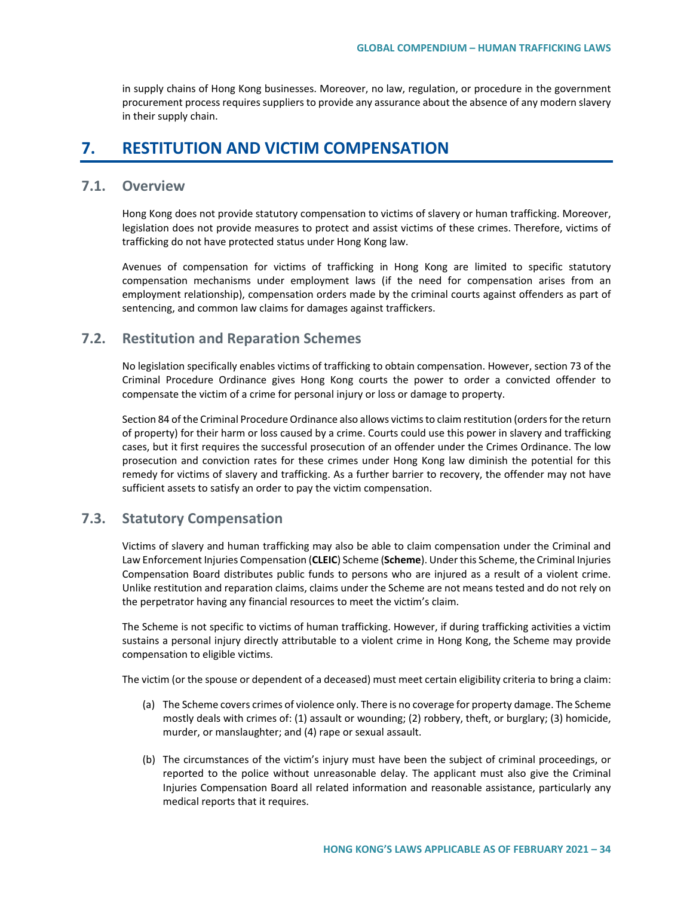in supply chains of Hong Kong businesses. Moreover, no law, regulation, or procedure in the government procurement process requires suppliers to provide any assurance about the absence of any modern slavery in their supply chain.

# 7. RESTITUTION AND VICTIM COMPENSATION

## 7.1. Overview

Hong Kong does not provide statutory compensation to victims of slavery or human trafficking. Moreover, legislation does not provide measures to protect and assist victims of these crimes. Therefore, victims of trafficking do not have protected status under Hong Kong law.

Avenues of compensation for victims of trafficking in Hong Kong are limited to specific statutory compensation mechanisms under employment laws (if the need for compensation arises from an employment relationship), compensation orders made by the criminal courts against offenders as part of sentencing, and common law claims for damages against traffickers.

## 7.2. Restitution and Reparation Schemes

No legislation specifically enables victims of trafficking to obtain compensation. However, section 73 of the Criminal Procedure Ordinance gives Hong Kong courts the power to order a convicted offender to compensate the victim of a crime for personal injury or loss or damage to property.

Section 84 of the Criminal Procedure Ordinance also allows victims to claim restitution (orders for the return of property) for their harm or loss caused by a crime. Courts could use this power in slavery and trafficking cases, but it first requires the successful prosecution of an offender under the Crimes Ordinance. The low prosecution and conviction rates for these crimes under Hong Kong law diminish the potential for this remedy for victims of slavery and trafficking. As a further barrier to recovery, the offender may not have sufficient assets to satisfy an order to pay the victim compensation.

## 7.3. Statutory Compensation

Victims of slavery and human trafficking may also be able to claim compensation under the Criminal and Law Enforcement Injuries Compensation (**CLEIC**) Scheme (**Scheme**). Under this Scheme, the Criminal Injuries Compensation Board distributes public funds to persons who are injured as a result of a violent crime. Unlike restitution and reparation claims, claims under the Scheme are not means tested and do not rely on the perpetrator having any financial resources to meet the victim's claim.

The Scheme is not specific to victims of human trafficking. However, if during trafficking activities a victim sustains a personal injury directly attributable to a violent crime in Hong Kong, the Scheme may provide compensation to eligible victims.

The victim (or the spouse or dependent of a deceased) must meet certain eligibility criteria to bring a claim:

(a) The Scheme covers crimes of violence only. There is no coverage for property damage. The Scheme mostly deals with crimes of: (1) assault or wounding; (2) robbery, theft, or burglary; (3) homicide, murder, or manslaughter; and (4) rape or sexual assault.

(b) The circumstances of the victim's injury must have been the subject of criminal proceedings, or reported to the police without unreasonable delay. The applicant must also give the Criminal Injuries Compensation Board all related information and reasonable assistance, particularly any medical reports that it requires.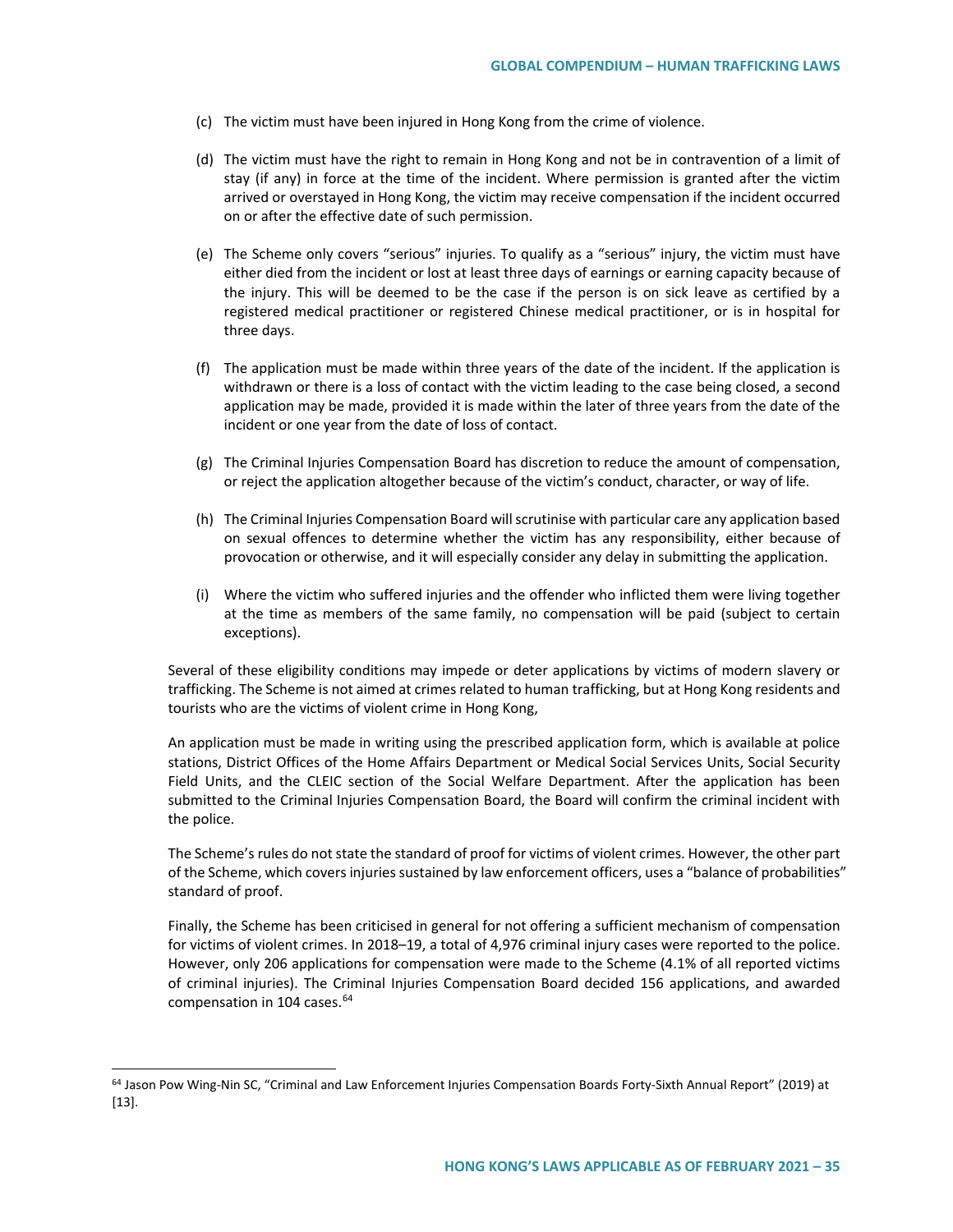(c) The victim must have been injured in Hong Kong from the crime of violence.

(d) The victim must have the right to remain in Hong Kong and not be in contravention of a limit of stay (if any) in force at the time of the incident. Where permission is granted after the victim arrived or overstayed in Hong Kong, the victim may receive compensation if the incident occurred on or after the effective date of such permission.

(e) The Scheme only covers "serious" injuries. To qualify as a "serious" injury, the victim must have either died from the incident or lost at least three days of earnings or earning capacity because of the injury. This will be deemed to be the case if the person is on sick leave as certified by a registered medical practitioner or registered Chinese medical practitioner, or is in hospital for three days.

(f) The application must be made within three years of the date of the incident. If the application is withdrawn or there is a loss of contact with the victim leading to the case being closed, a second application may be made, provided it is made within the later of three years from the date of the incident or one year from the date of loss of contact.

(g) The Criminal Injuries Compensation Board has discretion to reduce the amount of compensation, or reject the application altogether because of the victim's conduct, character, or way of life.

(h) The Criminal Injuries Compensation Board will scrutinise with particular care any application based on sexual offences to determine whether the victim has any responsibility, either because of provocation or otherwise, and it will especially consider any delay in submitting the application.

(i) Where the victim who suffered injuries and the offender who inflicted them were living together at the time as members of the same family, no compensation will be paid (subject to certain exceptions).

Several of these eligibility conditions may impede or deter applications by victims of modern slavery or trafficking. The Scheme is not aimed at crimes related to human trafficking, but at Hong Kong residents and tourists who are the victims of violent crime in Hong Kong,

An application must be made in writing using the prescribed application form, which is available at police stations, District Offices of the Home Affairs Department or Medical Social Services Units, Social Security Field Units, and the CLEIC section of the Social Welfare Department. After the application has been submitted to the Criminal Injuries Compensation Board, the Board will confirm the criminal incident with the police.

The Scheme's rules do not state the standard of proof for victims of violent crimes. However, the other part of the Scheme, which covers injuries sustained by law enforcement officers, uses a "balance of probabilities" standard of proof.

Finally, the Scheme has been criticised in general for not offering a sufficient mechanism of compensation for victims of violent crimes. In 2018–19, a total of 4,976 criminal injury cases were reported to the police. However, only 206 applications for compensation were made to the Scheme (4.1% of all reported victims of criminal injuries). The Criminal Injuries Compensation Board decided 156 applications, and awarded compensation in 104 cases.[64]

---

[64] Jason Pow Wing-Nin SC, "Criminal and Law Enforcement Injuries Compensation Boards Forty-Sixth Annual Report" (2019) at [13].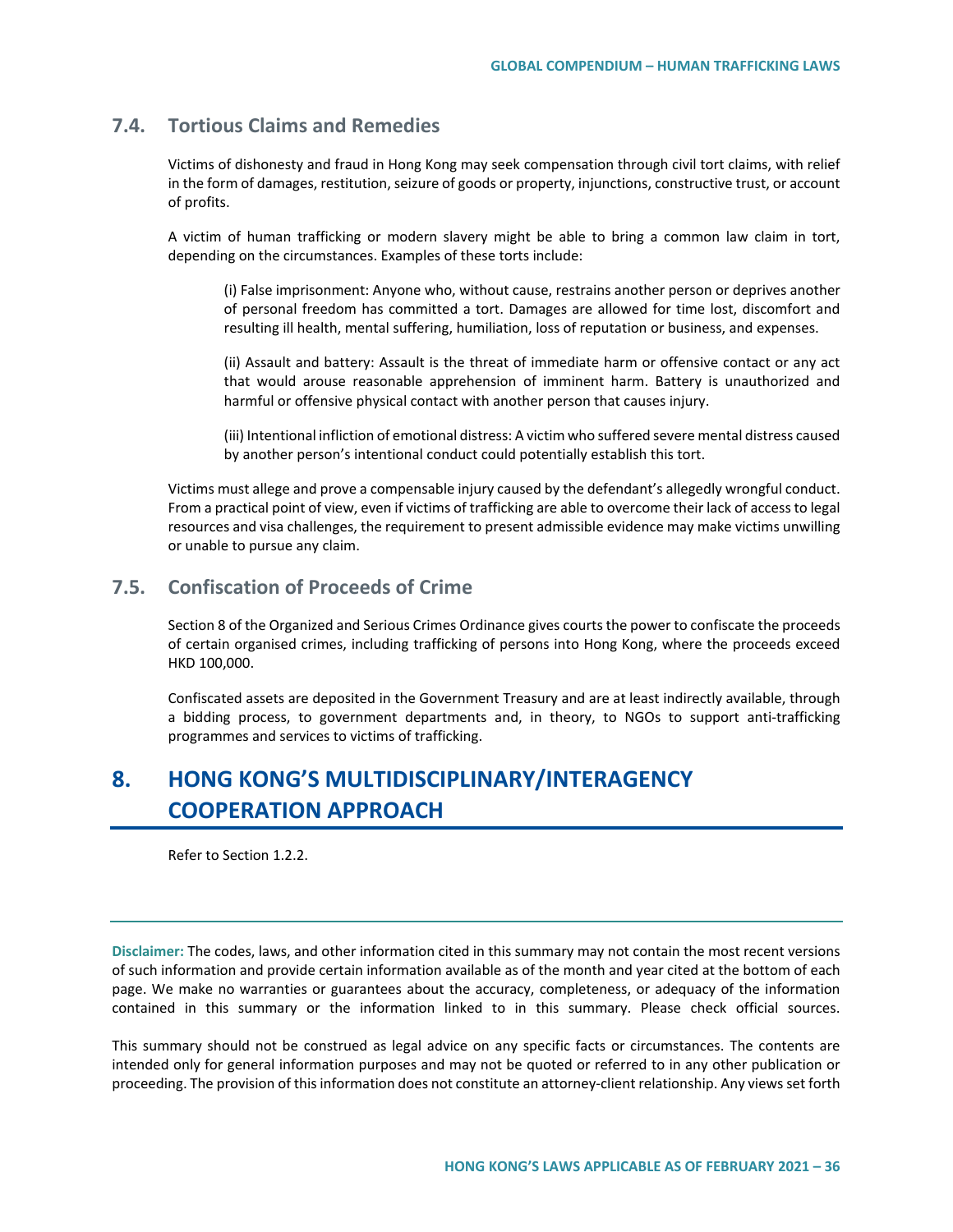### 7.4. Tortious Claims and Remedies

Victims of dishonesty and fraud in Hong Kong may seek compensation through civil tort claims, with relief in the form of damages, restitution, seizure of goods or property, injunctions, constructive trust, or account of profits.

A victim of human trafficking or modern slavery might be able to bring a common law claim in tort, depending on the circumstances. Examples of these torts include:

> (i) False imprisonment: Anyone who, without cause, restrains another person or deprives another of personal freedom has committed a tort. Damages are allowed for time lost, discomfort and resulting ill health, mental suffering, humiliation, loss of reputation or business, and expenses.
>
> (ii) Assault and battery: Assault is the threat of immediate harm or offensive contact or any act that would arouse reasonable apprehension of imminent harm. Battery is unauthorized and harmful or offensive physical contact with another person that causes injury.
>
> (iii) Intentional infliction of emotional distress: A victim who suffered severe mental distress caused by another person's intentional conduct could potentially establish this tort.

Victims must allege and prove a compensable injury caused by the defendant's allegedly wrongful conduct. From a practical point of view, even if victims of trafficking are able to overcome their lack of access to legal resources and visa challenges, the requirement to present admissible evidence may make victims unwilling or unable to pursue any claim.

### 7.5. Confiscation of Proceeds of Crime

Section 8 of the Organized and Serious Crimes Ordinance gives courts the power to confiscate the proceeds of certain organised crimes, including trafficking of persons into Hong Kong, where the proceeds exceed HKD 100,000.

Confiscated assets are deposited in the Government Treasury and are at least indirectly available, through a bidding process, to government departments and, in theory, to NGOs to support anti-trafficking programmes and services to victims of trafficking.

## 8. HONG KONG'S MULTIDISCIPLINARY/INTERAGENCY COOPERATION APPROACH

Refer to Section 1.2.2.

---

**Disclaimer:** The codes, laws, and other information cited in this summary may not contain the most recent versions of such information and provide certain information available as of the month and year cited at the bottom of each page. We make no warranties or guarantees about the accuracy, completeness, or adequacy of the information contained in this summary or the information linked to in this summary. Please check official sources.

This summary should not be construed as legal advice on any specific facts or circumstances. The contents are intended only for general information purposes and may not be quoted or referred to in any other publication or proceeding. The provision of this information does not constitute an attorney-client relationship. Any views set forth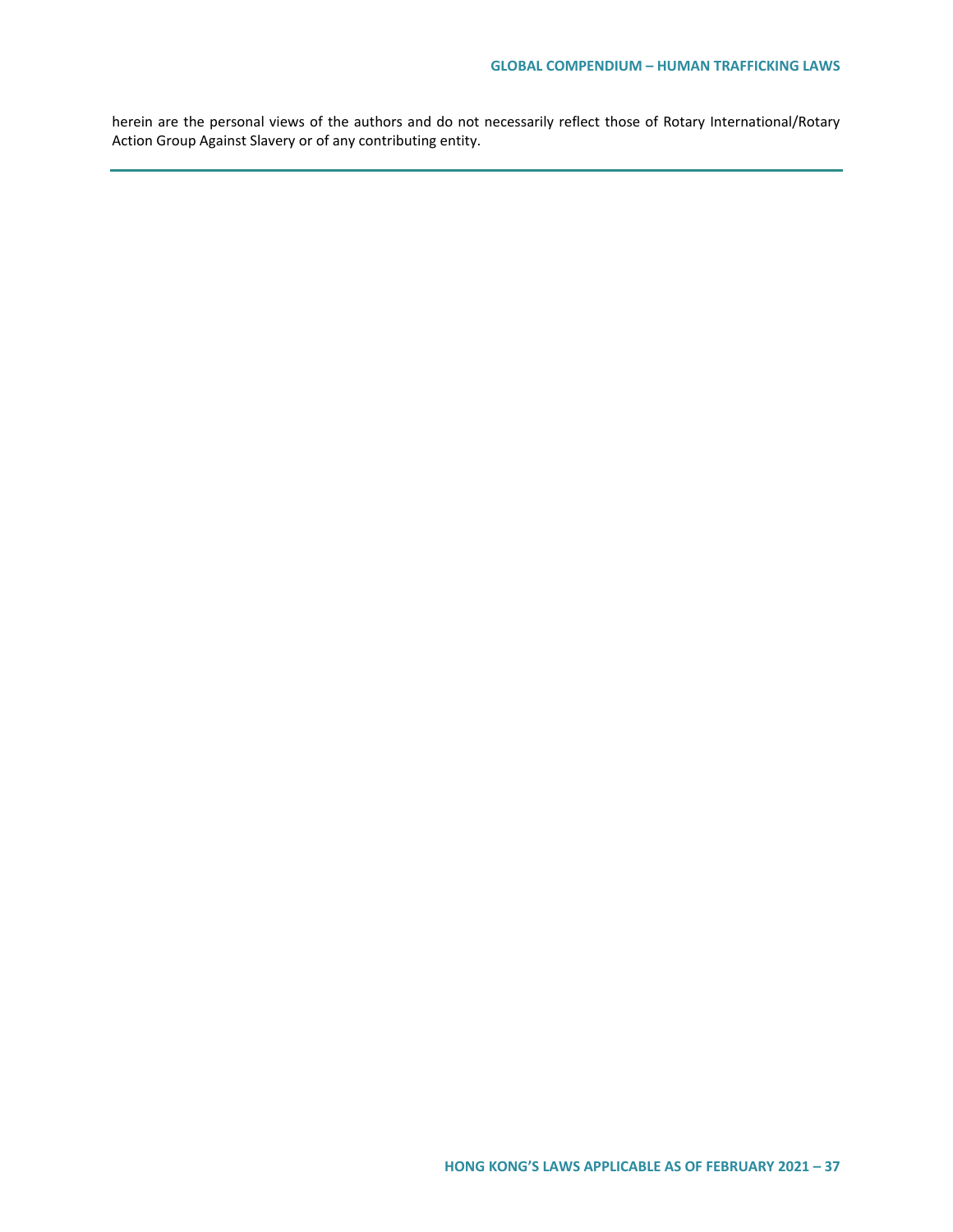herein are the personal views of the authors and do not necessarily reflect those of Rotary International/Rotary Action Group Against Slavery or of any contributing entity.

---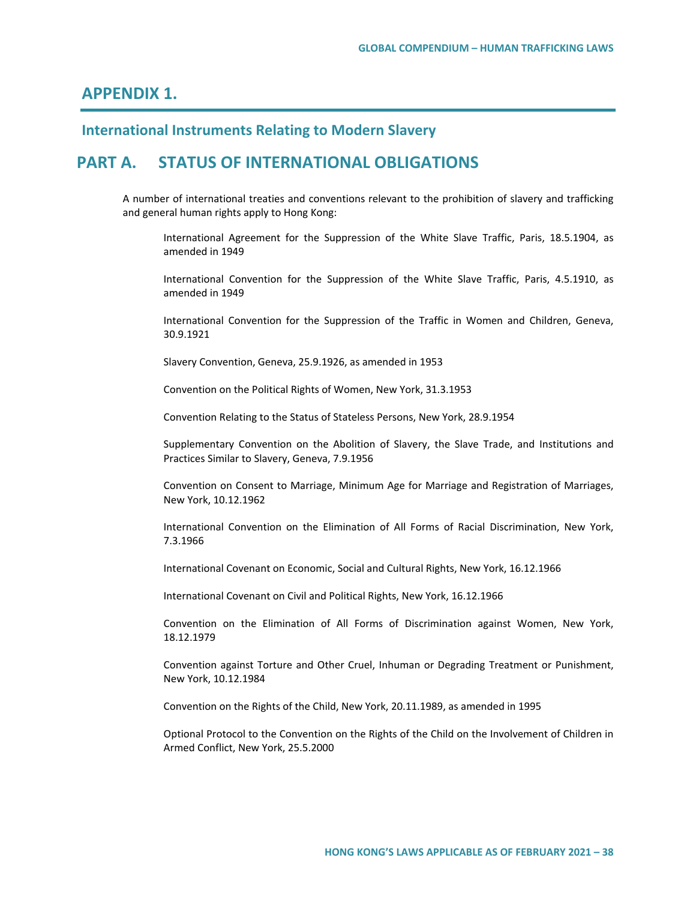# APPENDIX 1.

## International Instruments Relating to Modern Slavery

# PART A. STATUS OF INTERNATIONAL OBLIGATIONS

A number of international treaties and conventions relevant to the prohibition of slavery and trafficking and general human rights apply to Hong Kong:

International Agreement for the Suppression of the White Slave Traffic, Paris, 18.5.1904, as amended in 1949

International Convention for the Suppression of the White Slave Traffic, Paris, 4.5.1910, as amended in 1949

International Convention for the Suppression of the Traffic in Women and Children, Geneva, 30.9.1921

Slavery Convention, Geneva, 25.9.1926, as amended in 1953

Convention on the Political Rights of Women, New York, 31.3.1953

Convention Relating to the Status of Stateless Persons, New York, 28.9.1954

Supplementary Convention on the Abolition of Slavery, the Slave Trade, and Institutions and Practices Similar to Slavery, Geneva, 7.9.1956

Convention on Consent to Marriage, Minimum Age for Marriage and Registration of Marriages, New York, 10.12.1962

International Convention on the Elimination of All Forms of Racial Discrimination, New York, 7.3.1966

International Covenant on Economic, Social and Cultural Rights, New York, 16.12.1966

International Covenant on Civil and Political Rights, New York, 16.12.1966

Convention on the Elimination of All Forms of Discrimination against Women, New York, 18.12.1979

Convention against Torture and Other Cruel, Inhuman or Degrading Treatment or Punishment, New York, 10.12.1984

Convention on the Rights of the Child, New York, 20.11.1989, as amended in 1995

Optional Protocol to the Convention on the Rights of the Child on the Involvement of Children in Armed Conflict, New York, 25.5.2000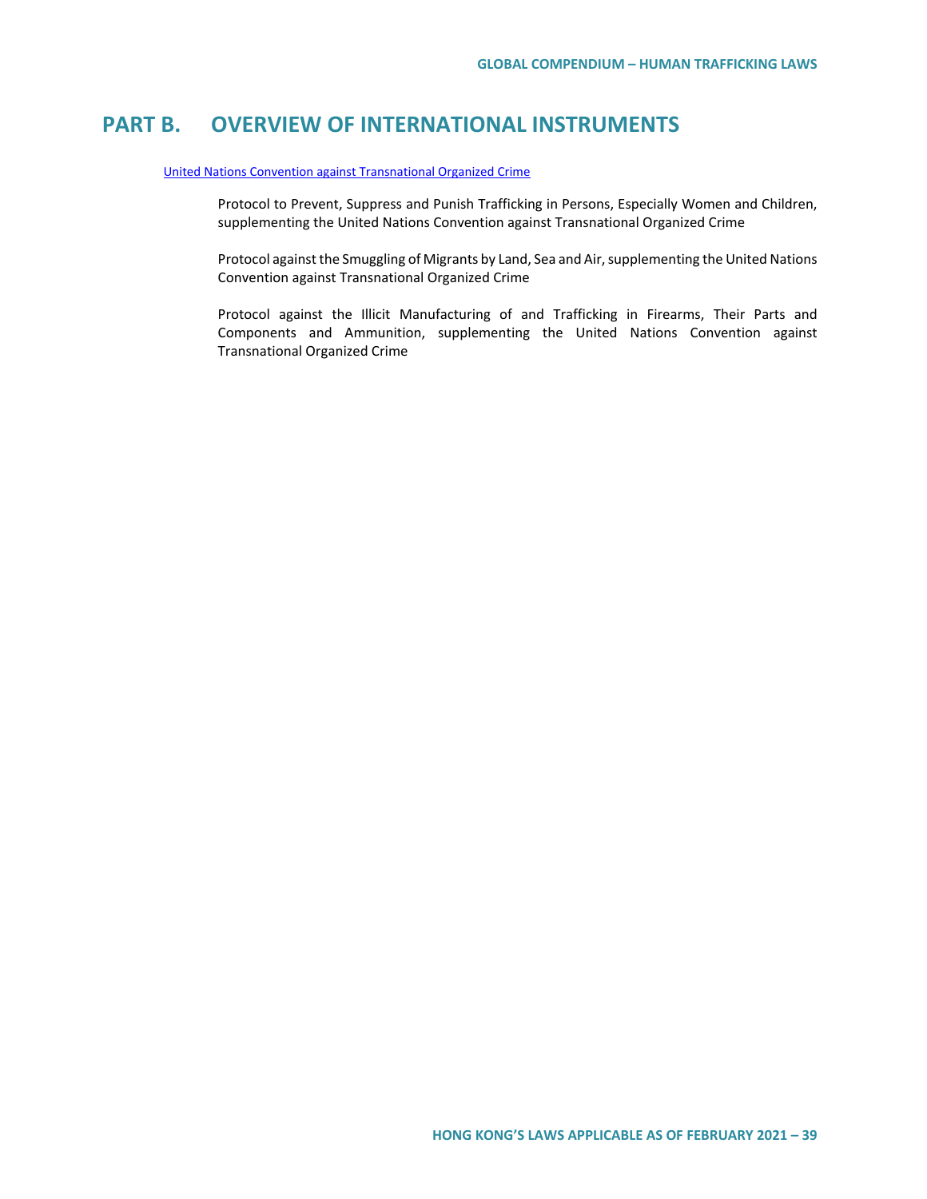# PART B. OVERVIEW OF INTERNATIONAL INSTRUMENTS

[United Nations Convention against Transnational Organized Crime]

Protocol to Prevent, Suppress and Punish Trafficking in Persons, Especially Women and Children, supplementing the United Nations Convention against Transnational Organized Crime

Protocol against the Smuggling of Migrants by Land, Sea and Air, supplementing the United Nations Convention against Transnational Organized Crime

Protocol against the Illicit Manufacturing of and Trafficking in Firearms, Their Parts and Components and Ammunition, supplementing the United Nations Convention against Transnational Organized Crime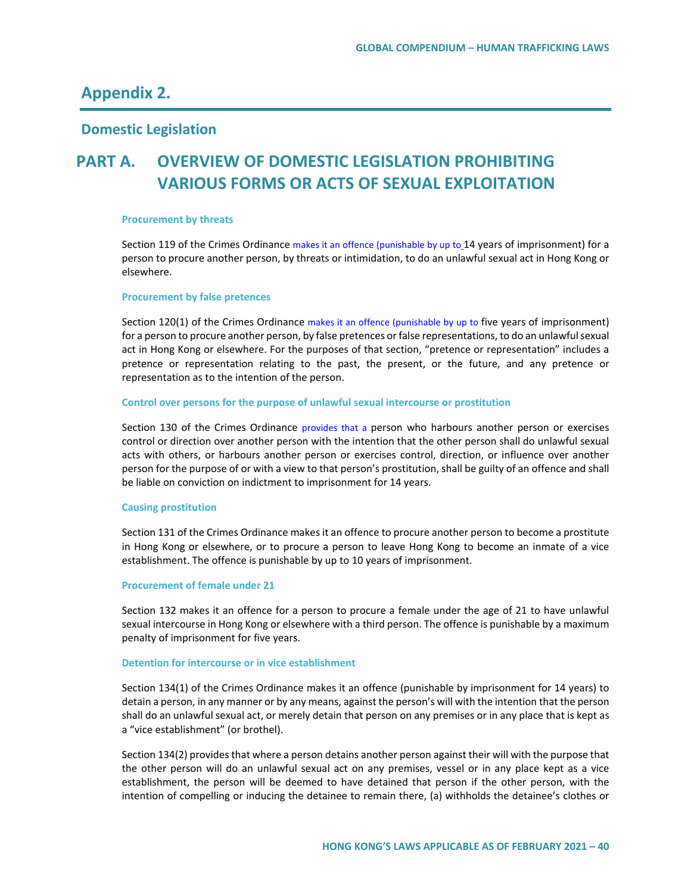# Appendix 2.

## Domestic Legislation

# PART A. OVERVIEW OF DOMESTIC LEGISLATION PROHIBITING VARIOUS FORMS OR ACTS OF SEXUAL EXPLOITATION

#### Procurement by threats

Section 119 of the Crimes Ordinance makes it an offence (punishable by up to 14 years of imprisonment) for a person to procure another person, by threats or intimidation, to do an unlawful sexual act in Hong Kong or elsewhere.

#### Procurement by false pretences

Section 120(1) of the Crimes Ordinance makes it an offence (punishable by up to five years of imprisonment) for a person to procure another person, by false pretences or false representations, to do an unlawful sexual act in Hong Kong or elsewhere. For the purposes of that section, "pretence or representation" includes a pretence or representation relating to the past, the present, or the future, and any pretence or representation as to the intention of the person.

#### Control over persons for the purpose of unlawful sexual intercourse or prostitution

Section 130 of the Crimes Ordinance provides that a person who harbours another person or exercises control or direction over another person with the intention that the other person shall do unlawful sexual acts with others, or harbours another person or exercises control, direction, or influence over another person for the purpose of or with a view to that person's prostitution, shall be guilty of an offence and shall be liable on conviction on indictment to imprisonment for 14 years.

#### Causing prostitution

Section 131 of the Crimes Ordinance makes it an offence to procure another person to become a prostitute in Hong Kong or elsewhere, or to procure a person to leave Hong Kong to become an inmate of a vice establishment. The offence is punishable by up to 10 years of imprisonment.

#### Procurement of female under 21

Section 132 makes it an offence for a person to procure a female under the age of 21 to have unlawful sexual intercourse in Hong Kong or elsewhere with a third person. The offence is punishable by a maximum penalty of imprisonment for five years.

#### Detention for intercourse or in vice establishment

Section 134(1) of the Crimes Ordinance makes it an offence (punishable by imprisonment for 14 years) to detain a person, in any manner or by any means, against the person's will with the intention that the person shall do an unlawful sexual act, or merely detain that person on any premises or in any place that is kept as a "vice establishment" (or brothel).

Section 134(2) provides that where a person detains another person against their will with the purpose that the other person will do an unlawful sexual act on any premises, vessel or in any place kept as a vice establishment, the person will be deemed to have detained that person if the other person, with the intention of compelling or inducing the detainee to remain there, (a) withholds the detainee's clothes or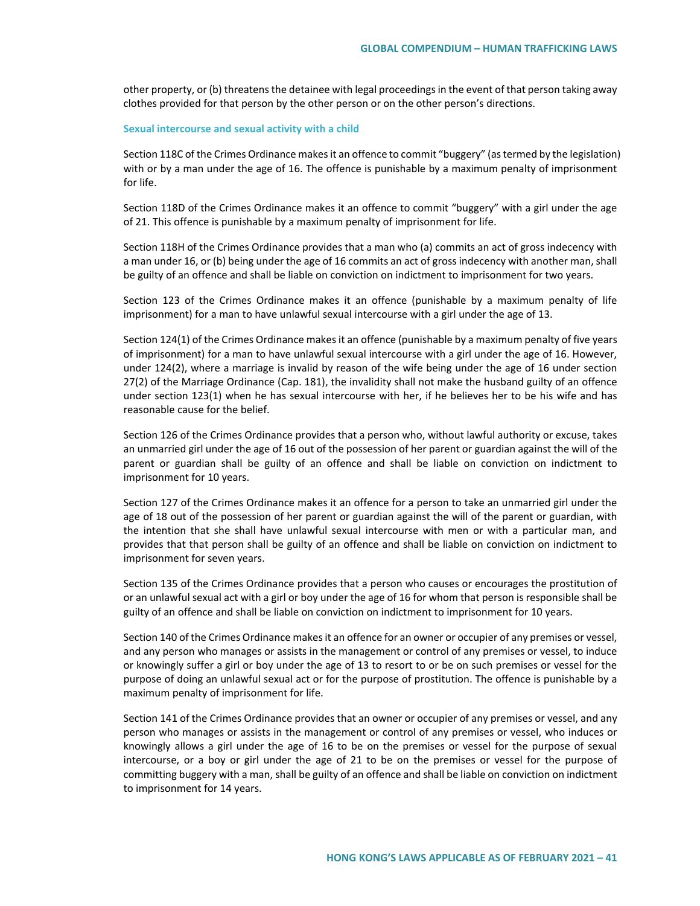other property, or (b) threatens the detainee with legal proceedings in the event of that person taking away clothes provided for that person by the other person or on the other person's directions.

### Sexual intercourse and sexual activity with a child

Section 118C of the Crimes Ordinance makes it an offence to commit "buggery" (as termed by the legislation) with or by a man under the age of 16. The offence is punishable by a maximum penalty of imprisonment for life.

Section 118D of the Crimes Ordinance makes it an offence to commit "buggery" with a girl under the age of 21. This offence is punishable by a maximum penalty of imprisonment for life.

Section 118H of the Crimes Ordinance provides that a man who (a) commits an act of gross indecency with a man under 16, or (b) being under the age of 16 commits an act of gross indecency with another man, shall be guilty of an offence and shall be liable on conviction on indictment to imprisonment for two years.

Section 123 of the Crimes Ordinance makes it an offence (punishable by a maximum penalty of life imprisonment) for a man to have unlawful sexual intercourse with a girl under the age of 13.

Section 124(1) of the Crimes Ordinance makes it an offence (punishable by a maximum penalty of five years of imprisonment) for a man to have unlawful sexual intercourse with a girl under the age of 16. However, under 124(2), where a marriage is invalid by reason of the wife being under the age of 16 under section 27(2) of the Marriage Ordinance (Cap. 181), the invalidity shall not make the husband guilty of an offence under section 123(1) when he has sexual intercourse with her, if he believes her to be his wife and has reasonable cause for the belief.

Section 126 of the Crimes Ordinance provides that a person who, without lawful authority or excuse, takes an unmarried girl under the age of 16 out of the possession of her parent or guardian against the will of the parent or guardian shall be guilty of an offence and shall be liable on conviction on indictment to imprisonment for 10 years.

Section 127 of the Crimes Ordinance makes it an offence for a person to take an unmarried girl under the age of 18 out of the possession of her parent or guardian against the will of the parent or guardian, with the intention that she shall have unlawful sexual intercourse with men or with a particular man, and provides that that person shall be guilty of an offence and shall be liable on conviction on indictment to imprisonment for seven years.

Section 135 of the Crimes Ordinance provides that a person who causes or encourages the prostitution of or an unlawful sexual act with a girl or boy under the age of 16 for whom that person is responsible shall be guilty of an offence and shall be liable on conviction on indictment to imprisonment for 10 years.

Section 140 of the Crimes Ordinance makes it an offence for an owner or occupier of any premises or vessel, and any person who manages or assists in the management or control of any premises or vessel, to induce or knowingly suffer a girl or boy under the age of 13 to resort to or be on such premises or vessel for the purpose of doing an unlawful sexual act or for the purpose of prostitution. The offence is punishable by a maximum penalty of imprisonment for life.

Section 141 of the Crimes Ordinance provides that an owner or occupier of any premises or vessel, and any person who manages or assists in the management or control of any premises or vessel, who induces or knowingly allows a girl under the age of 16 to be on the premises or vessel for the purpose of sexual intercourse, or a boy or girl under the age of 21 to be on the premises or vessel for the purpose of committing buggery with a man, shall be guilty of an offence and shall be liable on conviction on indictment to imprisonment for 14 years.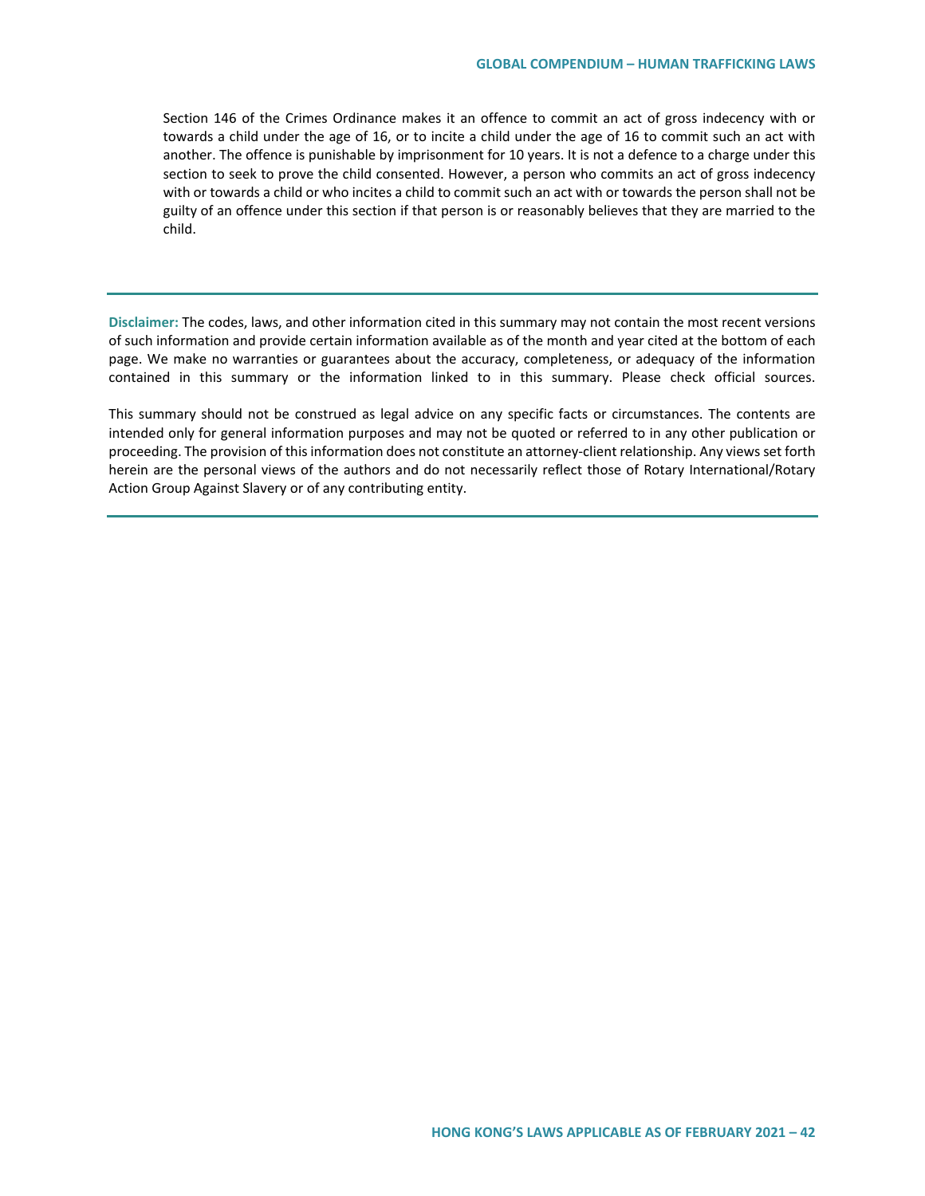Section 146 of the Crimes Ordinance makes it an offence to commit an act of gross indecency with or towards a child under the age of 16, or to incite a child under the age of 16 to commit such an act with another. The offence is punishable by imprisonment for 10 years. It is not a defence to a charge under this section to seek to prove the child consented. However, a person who commits an act of gross indecency with or towards a child or who incites a child to commit such an act with or towards the person shall not be guilty of an offence under this section if that person is or reasonably believes that they are married to the child.

---

**Disclaimer:** The codes, laws, and other information cited in this summary may not contain the most recent versions of such information and provide certain information available as of the month and year cited at the bottom of each page. We make no warranties or guarantees about the accuracy, completeness, or adequacy of the information contained in this summary or the information linked to in this summary. Please check official sources.

This summary should not be construed as legal advice on any specific facts or circumstances. The contents are intended only for general information purposes and may not be quoted or referred to in any other publication or proceeding. The provision of this information does not constitute an attorney-client relationship. Any views set forth herein are the personal views of the authors and do not necessarily reflect those of Rotary International/Rotary Action Group Against Slavery or of any contributing entity.

---